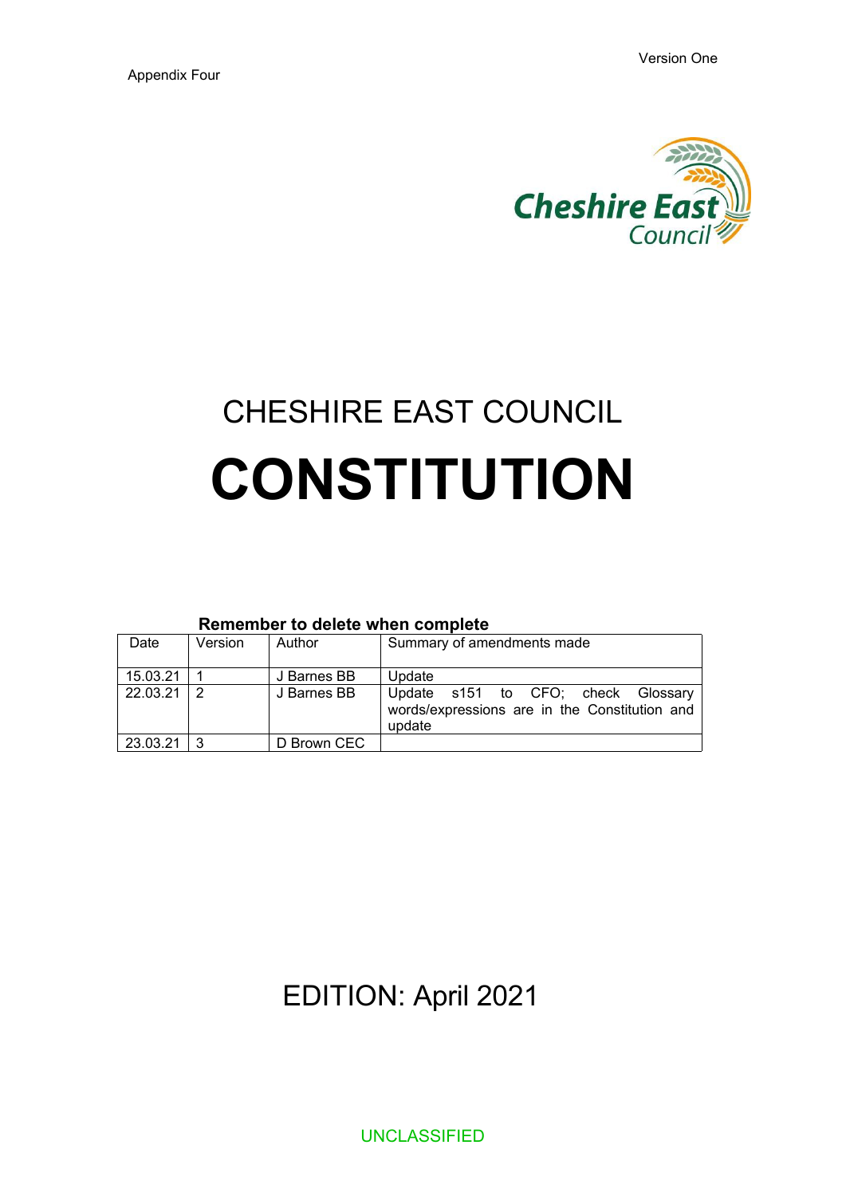Version One

Appendix Four

Cheshire East Council

# CHESHIRE EAST COUNCIL

# CONSTITUTION

**Remember to delete when complete**

| Date | Version | Author | Summary of amendments made |
|---|---|---|---|
| 15.03.21 | 1 | J Barnes BB | Update |
| 22.03.21 | 2 | J Barnes BB | Update s151 to CFO; check Glossary words/expressions are in the Constitution and update |
| 23.03.21 | 3 | D Brown CEC | |

EDITION: April 2021

UNCLASSIFIED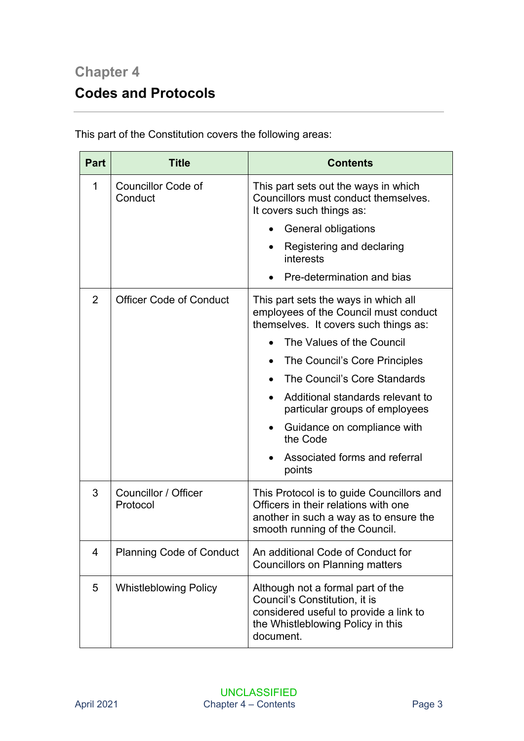## Chapter 4

# Codes and Protocols

This part of the Constitution covers the following areas:

| Part | Title | Contents |
|---|---|---|
| 1 | Councillor Code of Conduct | This part sets out the ways in which Councillors must conduct themselves. It covers such things as: <br>• General obligations <br>• Registering and declaring interests <br>• Pre-determination and bias |
| 2 | Officer Code of Conduct | This part sets the ways in which all employees of the Council must conduct themselves. It covers such things as: <br>• The Values of the Council <br>• The Council's Core Principles <br>• The Council's Core Standards <br>• Additional standards relevant to particular groups of employees <br>• Guidance on compliance with the Code <br>• Associated forms and referral points |
| 3 | Councillor / Officer Protocol | This Protocol is to guide Councillors and Officers in their relations with one another in such a way as to ensure the smooth running of the Council. |
| 4 | Planning Code of Conduct | An additional Code of Conduct for Councillors on Planning matters |
| 5 | Whistleblowing Policy | Although not a formal part of the Council's Constitution, it is considered useful to provide a link to the Whistleblowing Policy in this document. |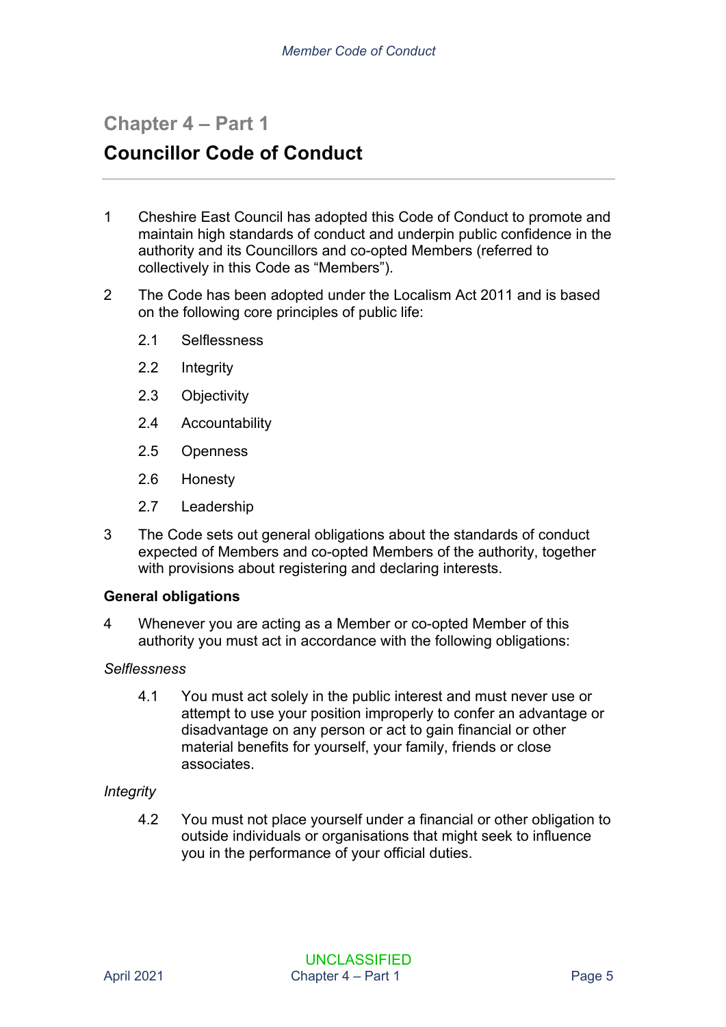## Chapter 4 – Part 1

# Councillor Code of Conduct

1 Cheshire East Council has adopted this Code of Conduct to promote and maintain high standards of conduct and underpin public confidence in the authority and its Councillors and co-opted Members (referred to collectively in this Code as "Members").

2 The Code has been adopted under the Localism Act 2011 and is based on the following core principles of public life:

  2.1 Selflessness

  2.2 Integrity

  2.3 Objectivity

  2.4 Accountability

  2.5 Openness

  2.6 Honesty

  2.7 Leadership

3 The Code sets out general obligations about the standards of conduct expected of Members and co-opted Members of the authority, together with provisions about registering and declaring interests.

**General obligations**

4 Whenever you are acting as a Member or co-opted Member of this authority you must act in accordance with the following obligations:

*Selflessness*

  4.1 You must act solely in the public interest and must never use or attempt to use your position improperly to confer an advantage or disadvantage on any person or act to gain financial or other material benefits for yourself, your family, friends or close associates.

*Integrity*

  4.2 You must not place yourself under a financial or other obligation to outside individuals or organisations that might seek to influence you in the performance of your official duties.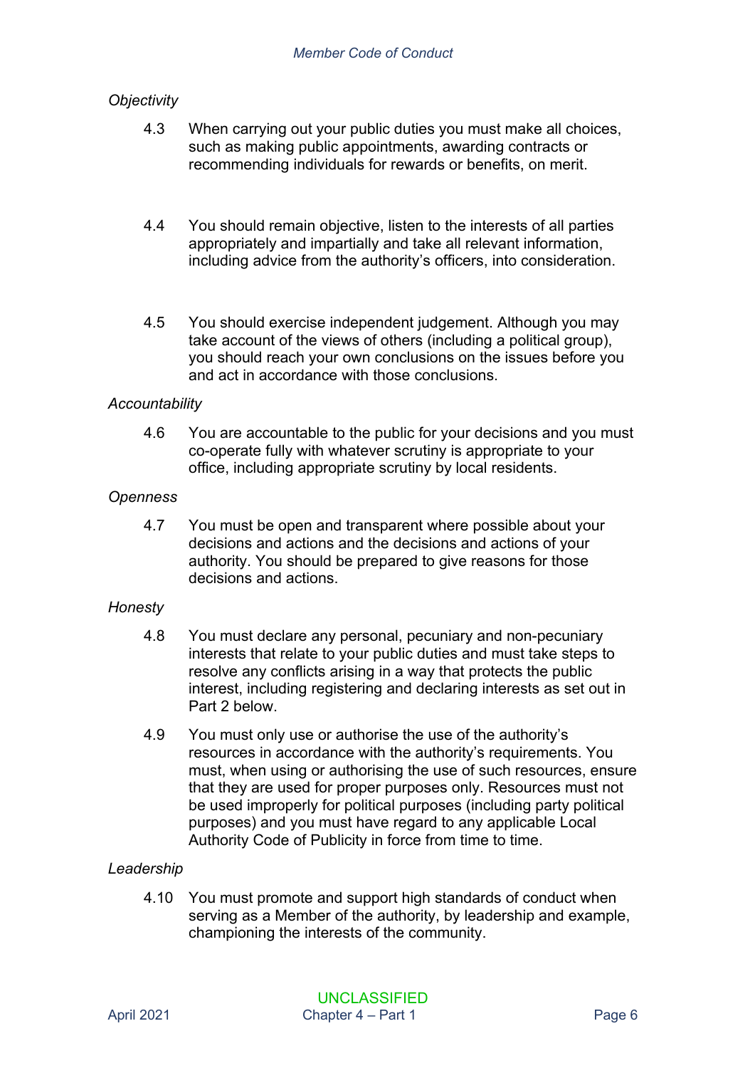*Objectivity*

4.3 When carrying out your public duties you must make all choices, such as making public appointments, awarding contracts or recommending individuals for rewards or benefits, on merit.

4.4 You should remain objective, listen to the interests of all parties appropriately and impartially and take all relevant information, including advice from the authority's officers, into consideration.

4.5 You should exercise independent judgement. Although you may take account of the views of others (including a political group), you should reach your own conclusions on the issues before you and act in accordance with those conclusions.

*Accountability*

4.6 You are accountable to the public for your decisions and you must co-operate fully with whatever scrutiny is appropriate to your office, including appropriate scrutiny by local residents.

*Openness*

4.7 You must be open and transparent where possible about your decisions and actions and the decisions and actions of your authority. You should be prepared to give reasons for those decisions and actions.

*Honesty*

4.8 You must declare any personal, pecuniary and non-pecuniary interests that relate to your public duties and must take steps to resolve any conflicts arising in a way that protects the public interest, including registering and declaring interests as set out in Part 2 below.

4.9 You must only use or authorise the use of the authority's resources in accordance with the authority's requirements. You must, when using or authorising the use of such resources, ensure that they are used for proper purposes only. Resources must not be used improperly for political purposes (including party political purposes) and you must have regard to any applicable Local Authority Code of Publicity in force from time to time.

*Leadership*

4.10 You must promote and support high standards of conduct when serving as a Member of the authority, by leadership and example, championing the interests of the community.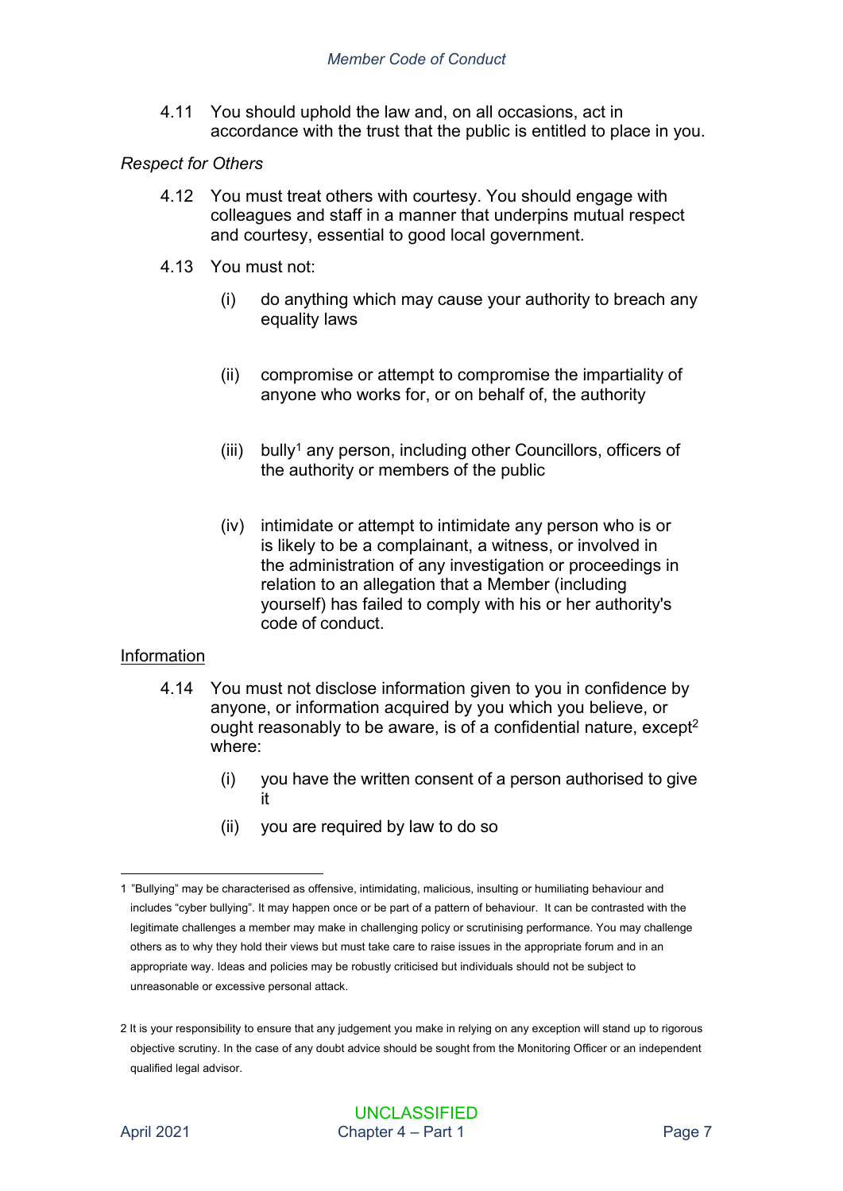4.11 You should uphold the law and, on all occasions, act in accordance with the trust that the public is entitled to place in you.

*Respect for Others*

4.12 You must treat others with courtesy. You should engage with colleagues and staff in a manner that underpins mutual respect and courtesy, essential to good local government.

4.13 You must not:

- (i) do anything which may cause your authority to breach any equality laws
- (ii) compromise or attempt to compromise the impartiality of anyone who works for, or on behalf of, the authority
- (iii) bully[1] any person, including other Councillors, officers of the authority or members of the public
- (iv) intimidate or attempt to intimidate any person who is or is likely to be a complainant, a witness, or involved in the administration of any investigation or proceedings in relation to an allegation that a Member (including yourself) has failed to comply with his or her authority's code of conduct.

<u>Information</u>

4.14 You must not disclose information given to you in confidence by anyone, or information acquired by you which you believe, or ought reasonably to be aware, is of a confidential nature, except[2] where:

- (i) you have the written consent of a person authorised to give it
- (ii) you are required by law to do so

---

1 "Bullying" may be characterised as offensive, intimidating, malicious, insulting or humiliating behaviour and includes "cyber bullying". It may happen once or be part of a pattern of behaviour. It can be contrasted with the legitimate challenges a member may make in challenging policy or scrutinising performance. You may challenge others as to why they hold their views but must take care to raise issues in the appropriate forum and in an appropriate way. Ideas and policies may be robustly criticised but individuals should not be subject to unreasonable or excessive personal attack.

2 It is your responsibility to ensure that any judgement you make in relying on any exception will stand up to rigorous objective scrutiny. In the case of any doubt advice should be sought from the Monitoring Officer or an independent qualified legal advisor.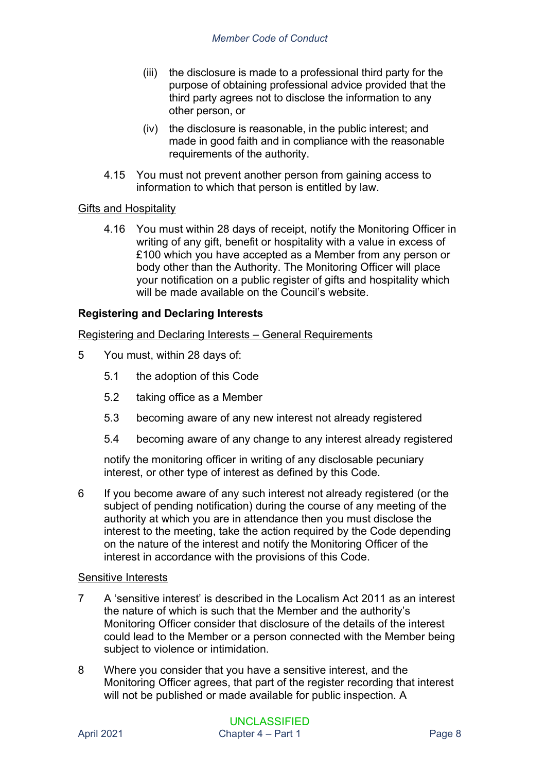(iii) the disclosure is made to a professional third party for the purpose of obtaining professional advice provided that the third party agrees not to disclose the information to any other person, or

(iv) the disclosure is reasonable, in the public interest; and made in good faith and in compliance with the reasonable requirements of the authority.

4.15 You must not prevent another person from gaining access to information to which that person is entitled by law.

<u>Gifts and Hospitality</u>

4.16 You must within 28 days of receipt, notify the Monitoring Officer in writing of any gift, benefit or hospitality with a value in excess of £100 which you have accepted as a Member from any person or body other than the Authority. The Monitoring Officer will place your notification on a public register of gifts and hospitality which will be made available on the Council's website.

**Registering and Declaring Interests**

<u>Registering and Declaring Interests – General Requirements</u>

5 You must, within 28 days of:

5.1 the adoption of this Code

5.2 taking office as a Member

5.3 becoming aware of any new interest not already registered

5.4 becoming aware of any change to any interest already registered

notify the monitoring officer in writing of any disclosable pecuniary interest, or other type of interest as defined by this Code.

6 If you become aware of any such interest not already registered (or the subject of pending notification) during the course of any meeting of the authority at which you are in attendance then you must disclose the interest to the meeting, take the action required by the Code depending on the nature of the interest and notify the Monitoring Officer of the interest in accordance with the provisions of this Code.

<u>Sensitive Interests</u>

7 A 'sensitive interest' is described in the Localism Act 2011 as an interest the nature of which is such that the Member and the authority's Monitoring Officer consider that disclosure of the details of the interest could lead to the Member or a person connected with the Member being subject to violence or intimidation.

8 Where you consider that you have a sensitive interest, and the Monitoring Officer agrees, that part of the register recording that interest will not be published or made available for public inspection. A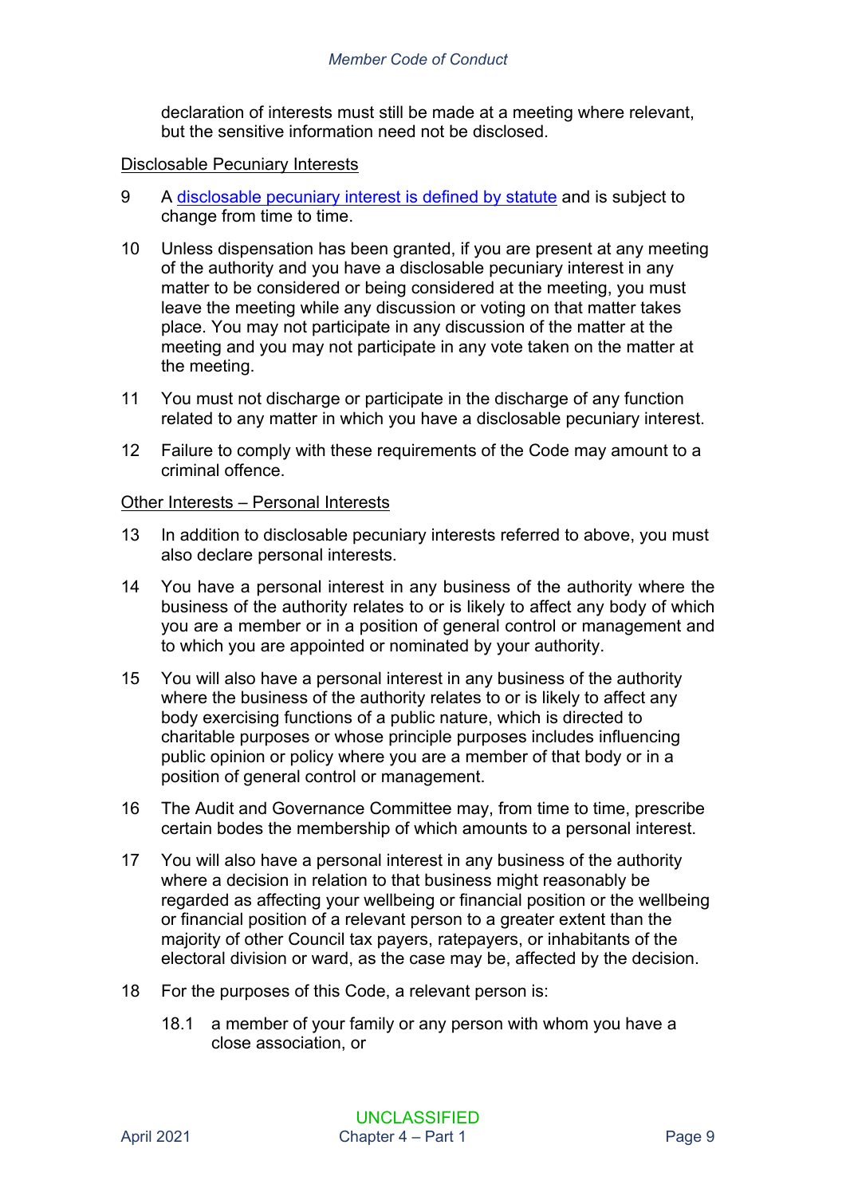declaration of interests must still be made at a meeting where relevant, but the sensitive information need not be disclosed.

Disclosable Pecuniary Interests

9 A [disclosable pecuniary interest is defined by statute] and is subject to change from time to time.

10 Unless dispensation has been granted, if you are present at any meeting of the authority and you have a disclosable pecuniary interest in any matter to be considered or being considered at the meeting, you must leave the meeting while any discussion or voting on that matter takes place. You may not participate in any discussion of the matter at the meeting and you may not participate in any vote taken on the matter at the meeting.

11 You must not discharge or participate in the discharge of any function related to any matter in which you have a disclosable pecuniary interest.

12 Failure to comply with these requirements of the Code may amount to a criminal offence.

Other Interests – Personal Interests

13 In addition to disclosable pecuniary interests referred to above, you must also declare personal interests.

14 You have a personal interest in any business of the authority where the business of the authority relates to or is likely to affect any body of which you are a member or in a position of general control or management and to which you are appointed or nominated by your authority.

15 You will also have a personal interest in any business of the authority where the business of the authority relates to or is likely to affect any body exercising functions of a public nature, which is directed to charitable purposes or whose principle purposes includes influencing public opinion or policy where you are a member of that body or in a position of general control or management.

16 The Audit and Governance Committee may, from time to time, prescribe certain bodes the membership of which amounts to a personal interest.

17 You will also have a personal interest in any business of the authority where a decision in relation to that business might reasonably be regarded as affecting your wellbeing or financial position or the wellbeing or financial position of a relevant person to a greater extent than the majority of other Council tax payers, ratepayers, or inhabitants of the electoral division or ward, as the case may be, affected by the decision.

18 For the purposes of this Code, a relevant person is:

18.1 a member of your family or any person with whom you have a close association, or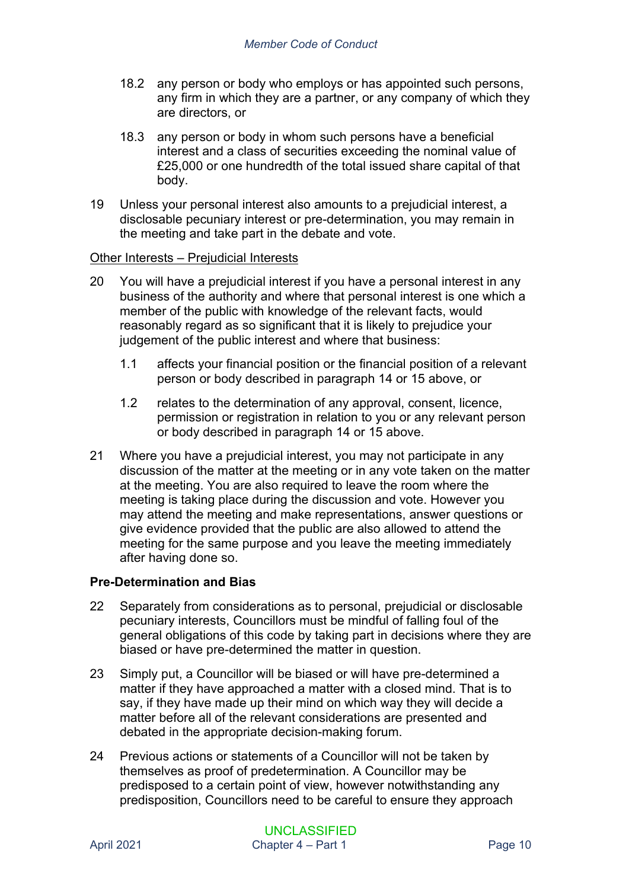18.2 any person or body who employs or has appointed such persons, any firm in which they are a partner, or any company of which they are directors, or

18.3 any person or body in whom such persons have a beneficial interest and a class of securities exceeding the nominal value of £25,000 or one hundredth of the total issued share capital of that body.

19 Unless your personal interest also amounts to a prejudicial interest, a disclosable pecuniary interest or pre-determination, you may remain in the meeting and take part in the debate and vote.

Other Interests – Prejudicial Interests

20 You will have a prejudicial interest if you have a personal interest in any business of the authority and where that personal interest is one which a member of the public with knowledge of the relevant facts, would reasonably regard as so significant that it is likely to prejudice your judgement of the public interest and where that business:

1.1 affects your financial position or the financial position of a relevant person or body described in paragraph 14 or 15 above, or

1.2 relates to the determination of any approval, consent, licence, permission or registration in relation to you or any relevant person or body described in paragraph 14 or 15 above.

21 Where you have a prejudicial interest, you may not participate in any discussion of the matter at the meeting or in any vote taken on the matter at the meeting. You are also required to leave the room where the meeting is taking place during the discussion and vote. However you may attend the meeting and make representations, answer questions or give evidence provided that the public are also allowed to attend the meeting for the same purpose and you leave the meeting immediately after having done so.

**Pre-Determination and Bias**

22 Separately from considerations as to personal, prejudicial or disclosable pecuniary interests, Councillors must be mindful of falling foul of the general obligations of this code by taking part in decisions where they are biased or have pre-determined the matter in question.

23 Simply put, a Councillor will be biased or will have pre-determined a matter if they have approached a matter with a closed mind. That is to say, if they have made up their mind on which way they will decide a matter before all of the relevant considerations are presented and debated in the appropriate decision-making forum.

24 Previous actions or statements of a Councillor will not be taken by themselves as proof of predetermination. A Councillor may be predisposed to a certain point of view, however notwithstanding any predisposition, Councillors need to be careful to ensure they approach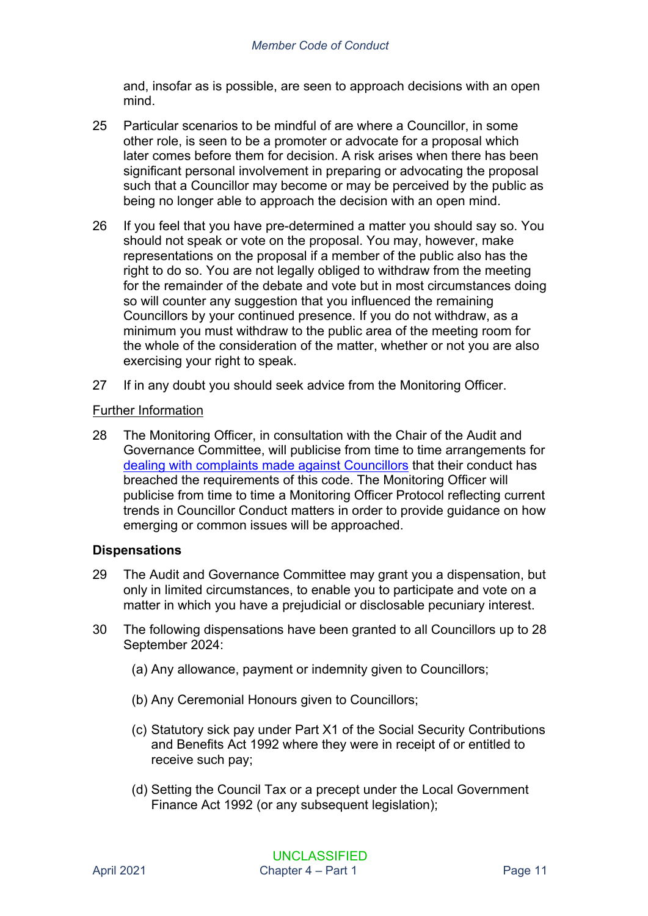and, insofar as is possible, are seen to approach decisions with an open mind.

25 Particular scenarios to be mindful of are where a Councillor, in some other role, is seen to be a promoter or advocate for a proposal which later comes before them for decision. A risk arises when there has been significant personal involvement in preparing or advocating the proposal such that a Councillor may become or may be perceived by the public as being no longer able to approach the decision with an open mind.

26 If you feel that you have pre-determined a matter you should say so. You should not speak or vote on the proposal. You may, however, make representations on the proposal if a member of the public also has the right to do so. You are not legally obliged to withdraw from the meeting for the remainder of the debate and vote but in most circumstances doing so will counter any suggestion that you influenced the remaining Councillors by your continued presence. If you do not withdraw, as a minimum you must withdraw to the public area of the meeting room for the whole of the consideration of the matter, whether or not you are also exercising your right to speak.

27 If in any doubt you should seek advice from the Monitoring Officer.

<u>Further Information</u>

28 The Monitoring Officer, in consultation with the Chair of the Audit and Governance Committee, will publicise from time to time arrangements for dealing with complaints made against Councillors that their conduct has breached the requirements of this code. The Monitoring Officer will publicise from time to time a Monitoring Officer Protocol reflecting current trends in Councillor Conduct matters in order to provide guidance on how emerging or common issues will be approached.

**Dispensations**

29 The Audit and Governance Committee may grant you a dispensation, but only in limited circumstances, to enable you to participate and vote on a matter in which you have a prejudicial or disclosable pecuniary interest.

30 The following dispensations have been granted to all Councillors up to 28 September 2024:

(a) Any allowance, payment or indemnity given to Councillors;

(b) Any Ceremonial Honours given to Councillors;

(c) Statutory sick pay under Part X1 of the Social Security Contributions and Benefits Act 1992 where they were in receipt of or entitled to receive such pay;

(d) Setting the Council Tax or a precept under the Local Government Finance Act 1992 (or any subsequent legislation);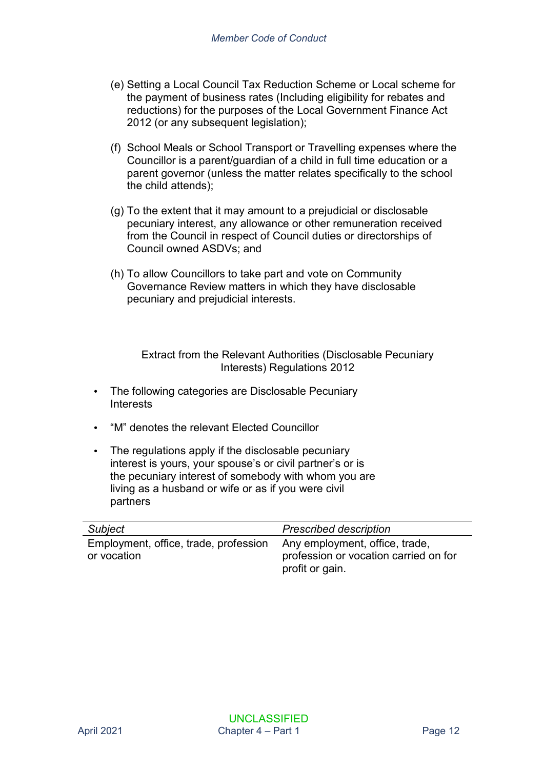(e) Setting a Local Council Tax Reduction Scheme or Local scheme for the payment of business rates (Including eligibility for rebates and reductions) for the purposes of the Local Government Finance Act 2012 (or any subsequent legislation);

(f) School Meals or School Transport or Travelling expenses where the Councillor is a parent/guardian of a child in full time education or a parent governor (unless the matter relates specifically to the school the child attends);

(g) To the extent that it may amount to a prejudicial or disclosable pecuniary interest, any allowance or other remuneration received from the Council in respect of Council duties or directorships of Council owned ASDVs; and

(h) To allow Councillors to take part and vote on Community Governance Review matters in which they have disclosable pecuniary and prejudicial interests.

Extract from the Relevant Authorities (Disclosable Pecuniary Interests) Regulations 2012

- The following categories are Disclosable Pecuniary Interests
- "M" denotes the relevant Elected Councillor
- The regulations apply if the disclosable pecuniary interest is yours, your spouse's or civil partner's or is the pecuniary interest of somebody with whom you are living as a husband or wife or as if you were civil partners

| *Subject* | *Prescribed description* |
|---|---|
| Employment, office, trade, profession or vocation | Any employment, office, trade, profession or vocation carried on for profit or gain. |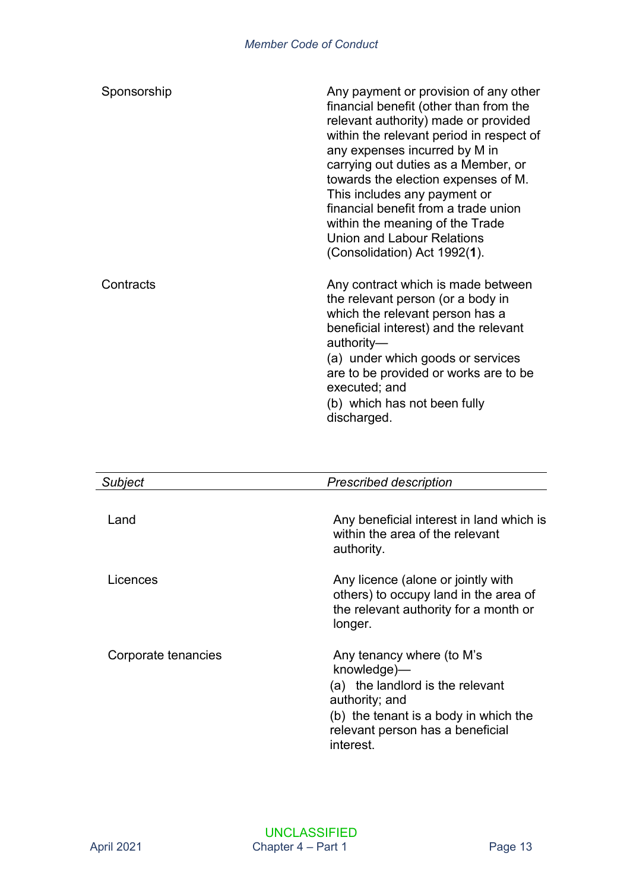| Subject | Prescribed description |
|---|---|
| Sponsorship | Any payment or provision of any other financial benefit (other than from the relevant authority) made or provided within the relevant period in respect of any expenses incurred by M in carrying out duties as a Member, or towards the election expenses of M. This includes any payment or financial benefit from a trade union within the meaning of the Trade Union and Labour Relations (Consolidation) Act 1992(**1**). |
| Contracts | Any contract which is made between the relevant person (or a body in which the relevant person has a beneficial interest) and the relevant authority— (a) under which goods or services are to be provided or works are to be executed; and (b) which has not been fully discharged. |

| *Subject* | *Prescribed description* |
|---|---|
| Land | Any beneficial interest in land which is within the area of the relevant authority. |
| Licences | Any licence (alone or jointly with others) to occupy land in the area of the relevant authority for a month or longer. |
| Corporate tenancies | Any tenancy where (to M's knowledge)— (a) the landlord is the relevant authority; and (b) the tenant is a body in which the relevant person has a beneficial interest. |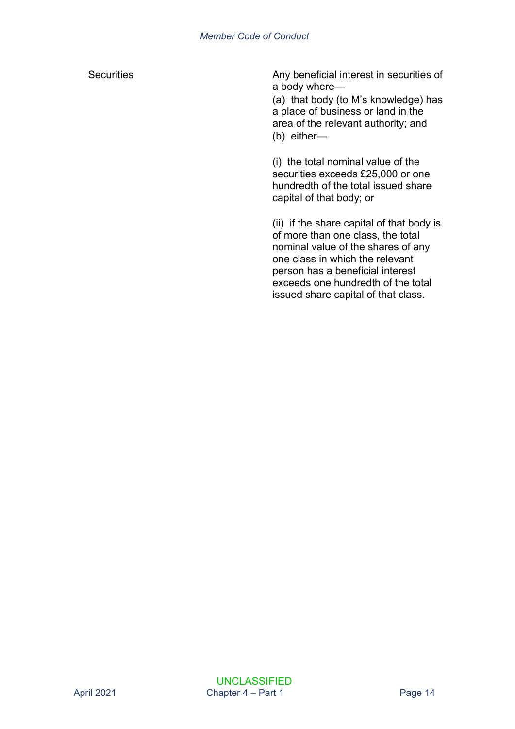| Securities | Any beneficial interest in securities of a body where—<br>(a) that body (to M's knowledge) has a place of business or land in the area of the relevant authority; and<br>(b) either—<br><br>(i) the total nominal value of the securities exceeds £25,000 or one hundredth of the total issued share capital of that body; or<br><br>(ii) if the share capital of that body is of more than one class, the total nominal value of the shares of any one class in which the relevant person has a beneficial interest exceeds one hundredth of the total issued share capital of that class. |
|---|---|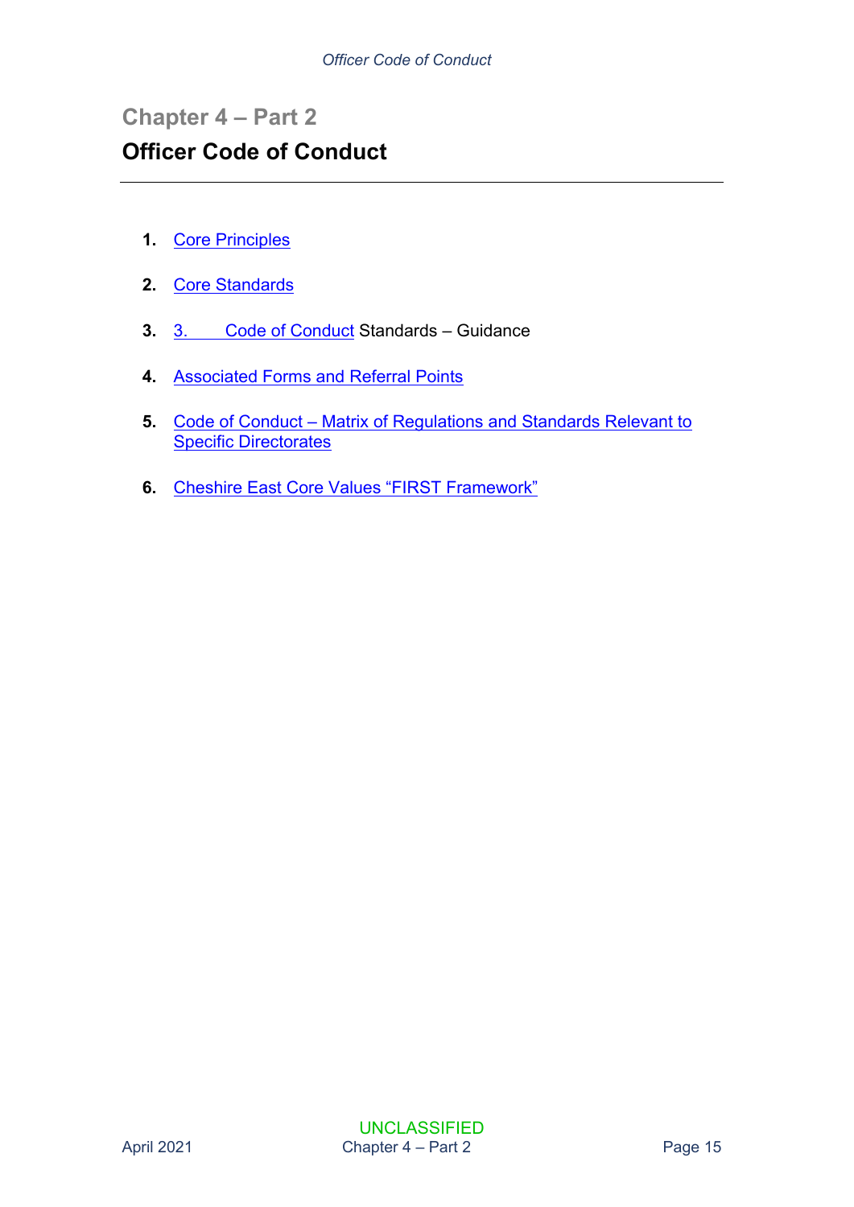## Chapter 4 – Part 2

## Officer Code of Conduct

1. Core Principles
2. Core Standards
3. 3. Code of Conduct Standards – Guidance
4. Associated Forms and Referral Points
5. Code of Conduct – Matrix of Regulations and Standards Relevant to Specific Directorates
6. Cheshire East Core Values "FIRST Framework"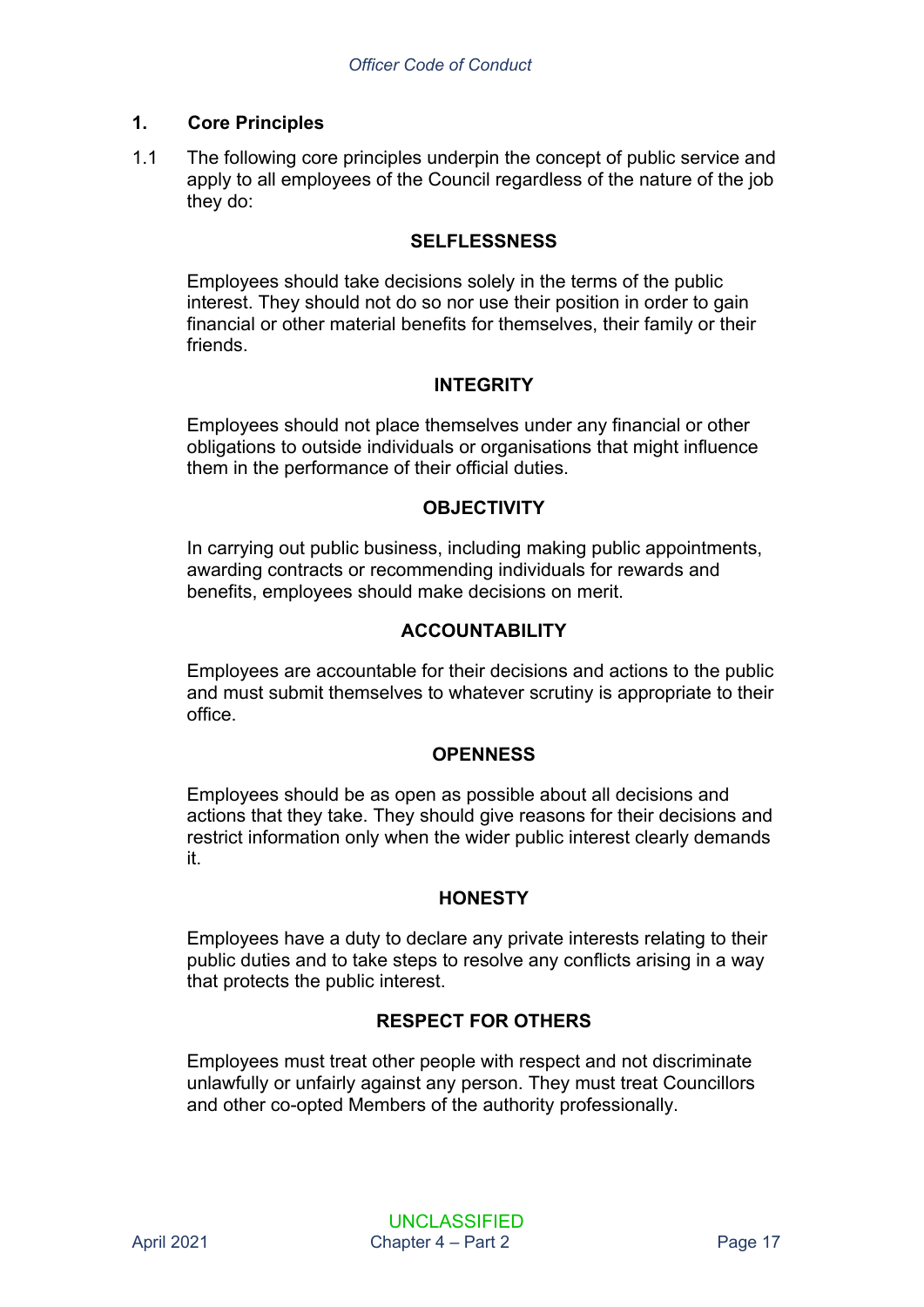## 1. Core Principles

1.1 The following core principles underpin the concept of public service and apply to all employees of the Council regardless of the nature of the job they do:

**SELFLESSNESS**

Employees should take decisions solely in the terms of the public interest. They should not do so nor use their position in order to gain financial or other material benefits for themselves, their family or their friends.

**INTEGRITY**

Employees should not place themselves under any financial or other obligations to outside individuals or organisations that might influence them in the performance of their official duties.

**OBJECTIVITY**

In carrying out public business, including making public appointments, awarding contracts or recommending individuals for rewards and benefits, employees should make decisions on merit.

**ACCOUNTABILITY**

Employees are accountable for their decisions and actions to the public and must submit themselves to whatever scrutiny is appropriate to their office.

**OPENNESS**

Employees should be as open as possible about all decisions and actions that they take. They should give reasons for their decisions and restrict information only when the wider public interest clearly demands it.

**HONESTY**

Employees have a duty to declare any private interests relating to their public duties and to take steps to resolve any conflicts arising in a way that protects the public interest.

**RESPECT FOR OTHERS**

Employees must treat other people with respect and not discriminate unlawfully or unfairly against any person. They must treat Councillors and other co-opted Members of the authority professionally.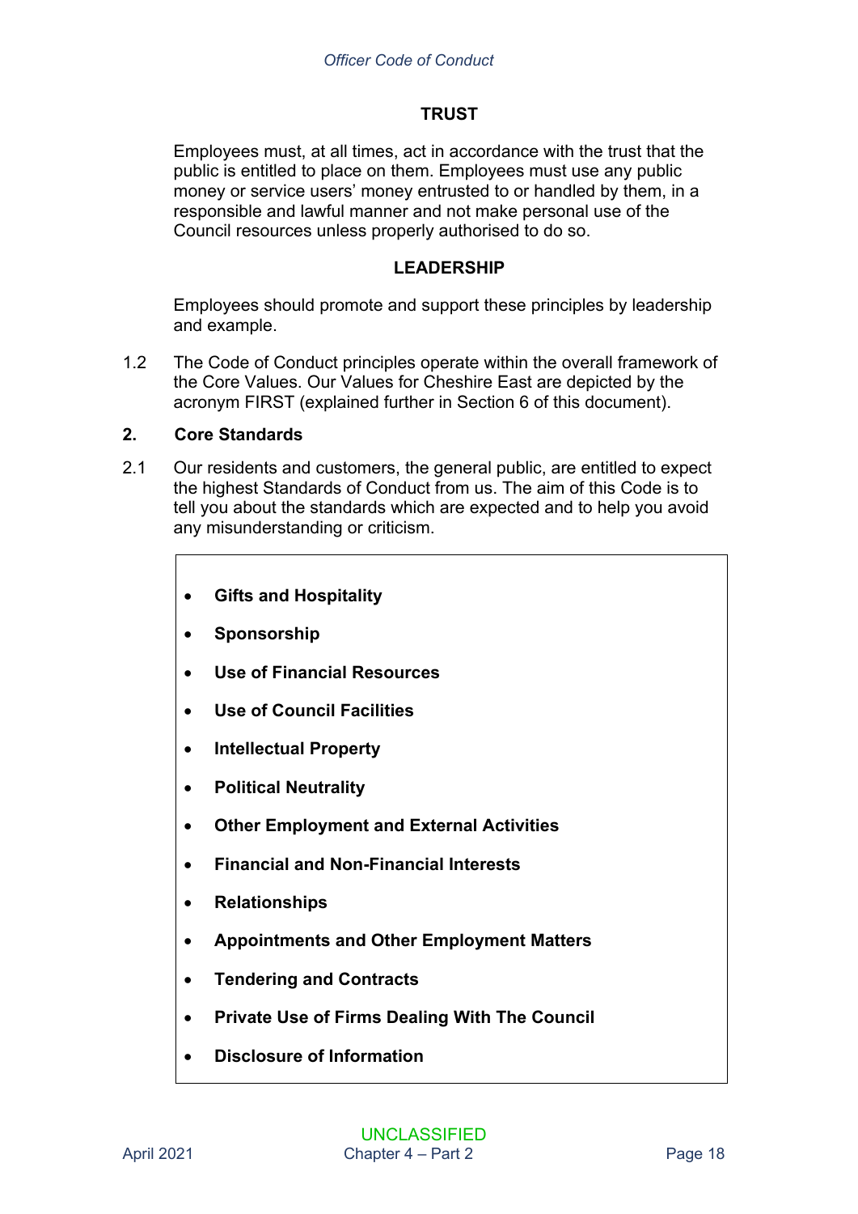**TRUST**

Employees must, at all times, act in accordance with the trust that the public is entitled to place on them. Employees must use any public money or service users' money entrusted to or handled by them, in a responsible and lawful manner and not make personal use of the Council resources unless properly authorised to do so.

**LEADERSHIP**

Employees should promote and support these principles by leadership and example.

1.2 The Code of Conduct principles operate within the overall framework of the Core Values. Our Values for Cheshire East are depicted by the acronym FIRST (explained further in Section 6 of this document).

## 2. Core Standards

2.1 Our residents and customers, the general public, are entitled to expect the highest Standards of Conduct from us. The aim of this Code is to tell you about the standards which are expected and to help you avoid any misunderstanding or criticism.

- **Gifts and Hospitality**
- **Sponsorship**
- **Use of Financial Resources**
- **Use of Council Facilities**
- **Intellectual Property**
- **Political Neutrality**
- **Other Employment and External Activities**
- **Financial and Non-Financial Interests**
- **Relationships**
- **Appointments and Other Employment Matters**
- **Tendering and Contracts**
- **Private Use of Firms Dealing With The Council**
- **Disclosure of Information**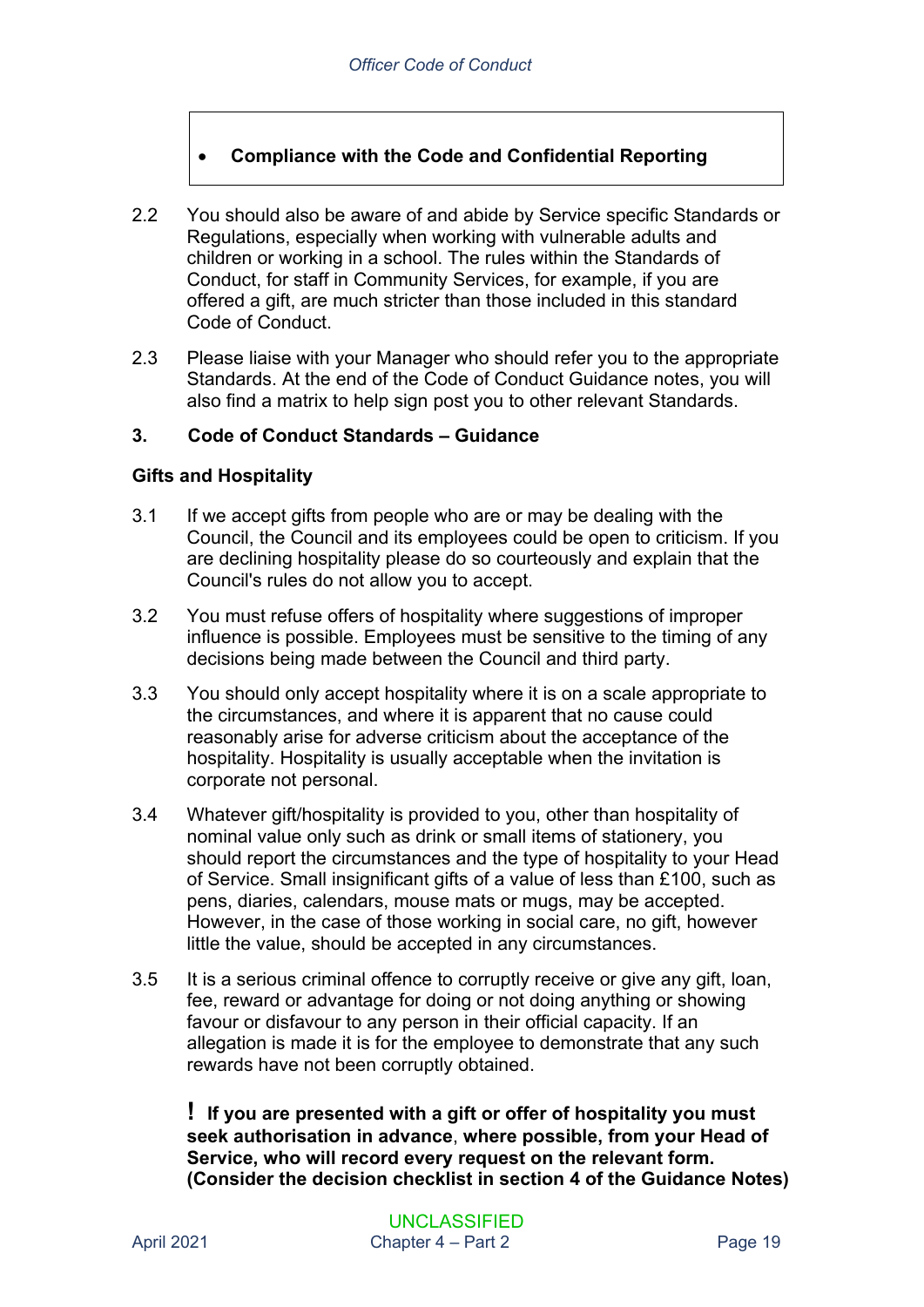- **Compliance with the Code and Confidential Reporting**

2.2 You should also be aware of and abide by Service specific Standards or Regulations, especially when working with vulnerable adults and children or working in a school. The rules within the Standards of Conduct, for staff in Community Services, for example, if you are offered a gift, are much stricter than those included in this standard Code of Conduct.

2.3 Please liaise with your Manager who should refer you to the appropriate Standards. At the end of the Code of Conduct Guidance notes, you will also find a matrix to help sign post you to other relevant Standards.

## 3. Code of Conduct Standards – Guidance

### Gifts and Hospitality

3.1 If we accept gifts from people who are or may be dealing with the Council, the Council and its employees could be open to criticism. If you are declining hospitality please do so courteously and explain that the Council's rules do not allow you to accept.

3.2 You must refuse offers of hospitality where suggestions of improper influence is possible. Employees must be sensitive to the timing of any decisions being made between the Council and third party.

3.3 You should only accept hospitality where it is on a scale appropriate to the circumstances, and where it is apparent that no cause could reasonably arise for adverse criticism about the acceptance of the hospitality. Hospitality is usually acceptable when the invitation is corporate not personal.

3.4 Whatever gift/hospitality is provided to you, other than hospitality of nominal value only such as drink or small items of stationery, you should report the circumstances and the type of hospitality to your Head of Service. Small insignificant gifts of a value of less than £100, such as pens, diaries, calendars, mouse mats or mugs, may be accepted. However, in the case of those working in social care, no gift, however little the value, should be accepted in any circumstances.

3.5 It is a serious criminal offence to corruptly receive or give any gift, loan, fee, reward or advantage for doing or not doing anything or showing favour or disfavour to any person in their official capacity. If an allegation is made it is for the employee to demonstrate that any such rewards have not been corruptly obtained.

**! If you are presented with a gift or offer of hospitality you must seek authorisation in advance**, **where possible, from your Head of Service, who will record every request on the relevant form. (Consider the decision checklist in section 4 of the Guidance Notes)**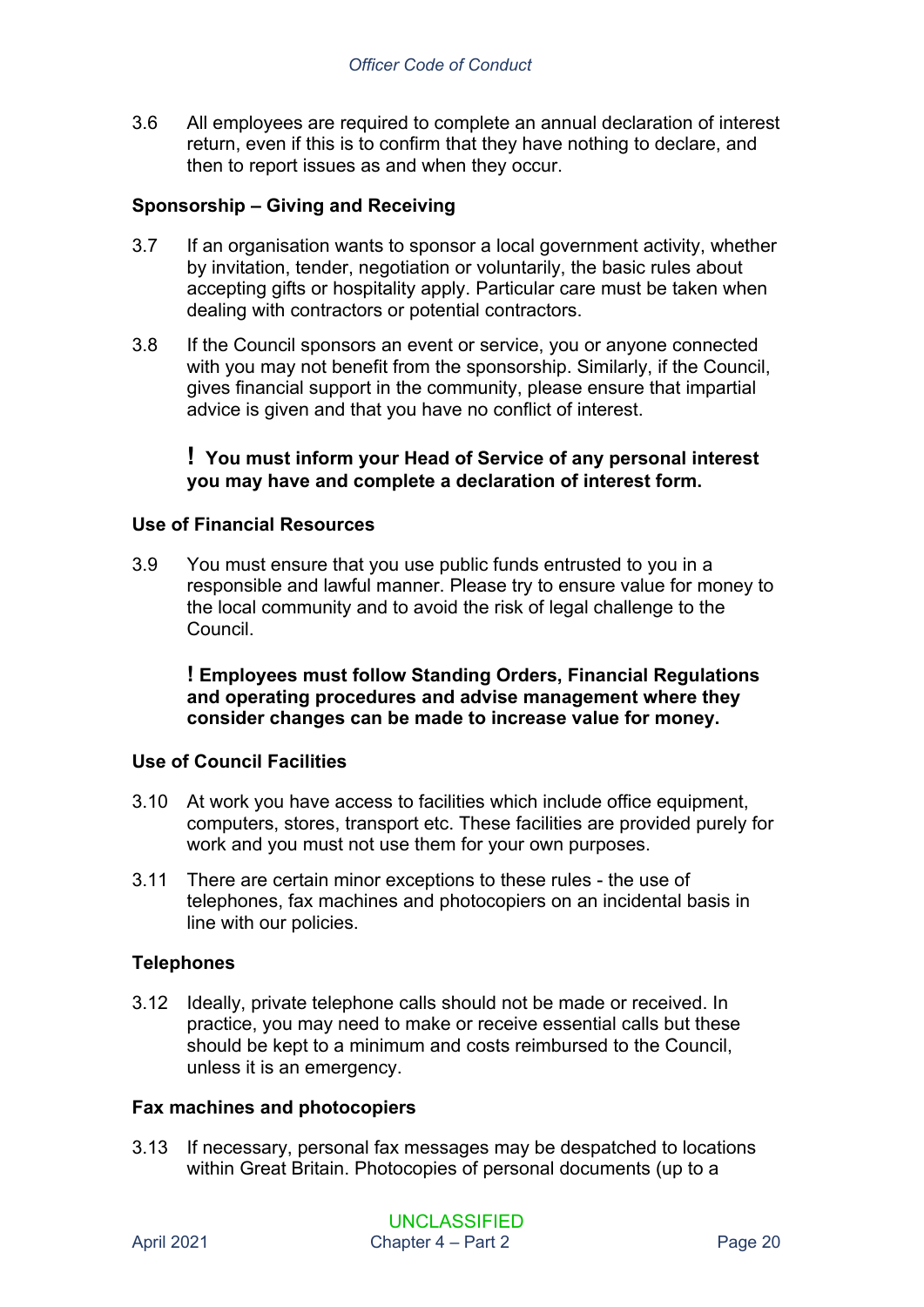3.6 All employees are required to complete an annual declaration of interest return, even if this is to confirm that they have nothing to declare, and then to report issues as and when they occur.

### Sponsorship – Giving and Receiving

3.7 If an organisation wants to sponsor a local government activity, whether by invitation, tender, negotiation or voluntarily, the basic rules about accepting gifts or hospitality apply. Particular care must be taken when dealing with contractors or potential contractors.

3.8 If the Council sponsors an event or service, you or anyone connected with you may not benefit from the sponsorship. Similarly, if the Council, gives financial support in the community, please ensure that impartial advice is given and that you have no conflict of interest.

> **! You must inform your Head of Service of any personal interest you may have and complete a declaration of interest form.**

### Use of Financial Resources

3.9 You must ensure that you use public funds entrusted to you in a responsible and lawful manner. Please try to ensure value for money to the local community and to avoid the risk of legal challenge to the Council.

> **! Employees must follow Standing Orders, Financial Regulations and operating procedures and advise management where they consider changes can be made to increase value for money.**

### Use of Council Facilities

3.10 At work you have access to facilities which include office equipment, computers, stores, transport etc. These facilities are provided purely for work and you must not use them for your own purposes.

3.11 There are certain minor exceptions to these rules - the use of telephones, fax machines and photocopiers on an incidental basis in line with our policies.

### Telephones

3.12 Ideally, private telephone calls should not be made or received. In practice, you may need to make or receive essential calls but these should be kept to a minimum and costs reimbursed to the Council, unless it is an emergency.

### Fax machines and photocopiers

3.13 If necessary, personal fax messages may be despatched to locations within Great Britain. Photocopies of personal documents (up to a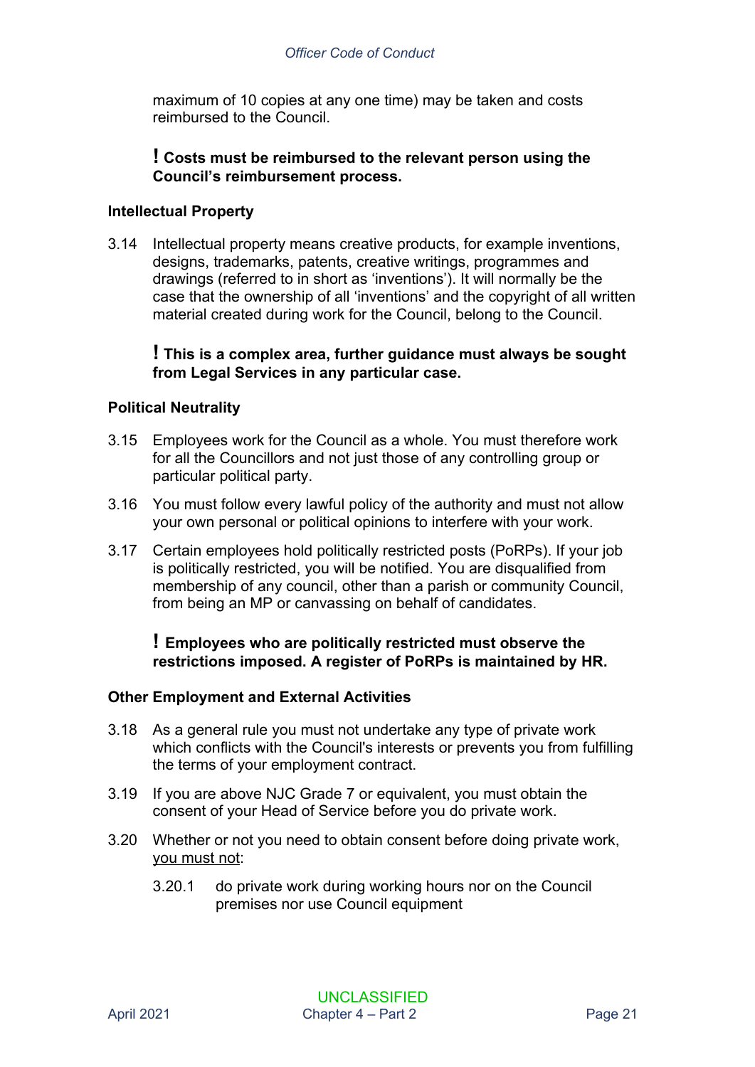maximum of 10 copies at any one time) may be taken and costs reimbursed to the Council.

**! Costs must be reimbursed to the relevant person using the Council's reimbursement process.**

**Intellectual Property**

3.14 Intellectual property means creative products, for example inventions, designs, trademarks, patents, creative writings, programmes and drawings (referred to in short as 'inventions'). It will normally be the case that the ownership of all 'inventions' and the copyright of all written material created during work for the Council, belong to the Council.

**! This is a complex area, further guidance must always be sought from Legal Services in any particular case.**

**Political Neutrality**

3.15 Employees work for the Council as a whole. You must therefore work for all the Councillors and not just those of any controlling group or particular political party.

3.16 You must follow every lawful policy of the authority and must not allow your own personal or political opinions to interfere with your work.

3.17 Certain employees hold politically restricted posts (PoRPs). If your job is politically restricted, you will be notified. You are disqualified from membership of any council, other than a parish or community Council, from being an MP or canvassing on behalf of candidates.

**! Employees who are politically restricted must observe the restrictions imposed. A register of PoRPs is maintained by HR.**

**Other Employment and External Activities**

3.18 As a general rule you must not undertake any type of private work which conflicts with the Council's interests or prevents you from fulfilling the terms of your employment contract.

3.19 If you are above NJC Grade 7 or equivalent, you must obtain the consent of your Head of Service before you do private work.

3.20 Whether or not you need to obtain consent before doing private work, <u>you must not</u>:

3.20.1 do private work during working hours nor on the Council premises nor use Council equipment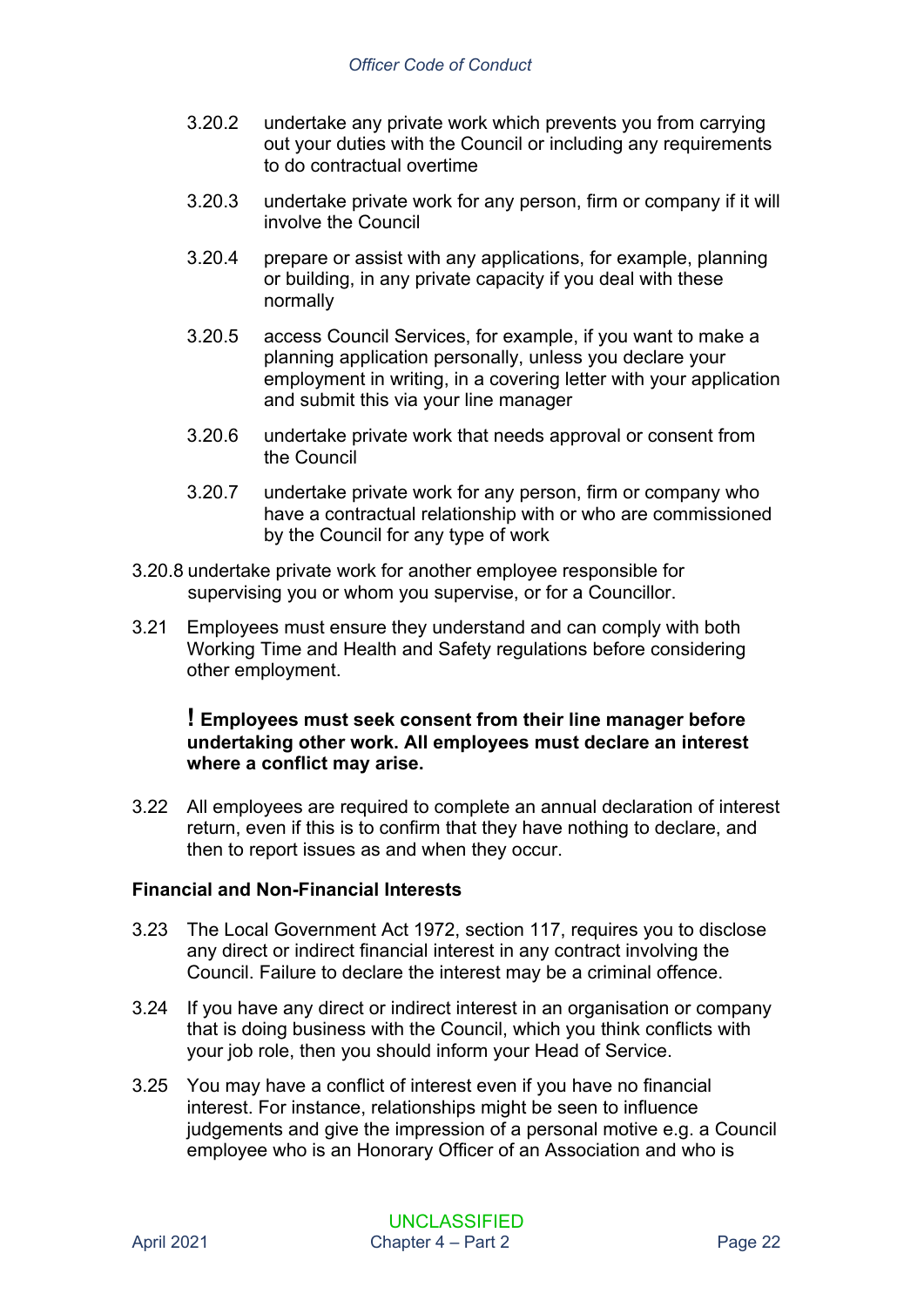3.20.2 undertake any private work which prevents you from carrying out your duties with the Council or including any requirements to do contractual overtime

3.20.3 undertake private work for any person, firm or company if it will involve the Council

3.20.4 prepare or assist with any applications, for example, planning or building, in any private capacity if you deal with these normally

3.20.5 access Council Services, for example, if you want to make a planning application personally, unless you declare your employment in writing, in a covering letter with your application and submit this via your line manager

3.20.6 undertake private work that needs approval or consent from the Council

3.20.7 undertake private work for any person, firm or company who have a contractual relationship with or who are commissioned by the Council for any type of work

3.20.8 undertake private work for another employee responsible for supervising you or whom you supervise, or for a Councillor.

3.21 Employees must ensure they understand and can comply with both Working Time and Health and Safety regulations before considering other employment.

**! Employees must seek consent from their line manager before undertaking other work. All employees must declare an interest where a conflict may arise.**

3.22 All employees are required to complete an annual declaration of interest return, even if this is to confirm that they have nothing to declare, and then to report issues as and when they occur.

**Financial and Non-Financial Interests**

3.23 The Local Government Act 1972, section 117, requires you to disclose any direct or indirect financial interest in any contract involving the Council. Failure to declare the interest may be a criminal offence.

3.24 If you have any direct or indirect interest in an organisation or company that is doing business with the Council, which you think conflicts with your job role, then you should inform your Head of Service.

3.25 You may have a conflict of interest even if you have no financial interest. For instance, relationships might be seen to influence judgements and give the impression of a personal motive e.g. a Council employee who is an Honorary Officer of an Association and who is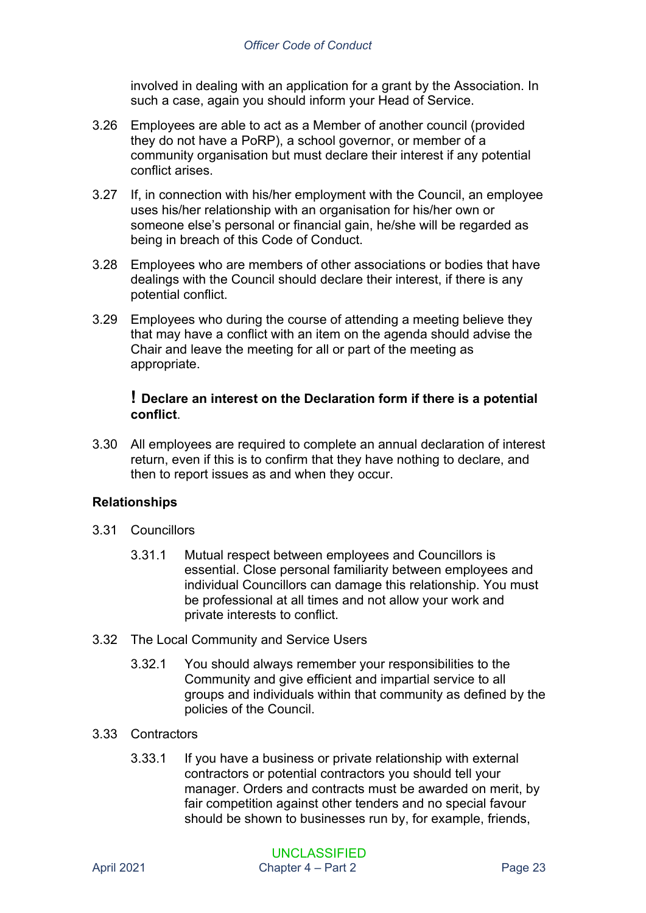involved in dealing with an application for a grant by the Association. In such a case, again you should inform your Head of Service.

3.26 Employees are able to act as a Member of another council (provided they do not have a PoRP), a school governor, or member of a community organisation but must declare their interest if any potential conflict arises.

3.27 If, in connection with his/her employment with the Council, an employee uses his/her relationship with an organisation for his/her own or someone else's personal or financial gain, he/she will be regarded as being in breach of this Code of Conduct.

3.28 Employees who are members of other associations or bodies that have dealings with the Council should declare their interest, if there is any potential conflict.

3.29 Employees who during the course of attending a meeting believe they that may have a conflict with an item on the agenda should advise the Chair and leave the meeting for all or part of the meeting as appropriate.

**! Declare an interest on the Declaration form if there is a potential conflict**.

3.30 All employees are required to complete an annual declaration of interest return, even if this is to confirm that they have nothing to declare, and then to report issues as and when they occur.

**Relationships**

3.31 Councillors

3.31.1 Mutual respect between employees and Councillors is essential. Close personal familiarity between employees and individual Councillors can damage this relationship. You must be professional at all times and not allow your work and private interests to conflict.

3.32 The Local Community and Service Users

3.32.1 You should always remember your responsibilities to the Community and give efficient and impartial service to all groups and individuals within that community as defined by the policies of the Council.

3.33 Contractors

3.33.1 If you have a business or private relationship with external contractors or potential contractors you should tell your manager. Orders and contracts must be awarded on merit, by fair competition against other tenders and no special favour should be shown to businesses run by, for example, friends,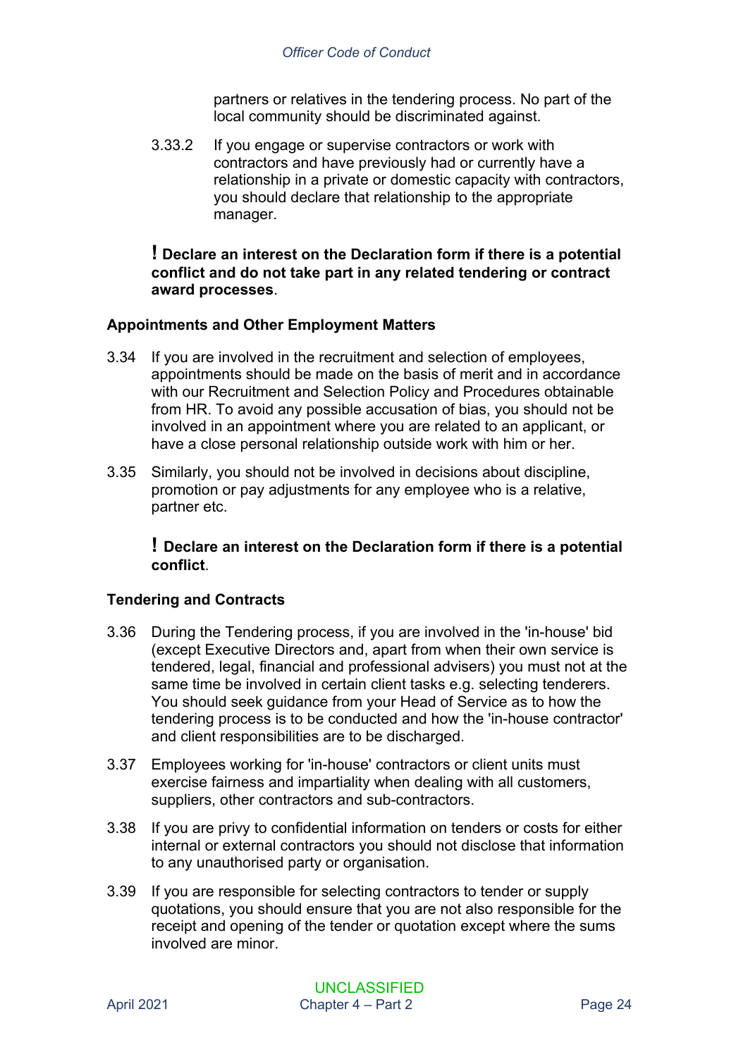partners or relatives in the tendering process. No part of the local community should be discriminated against.

3.33.2 If you engage or supervise contractors or work with contractors and have previously had or currently have a relationship in a private or domestic capacity with contractors, you should declare that relationship to the appropriate manager.

**! Declare an interest on the Declaration form if there is a potential conflict and do not take part in any related tendering or contract award processes**.

### Appointments and Other Employment Matters

3.34 If you are involved in the recruitment and selection of employees, appointments should be made on the basis of merit and in accordance with our Recruitment and Selection Policy and Procedures obtainable from HR. To avoid any possible accusation of bias, you should not be involved in an appointment where you are related to an applicant, or have a close personal relationship outside work with him or her.

3.35 Similarly, you should not be involved in decisions about discipline, promotion or pay adjustments for any employee who is a relative, partner etc.

**! Declare an interest on the Declaration form if there is a potential conflict**.

### Tendering and Contracts

3.36 During the Tendering process, if you are involved in the 'in-house' bid (except Executive Directors and, apart from when their own service is tendered, legal, financial and professional advisers) you must not at the same time be involved in certain client tasks e.g. selecting tenderers. You should seek guidance from your Head of Service as to how the tendering process is to be conducted and how the 'in-house contractor' and client responsibilities are to be discharged.

3.37 Employees working for 'in-house' contractors or client units must exercise fairness and impartiality when dealing with all customers, suppliers, other contractors and sub-contractors.

3.38 If you are privy to confidential information on tenders or costs for either internal or external contractors you should not disclose that information to any unauthorised party or organisation.

3.39 If you are responsible for selecting contractors to tender or supply quotations, you should ensure that you are not also responsible for the receipt and opening of the tender or quotation except where the sums involved are minor.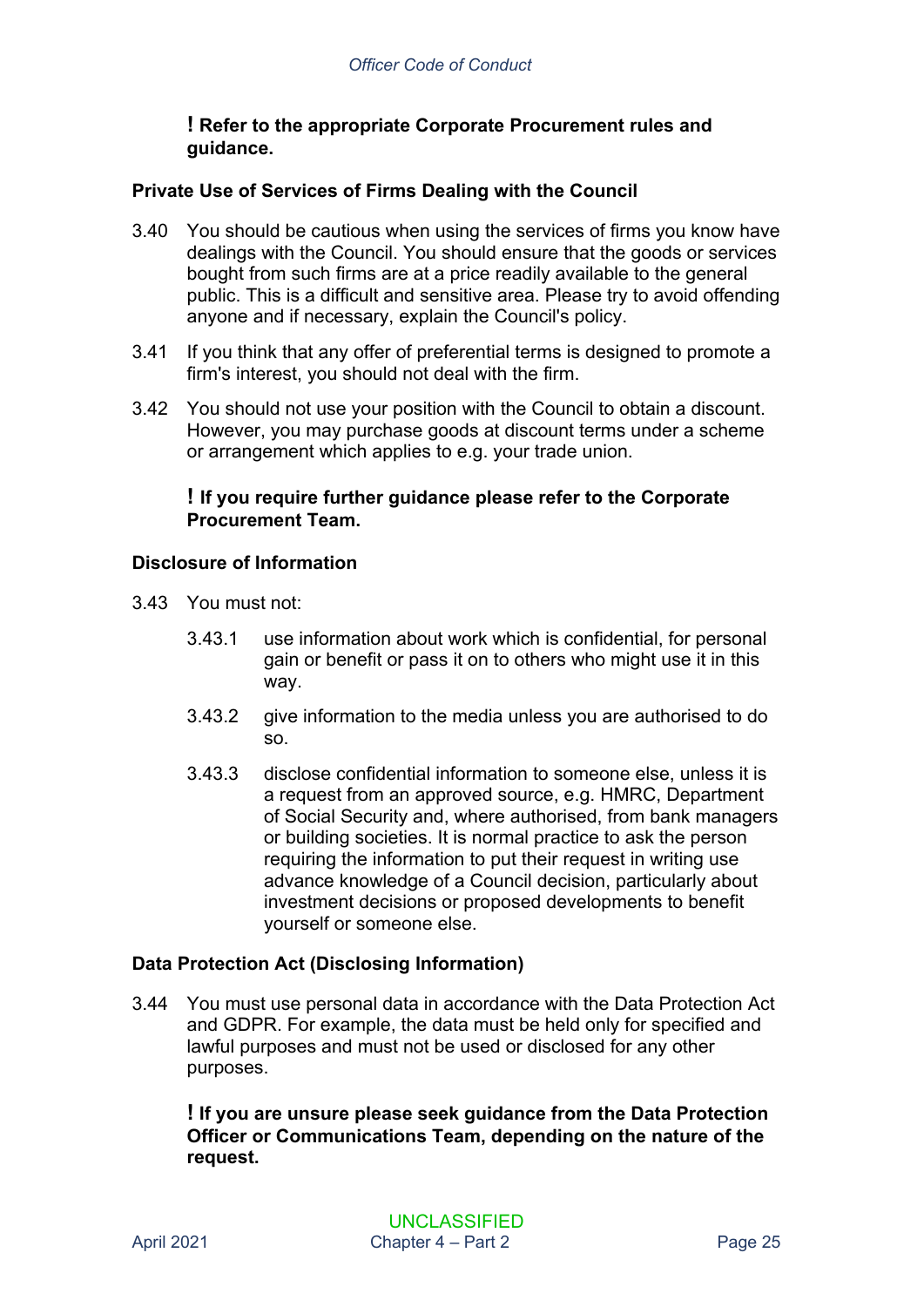**! Refer to the appropriate Corporate Procurement rules and guidance.**

### Private Use of Services of Firms Dealing with the Council

3.40 You should be cautious when using the services of firms you know have dealings with the Council. You should ensure that the goods or services bought from such firms are at a price readily available to the general public. This is a difficult and sensitive area. Please try to avoid offending anyone and if necessary, explain the Council's policy.

3.41 If you think that any offer of preferential terms is designed to promote a firm's interest, you should not deal with the firm.

3.42 You should not use your position with the Council to obtain a discount. However, you may purchase goods at discount terms under a scheme or arrangement which applies to e.g. your trade union.

**! If you require further guidance please refer to the Corporate Procurement Team.**

### Disclosure of Information

3.43 You must not:

3.43.1 use information about work which is confidential, for personal gain or benefit or pass it on to others who might use it in this way.

3.43.2 give information to the media unless you are authorised to do so.

3.43.3 disclose confidential information to someone else, unless it is a request from an approved source, e.g. HMRC, Department of Social Security and, where authorised, from bank managers or building societies. It is normal practice to ask the person requiring the information to put their request in writing use advance knowledge of a Council decision, particularly about investment decisions or proposed developments to benefit yourself or someone else.

### Data Protection Act (Disclosing Information)

3.44 You must use personal data in accordance with the Data Protection Act and GDPR. For example, the data must be held only for specified and lawful purposes and must not be used or disclosed for any other purposes.

**! If you are unsure please seek guidance from the Data Protection Officer or Communications Team, depending on the nature of the request.**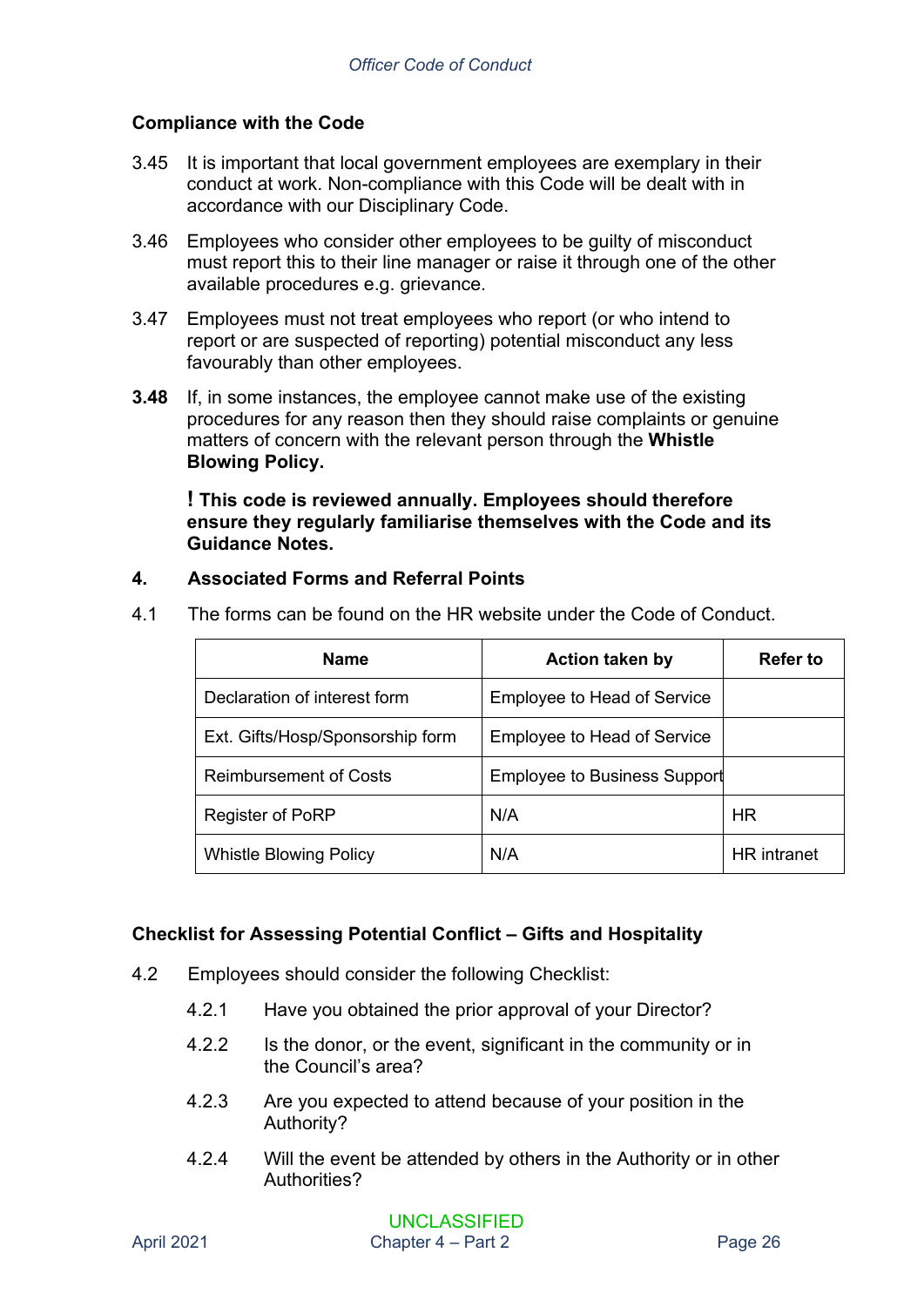### Compliance with the Code

3.45 It is important that local government employees are exemplary in their conduct at work. Non-compliance with this Code will be dealt with in accordance with our Disciplinary Code.

3.46 Employees who consider other employees to be guilty of misconduct must report this to their line manager or raise it through one of the other available procedures e.g. grievance.

3.47 Employees must not treat employees who report (or who intend to report or are suspected of reporting) potential misconduct any less favourably than other employees.

**3.48** If, in some instances, the employee cannot make use of the existing procedures for any reason then they should raise complaints or genuine matters of concern with the relevant person through the **Whistle Blowing Policy.**

**! This code is reviewed annually. Employees should therefore ensure they regularly familiarise themselves with the Code and its Guidance Notes.**

## 4. Associated Forms and Referral Points

4.1 The forms can be found on the HR website under the Code of Conduct.

| Name | Action taken by | Refer to |
|---|---|---|
| Declaration of interest form | Employee to Head of Service | |
| Ext. Gifts/Hosp/Sponsorship form | Employee to Head of Service | |
| Reimbursement of Costs | Employee to Business Support | |
| Register of PoRP | N/A | HR |
| Whistle Blowing Policy | N/A | HR intranet |

### Checklist for Assessing Potential Conflict – Gifts and Hospitality

4.2 Employees should consider the following Checklist:

4.2.1 Have you obtained the prior approval of your Director?

4.2.2 Is the donor, or the event, significant in the community or in the Council's area?

4.2.3 Are you expected to attend because of your position in the Authority?

4.2.4 Will the event be attended by others in the Authority or in other Authorities?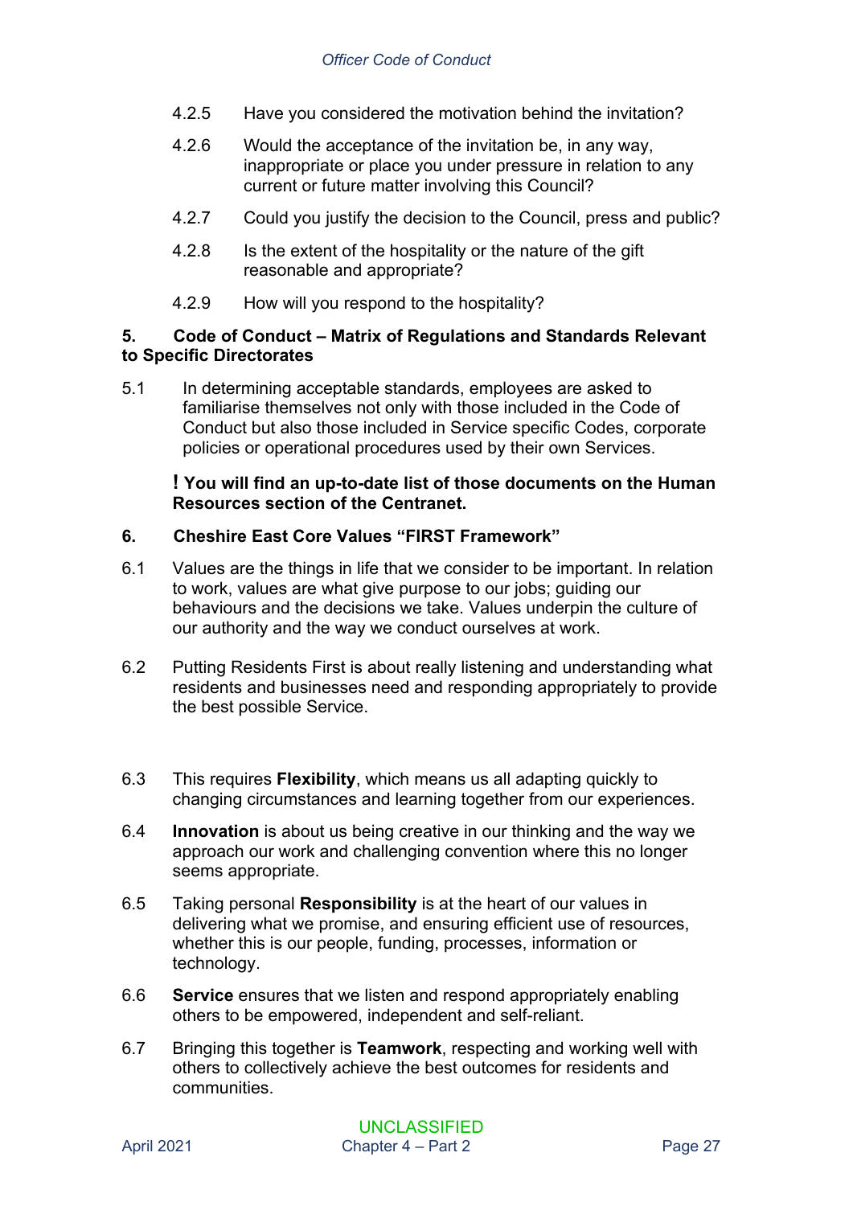4.2.5 Have you considered the motivation behind the invitation?

4.2.6 Would the acceptance of the invitation be, in any way, inappropriate or place you under pressure in relation to any current or future matter involving this Council?

4.2.7 Could you justify the decision to the Council, press and public?

4.2.8 Is the extent of the hospitality or the nature of the gift reasonable and appropriate?

4.2.9 How will you respond to the hospitality?

## 5. Code of Conduct – Matrix of Regulations and Standards Relevant to Specific Directorates

5.1 In determining acceptable standards, employees are asked to familiarise themselves not only with those included in the Code of Conduct but also those included in Service specific Codes, corporate policies or operational procedures used by their own Services.

**! You will find an up-to-date list of those documents on the Human Resources section of the Centranet.**

## 6. Cheshire East Core Values "FIRST Framework"

6.1 Values are the things in life that we consider to be important. In relation to work, values are what give purpose to our jobs; guiding our behaviours and the decisions we take. Values underpin the culture of our authority and the way we conduct ourselves at work.

6.2 Putting Residents First is about really listening and understanding what residents and businesses need and responding appropriately to provide the best possible Service.

6.3 This requires **Flexibility**, which means us all adapting quickly to changing circumstances and learning together from our experiences.

6.4 **Innovation** is about us being creative in our thinking and the way we approach our work and challenging convention where this no longer seems appropriate.

6.5 Taking personal **Responsibility** is at the heart of our values in delivering what we promise, and ensuring efficient use of resources, whether this is our people, funding, processes, information or technology.

6.6 **Service** ensures that we listen and respond appropriately enabling others to be empowered, independent and self-reliant.

6.7 Bringing this together is **Teamwork**, respecting and working well with others to collectively achieve the best outcomes for residents and communities.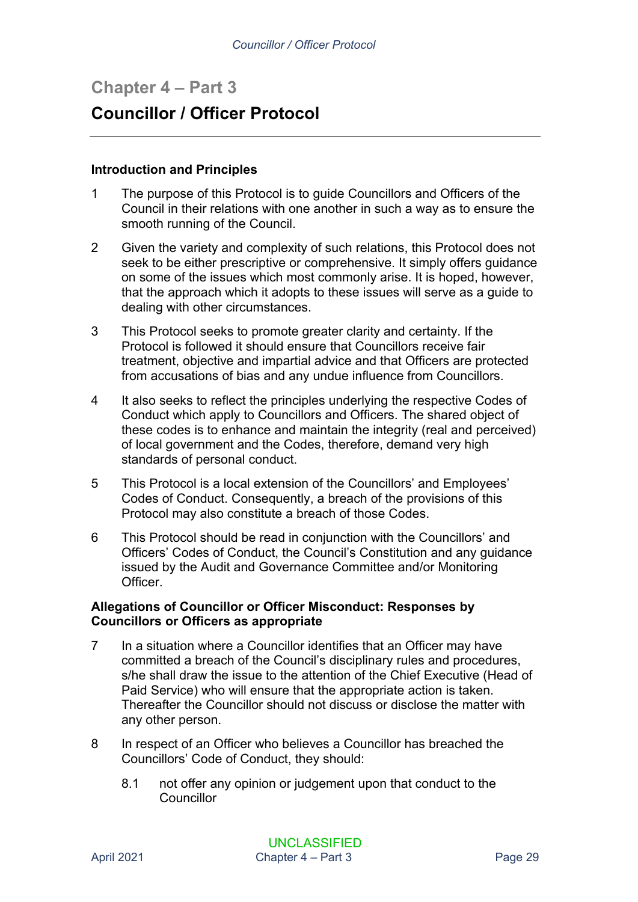# Chapter 4 – Part 3

# Councillor / Officer Protocol

### Introduction and Principles

1 The purpose of this Protocol is to guide Councillors and Officers of the Council in their relations with one another in such a way as to ensure the smooth running of the Council.

2 Given the variety and complexity of such relations, this Protocol does not seek to be either prescriptive or comprehensive. It simply offers guidance on some of the issues which most commonly arise. It is hoped, however, that the approach which it adopts to these issues will serve as a guide to dealing with other circumstances.

3 This Protocol seeks to promote greater clarity and certainty. If the Protocol is followed it should ensure that Councillors receive fair treatment, objective and impartial advice and that Officers are protected from accusations of bias and any undue influence from Councillors.

4 It also seeks to reflect the principles underlying the respective Codes of Conduct which apply to Councillors and Officers. The shared object of these codes is to enhance and maintain the integrity (real and perceived) of local government and the Codes, therefore, demand very high standards of personal conduct.

5 This Protocol is a local extension of the Councillors' and Employees' Codes of Conduct. Consequently, a breach of the provisions of this Protocol may also constitute a breach of those Codes.

6 This Protocol should be read in conjunction with the Councillors' and Officers' Codes of Conduct, the Council's Constitution and any guidance issued by the Audit and Governance Committee and/or Monitoring Officer.

### Allegations of Councillor or Officer Misconduct: Responses by Councillors or Officers as appropriate

7 In a situation where a Councillor identifies that an Officer may have committed a breach of the Council's disciplinary rules and procedures, s/he shall draw the issue to the attention of the Chief Executive (Head of Paid Service) who will ensure that the appropriate action is taken. Thereafter the Councillor should not discuss or disclose the matter with any other person.

8 In respect of an Officer who believes a Councillor has breached the Councillors' Code of Conduct, they should:

8.1 not offer any opinion or judgement upon that conduct to the Councillor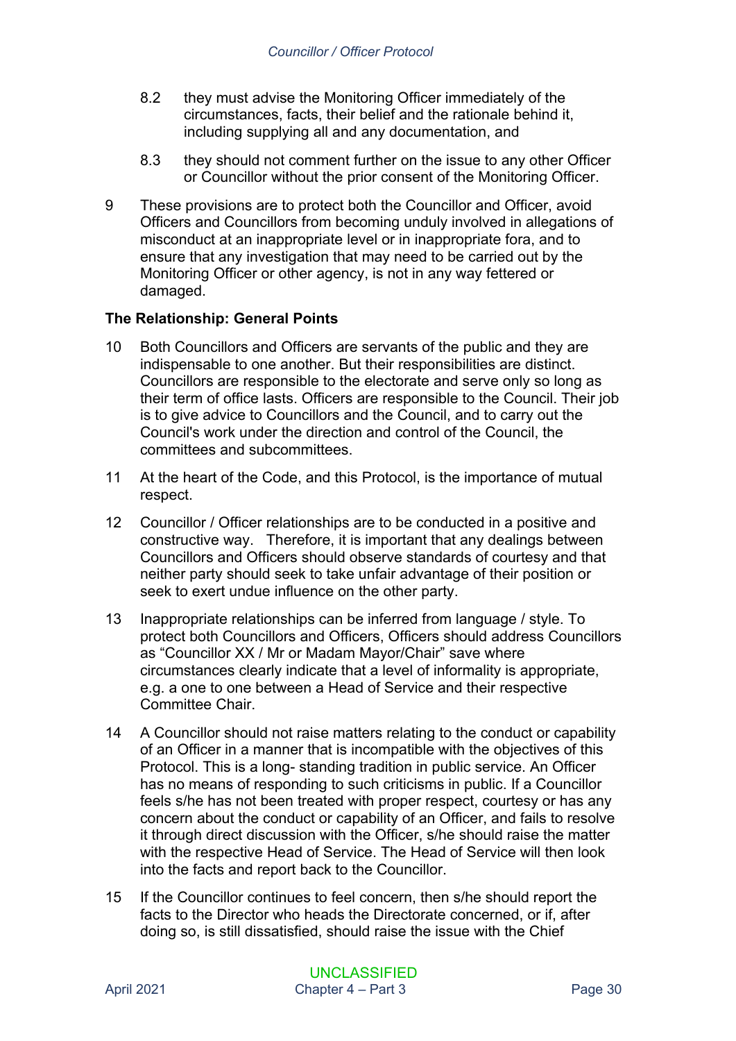8.2 they must advise the Monitoring Officer immediately of the circumstances, facts, their belief and the rationale behind it, including supplying all and any documentation, and

8.3 they should not comment further on the issue to any other Officer or Councillor without the prior consent of the Monitoring Officer.

9 These provisions are to protect both the Councillor and Officer, avoid Officers and Councillors from becoming unduly involved in allegations of misconduct at an inappropriate level or in inappropriate fora, and to ensure that any investigation that may need to be carried out by the Monitoring Officer or other agency, is not in any way fettered or damaged.

**The Relationship: General Points**

10 Both Councillors and Officers are servants of the public and they are indispensable to one another. But their responsibilities are distinct. Councillors are responsible to the electorate and serve only so long as their term of office lasts. Officers are responsible to the Council. Their job is to give advice to Councillors and the Council, and to carry out the Council's work under the direction and control of the Council, the committees and subcommittees.

11 At the heart of the Code, and this Protocol, is the importance of mutual respect.

12 Councillor / Officer relationships are to be conducted in a positive and constructive way. Therefore, it is important that any dealings between Councillors and Officers should observe standards of courtesy and that neither party should seek to take unfair advantage of their position or seek to exert undue influence on the other party.

13 Inappropriate relationships can be inferred from language / style. To protect both Councillors and Officers, Officers should address Councillors as "Councillor XX / Mr or Madam Mayor/Chair" save where circumstances clearly indicate that a level of informality is appropriate, e.g. a one to one between a Head of Service and their respective Committee Chair.

14 A Councillor should not raise matters relating to the conduct or capability of an Officer in a manner that is incompatible with the objectives of this Protocol. This is a long- standing tradition in public service. An Officer has no means of responding to such criticisms in public. If a Councillor feels s/he has not been treated with proper respect, courtesy or has any concern about the conduct or capability of an Officer, and fails to resolve it through direct discussion with the Officer, s/he should raise the matter with the respective Head of Service. The Head of Service will then look into the facts and report back to the Councillor.

15 If the Councillor continues to feel concern, then s/he should report the facts to the Director who heads the Directorate concerned, or if, after doing so, is still dissatisfied, should raise the issue with the Chief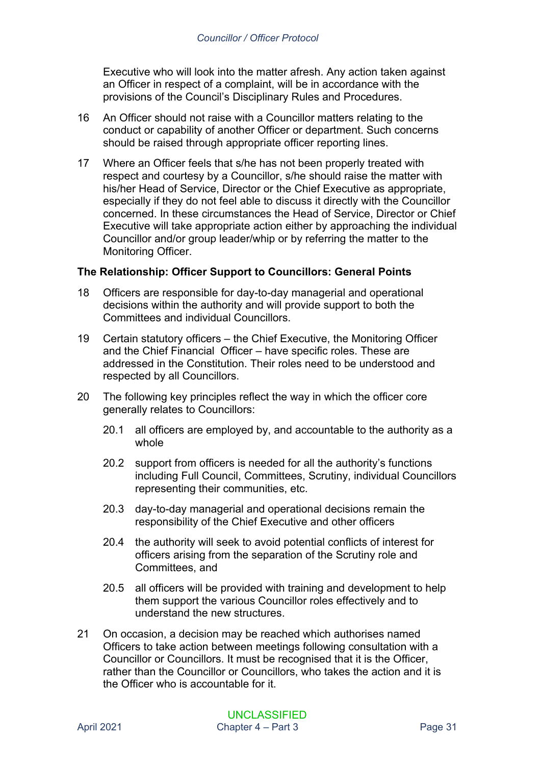Executive who will look into the matter afresh. Any action taken against an Officer in respect of a complaint, will be in accordance with the provisions of the Council's Disciplinary Rules and Procedures.

16 An Officer should not raise with a Councillor matters relating to the conduct or capability of another Officer or department. Such concerns should be raised through appropriate officer reporting lines.

17 Where an Officer feels that s/he has not been properly treated with respect and courtesy by a Councillor, s/he should raise the matter with his/her Head of Service, Director or the Chief Executive as appropriate, especially if they do not feel able to discuss it directly with the Councillor concerned. In these circumstances the Head of Service, Director or Chief Executive will take appropriate action either by approaching the individual Councillor and/or group leader/whip or by referring the matter to the Monitoring Officer.

**The Relationship: Officer Support to Councillors: General Points**

18 Officers are responsible for day-to-day managerial and operational decisions within the authority and will provide support to both the Committees and individual Councillors.

19 Certain statutory officers – the Chief Executive, the Monitoring Officer and the Chief Financial Officer – have specific roles. These are addressed in the Constitution. Their roles need to be understood and respected by all Councillors.

20 The following key principles reflect the way in which the officer core generally relates to Councillors:

20.1 all officers are employed by, and accountable to the authority as a whole

20.2 support from officers is needed for all the authority's functions including Full Council, Committees, Scrutiny, individual Councillors representing their communities, etc.

20.3 day-to-day managerial and operational decisions remain the responsibility of the Chief Executive and other officers

20.4 the authority will seek to avoid potential conflicts of interest for officers arising from the separation of the Scrutiny role and Committees, and

20.5 all officers will be provided with training and development to help them support the various Councillor roles effectively and to understand the new structures.

21 On occasion, a decision may be reached which authorises named Officers to take action between meetings following consultation with a Councillor or Councillors. It must be recognised that it is the Officer, rather than the Councillor or Councillors, who takes the action and it is the Officer who is accountable for it.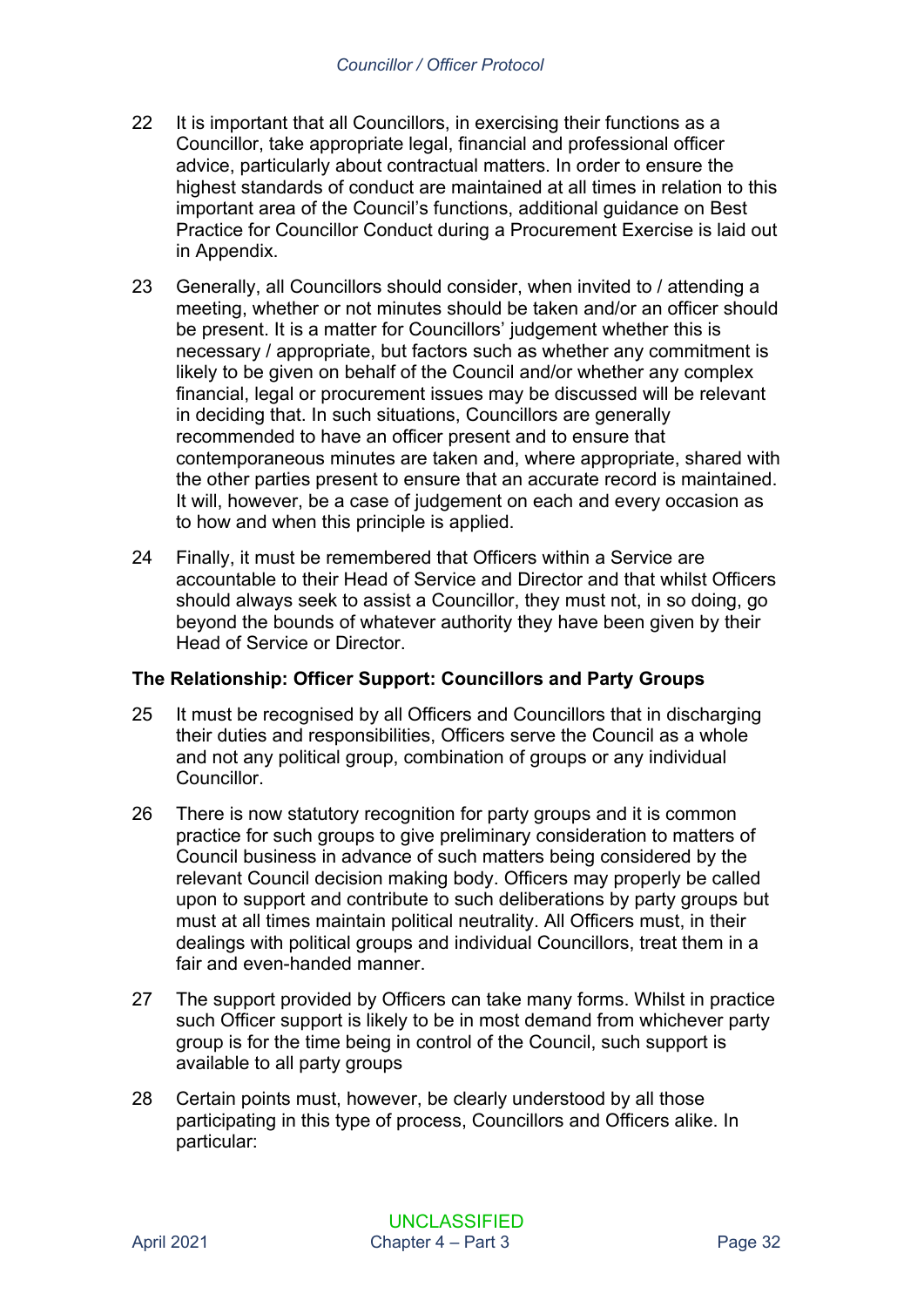22 It is important that all Councillors, in exercising their functions as a Councillor, take appropriate legal, financial and professional officer advice, particularly about contractual matters. In order to ensure the highest standards of conduct are maintained at all times in relation to this important area of the Council's functions, additional guidance on Best Practice for Councillor Conduct during a Procurement Exercise is laid out in Appendix.

23 Generally, all Councillors should consider, when invited to / attending a meeting, whether or not minutes should be taken and/or an officer should be present. It is a matter for Councillors' judgement whether this is necessary / appropriate, but factors such as whether any commitment is likely to be given on behalf of the Council and/or whether any complex financial, legal or procurement issues may be discussed will be relevant in deciding that. In such situations, Councillors are generally recommended to have an officer present and to ensure that contemporaneous minutes are taken and, where appropriate, shared with the other parties present to ensure that an accurate record is maintained. It will, however, be a case of judgement on each and every occasion as to how and when this principle is applied.

24 Finally, it must be remembered that Officers within a Service are accountable to their Head of Service and Director and that whilst Officers should always seek to assist a Councillor, they must not, in so doing, go beyond the bounds of whatever authority they have been given by their Head of Service or Director.

### The Relationship: Officer Support: Councillors and Party Groups

25 It must be recognised by all Officers and Councillors that in discharging their duties and responsibilities, Officers serve the Council as a whole and not any political group, combination of groups or any individual Councillor.

26 There is now statutory recognition for party groups and it is common practice for such groups to give preliminary consideration to matters of Council business in advance of such matters being considered by the relevant Council decision making body. Officers may properly be called upon to support and contribute to such deliberations by party groups but must at all times maintain political neutrality. All Officers must, in their dealings with political groups and individual Councillors, treat them in a fair and even-handed manner.

27 The support provided by Officers can take many forms. Whilst in practice such Officer support is likely to be in most demand from whichever party group is for the time being in control of the Council, such support is available to all party groups

28 Certain points must, however, be clearly understood by all those participating in this type of process, Councillors and Officers alike. In particular: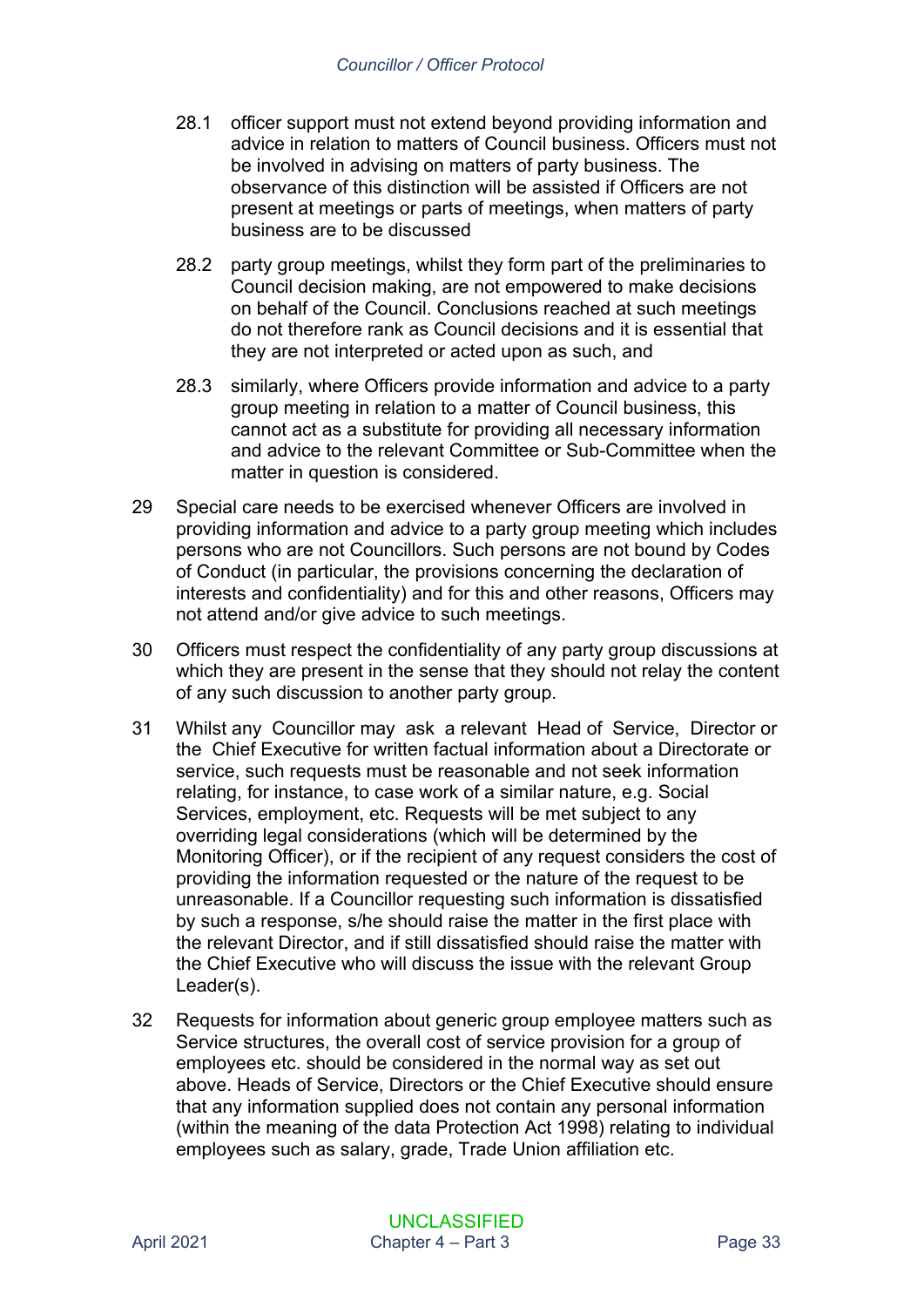28.1 officer support must not extend beyond providing information and advice in relation to matters of Council business. Officers must not be involved in advising on matters of party business. The observance of this distinction will be assisted if Officers are not present at meetings or parts of meetings, when matters of party business are to be discussed

28.2 party group meetings, whilst they form part of the preliminaries to Council decision making, are not empowered to make decisions on behalf of the Council. Conclusions reached at such meetings do not therefore rank as Council decisions and it is essential that they are not interpreted or acted upon as such, and

28.3 similarly, where Officers provide information and advice to a party group meeting in relation to a matter of Council business, this cannot act as a substitute for providing all necessary information and advice to the relevant Committee or Sub-Committee when the matter in question is considered.

29 Special care needs to be exercised whenever Officers are involved in providing information and advice to a party group meeting which includes persons who are not Councillors. Such persons are not bound by Codes of Conduct (in particular, the provisions concerning the declaration of interests and confidentiality) and for this and other reasons, Officers may not attend and/or give advice to such meetings.

30 Officers must respect the confidentiality of any party group discussions at which they are present in the sense that they should not relay the content of any such discussion to another party group.

31 Whilst any Councillor may ask a relevant Head of Service, Director or the Chief Executive for written factual information about a Directorate or service, such requests must be reasonable and not seek information relating, for instance, to case work of a similar nature, e.g. Social Services, employment, etc. Requests will be met subject to any overriding legal considerations (which will be determined by the Monitoring Officer), or if the recipient of any request considers the cost of providing the information requested or the nature of the request to be unreasonable. If a Councillor requesting such information is dissatisfied by such a response, s/he should raise the matter in the first place with the relevant Director, and if still dissatisfied should raise the matter with the Chief Executive who will discuss the issue with the relevant Group Leader(s).

32 Requests for information about generic group employee matters such as Service structures, the overall cost of service provision for a group of employees etc. should be considered in the normal way as set out above. Heads of Service, Directors or the Chief Executive should ensure that any information supplied does not contain any personal information (within the meaning of the data Protection Act 1998) relating to individual employees such as salary, grade, Trade Union affiliation etc.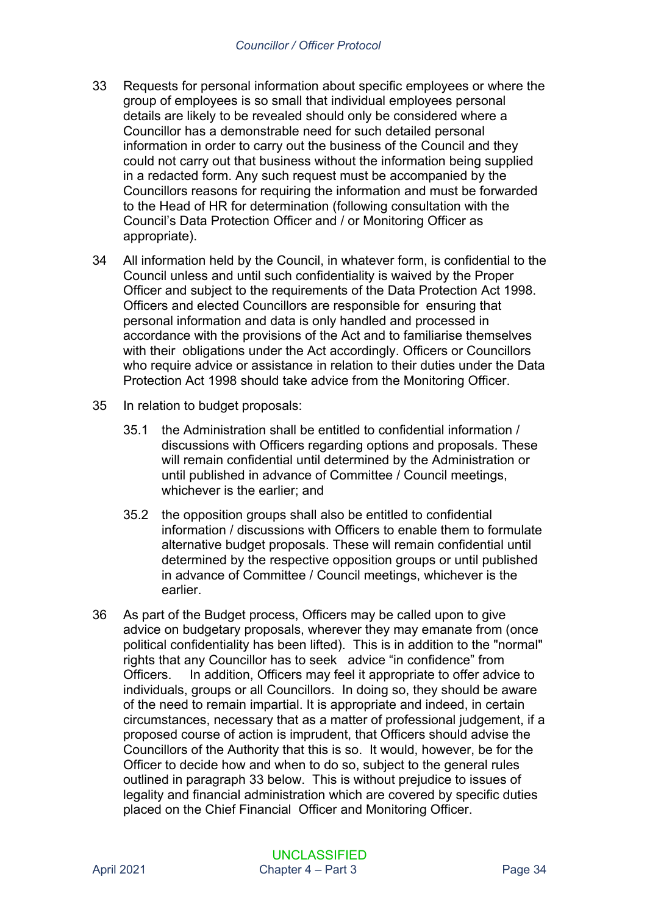33 Requests for personal information about specific employees or where the group of employees is so small that individual employees personal details are likely to be revealed should only be considered where a Councillor has a demonstrable need for such detailed personal information in order to carry out the business of the Council and they could not carry out that business without the information being supplied in a redacted form. Any such request must be accompanied by the Councillors reasons for requiring the information and must be forwarded to the Head of HR for determination (following consultation with the Council's Data Protection Officer and / or Monitoring Officer as appropriate).

34 All information held by the Council, in whatever form, is confidential to the Council unless and until such confidentiality is waived by the Proper Officer and subject to the requirements of the Data Protection Act 1998. Officers and elected Councillors are responsible for ensuring that personal information and data is only handled and processed in accordance with the provisions of the Act and to familiarise themselves with their obligations under the Act accordingly. Officers or Councillors who require advice or assistance in relation to their duties under the Data Protection Act 1998 should take advice from the Monitoring Officer.

35 In relation to budget proposals:

35.1 the Administration shall be entitled to confidential information / discussions with Officers regarding options and proposals. These will remain confidential until determined by the Administration or until published in advance of Committee / Council meetings, whichever is the earlier; and

35.2 the opposition groups shall also be entitled to confidential information / discussions with Officers to enable them to formulate alternative budget proposals. These will remain confidential until determined by the respective opposition groups or until published in advance of Committee / Council meetings, whichever is the earlier.

36 As part of the Budget process, Officers may be called upon to give advice on budgetary proposals, wherever they may emanate from (once political confidentiality has been lifted). This is in addition to the "normal" rights that any Councillor has to seek advice "in confidence" from Officers. In addition, Officers may feel it appropriate to offer advice to individuals, groups or all Councillors. In doing so, they should be aware of the need to remain impartial. It is appropriate and indeed, in certain circumstances, necessary that as a matter of professional judgement, if a proposed course of action is imprudent, that Officers should advise the Councillors of the Authority that this is so. It would, however, be for the Officer to decide how and when to do so, subject to the general rules outlined in paragraph 33 below. This is without prejudice to issues of legality and financial administration which are covered by specific duties placed on the Chief Financial Officer and Monitoring Officer.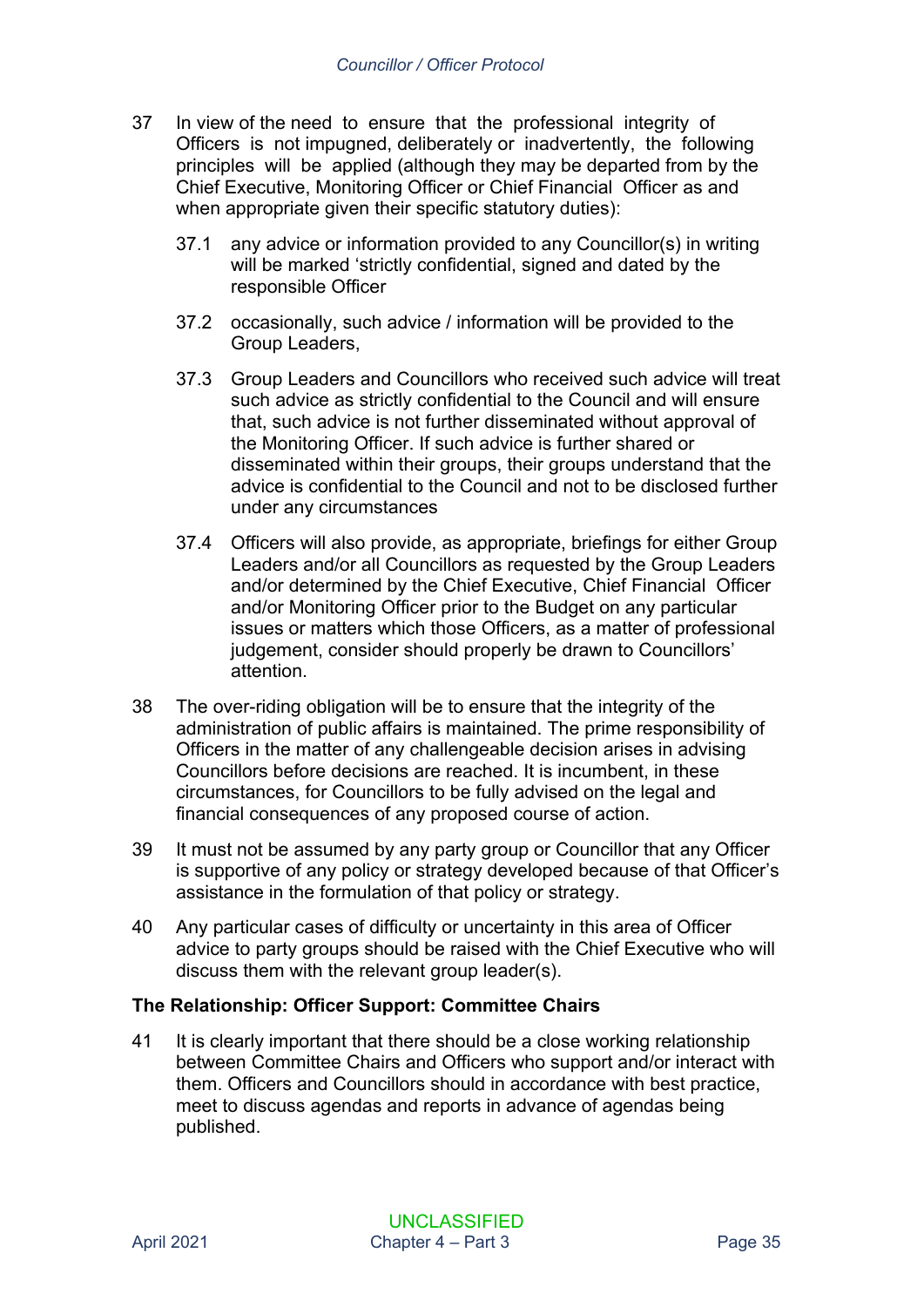37 In view of the need to ensure that the professional integrity of Officers is not impugned, deliberately or inadvertently, the following principles will be applied (although they may be departed from by the Chief Executive, Monitoring Officer or Chief Financial Officer as and when appropriate given their specific statutory duties):

37.1 any advice or information provided to any Councillor(s) in writing will be marked 'strictly confidential, signed and dated by the responsible Officer

37.2 occasionally, such advice / information will be provided to the Group Leaders,

37.3 Group Leaders and Councillors who received such advice will treat such advice as strictly confidential to the Council and will ensure that, such advice is not further disseminated without approval of the Monitoring Officer. If such advice is further shared or disseminated within their groups, their groups understand that the advice is confidential to the Council and not to be disclosed further under any circumstances

37.4 Officers will also provide, as appropriate, briefings for either Group Leaders and/or all Councillors as requested by the Group Leaders and/or determined by the Chief Executive, Chief Financial Officer and/or Monitoring Officer prior to the Budget on any particular issues or matters which those Officers, as a matter of professional judgement, consider should properly be drawn to Councillors' attention.

38 The over-riding obligation will be to ensure that the integrity of the administration of public affairs is maintained. The prime responsibility of Officers in the matter of any challengeable decision arises in advising Councillors before decisions are reached. It is incumbent, in these circumstances, for Councillors to be fully advised on the legal and financial consequences of any proposed course of action.

39 It must not be assumed by any party group or Councillor that any Officer is supportive of any policy or strategy developed because of that Officer's assistance in the formulation of that policy or strategy.

40 Any particular cases of difficulty or uncertainty in this area of Officer advice to party groups should be raised with the Chief Executive who will discuss them with the relevant group leader(s).

**The Relationship: Officer Support: Committee Chairs**

41 It is clearly important that there should be a close working relationship between Committee Chairs and Officers who support and/or interact with them. Officers and Councillors should in accordance with best practice, meet to discuss agendas and reports in advance of agendas being published.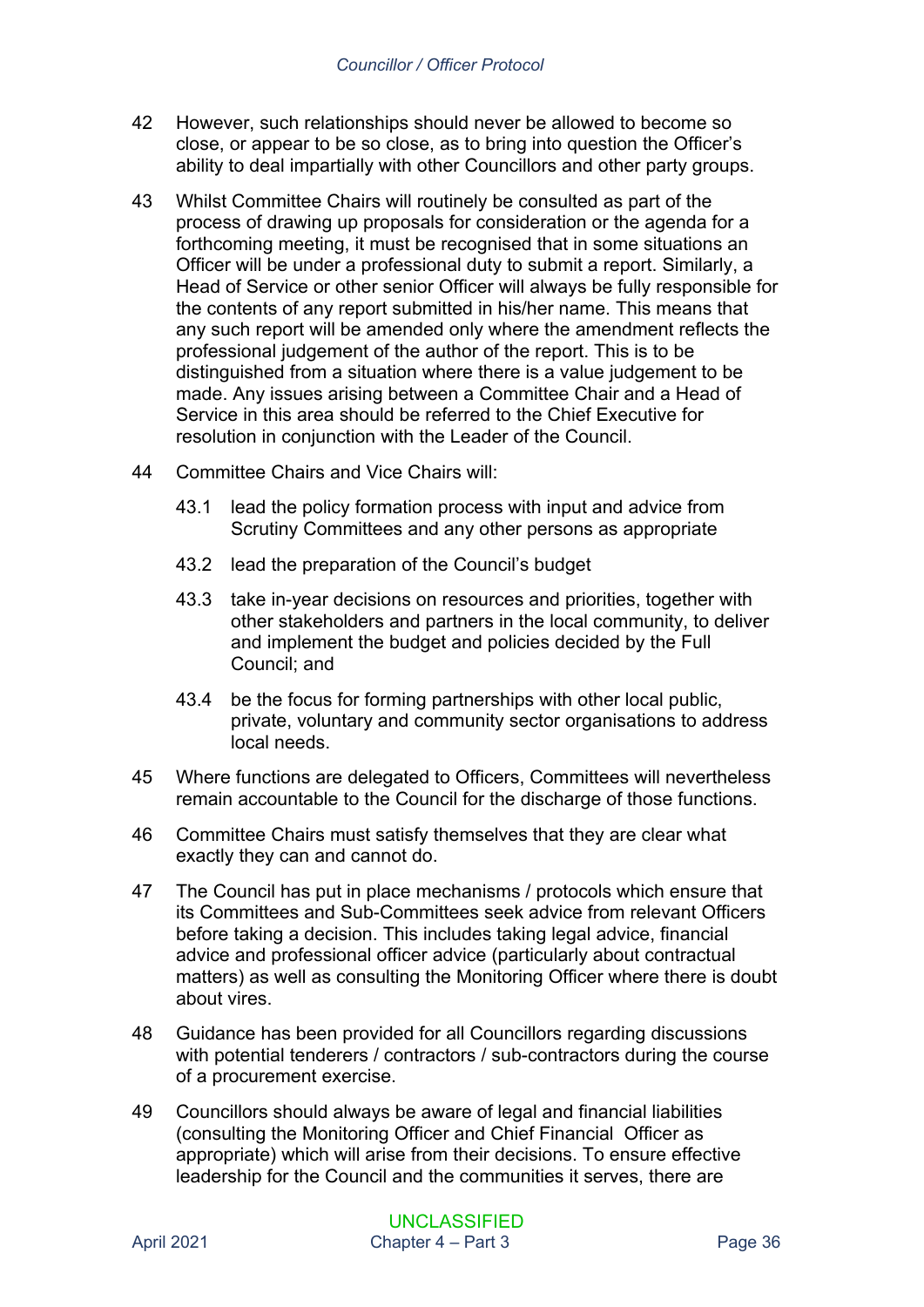42 However, such relationships should never be allowed to become so close, or appear to be so close, as to bring into question the Officer's ability to deal impartially with other Councillors and other party groups.

43 Whilst Committee Chairs will routinely be consulted as part of the process of drawing up proposals for consideration or the agenda for a forthcoming meeting, it must be recognised that in some situations an Officer will be under a professional duty to submit a report. Similarly, a Head of Service or other senior Officer will always be fully responsible for the contents of any report submitted in his/her name. This means that any such report will be amended only where the amendment reflects the professional judgement of the author of the report. This is to be distinguished from a situation where there is a value judgement to be made. Any issues arising between a Committee Chair and a Head of Service in this area should be referred to the Chief Executive for resolution in conjunction with the Leader of the Council.

44 Committee Chairs and Vice Chairs will:

- 43.1 lead the policy formation process with input and advice from Scrutiny Committees and any other persons as appropriate
- 43.2 lead the preparation of the Council's budget
- 43.3 take in-year decisions on resources and priorities, together with other stakeholders and partners in the local community, to deliver and implement the budget and policies decided by the Full Council; and
- 43.4 be the focus for forming partnerships with other local public, private, voluntary and community sector organisations to address local needs.

45 Where functions are delegated to Officers, Committees will nevertheless remain accountable to the Council for the discharge of those functions.

46 Committee Chairs must satisfy themselves that they are clear what exactly they can and cannot do.

47 The Council has put in place mechanisms / protocols which ensure that its Committees and Sub-Committees seek advice from relevant Officers before taking a decision. This includes taking legal advice, financial advice and professional officer advice (particularly about contractual matters) as well as consulting the Monitoring Officer where there is doubt about vires.

48 Guidance has been provided for all Councillors regarding discussions with potential tenderers / contractors / sub-contractors during the course of a procurement exercise.

49 Councillors should always be aware of legal and financial liabilities (consulting the Monitoring Officer and Chief Financial Officer as appropriate) which will arise from their decisions. To ensure effective leadership for the Council and the communities it serves, there are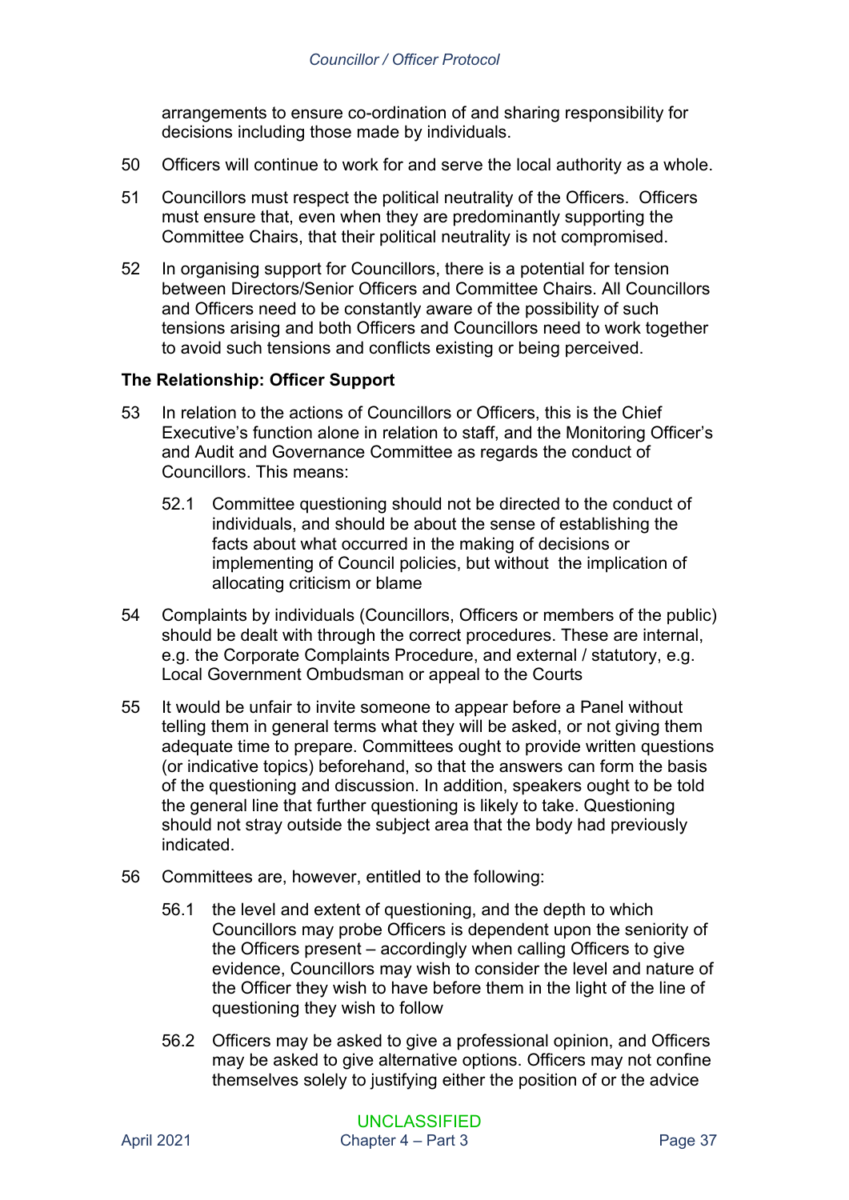arrangements to ensure co-ordination of and sharing responsibility for decisions including those made by individuals.

50 Officers will continue to work for and serve the local authority as a whole.

51 Councillors must respect the political neutrality of the Officers. Officers must ensure that, even when they are predominantly supporting the Committee Chairs, that their political neutrality is not compromised.

52 In organising support for Councillors, there is a potential for tension between Directors/Senior Officers and Committee Chairs. All Councillors and Officers need to be constantly aware of the possibility of such tensions arising and both Officers and Councillors need to work together to avoid such tensions and conflicts existing or being perceived.

**The Relationship: Officer Support**

53 In relation to the actions of Councillors or Officers, this is the Chief Executive's function alone in relation to staff, and the Monitoring Officer's and Audit and Governance Committee as regards the conduct of Councillors. This means:

52.1 Committee questioning should not be directed to the conduct of individuals, and should be about the sense of establishing the facts about what occurred in the making of decisions or implementing of Council policies, but without the implication of allocating criticism or blame

54 Complaints by individuals (Councillors, Officers or members of the public) should be dealt with through the correct procedures. These are internal, e.g. the Corporate Complaints Procedure, and external / statutory, e.g. Local Government Ombudsman or appeal to the Courts

55 It would be unfair to invite someone to appear before a Panel without telling them in general terms what they will be asked, or not giving them adequate time to prepare. Committees ought to provide written questions (or indicative topics) beforehand, so that the answers can form the basis of the questioning and discussion. In addition, speakers ought to be told the general line that further questioning is likely to take. Questioning should not stray outside the subject area that the body had previously indicated.

56 Committees are, however, entitled to the following:

56.1 the level and extent of questioning, and the depth to which Councillors may probe Officers is dependent upon the seniority of the Officers present – accordingly when calling Officers to give evidence, Councillors may wish to consider the level and nature of the Officer they wish to have before them in the light of the line of questioning they wish to follow

56.2 Officers may be asked to give a professional opinion, and Officers may be asked to give alternative options. Officers may not confine themselves solely to justifying either the position of or the advice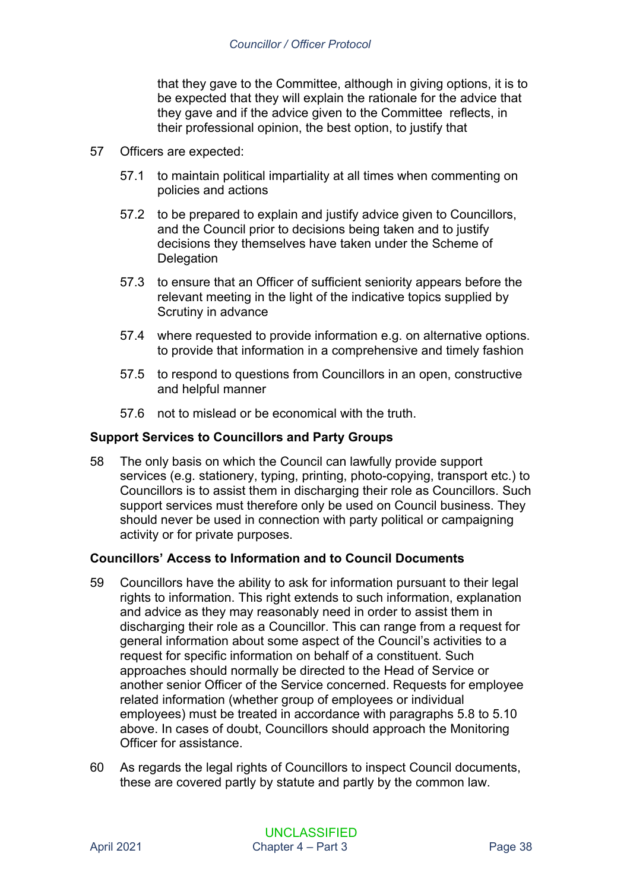that they gave to the Committee, although in giving options, it is to be expected that they will explain the rationale for the advice that they gave and if the advice given to the Committee reflects, in their professional opinion, the best option, to justify that

57 Officers are expected:

57.1 to maintain political impartiality at all times when commenting on policies and actions

57.2 to be prepared to explain and justify advice given to Councillors, and the Council prior to decisions being taken and to justify decisions they themselves have taken under the Scheme of Delegation

57.3 to ensure that an Officer of sufficient seniority appears before the relevant meeting in the light of the indicative topics supplied by Scrutiny in advance

57.4 where requested to provide information e.g. on alternative options. to provide that information in a comprehensive and timely fashion

57.5 to respond to questions from Councillors in an open, constructive and helpful manner

57.6 not to mislead or be economical with the truth.

**Support Services to Councillors and Party Groups**

58 The only basis on which the Council can lawfully provide support services (e.g. stationery, typing, printing, photo-copying, transport etc.) to Councillors is to assist them in discharging their role as Councillors. Such support services must therefore only be used on Council business. They should never be used in connection with party political or campaigning activity or for private purposes.

**Councillors' Access to Information and to Council Documents**

59 Councillors have the ability to ask for information pursuant to their legal rights to information. This right extends to such information, explanation and advice as they may reasonably need in order to assist them in discharging their role as a Councillor. This can range from a request for general information about some aspect of the Council's activities to a request for specific information on behalf of a constituent. Such approaches should normally be directed to the Head of Service or another senior Officer of the Service concerned. Requests for employee related information (whether group of employees or individual employees) must be treated in accordance with paragraphs 5.8 to 5.10 above. In cases of doubt, Councillors should approach the Monitoring Officer for assistance.

60 As regards the legal rights of Councillors to inspect Council documents, these are covered partly by statute and partly by the common law.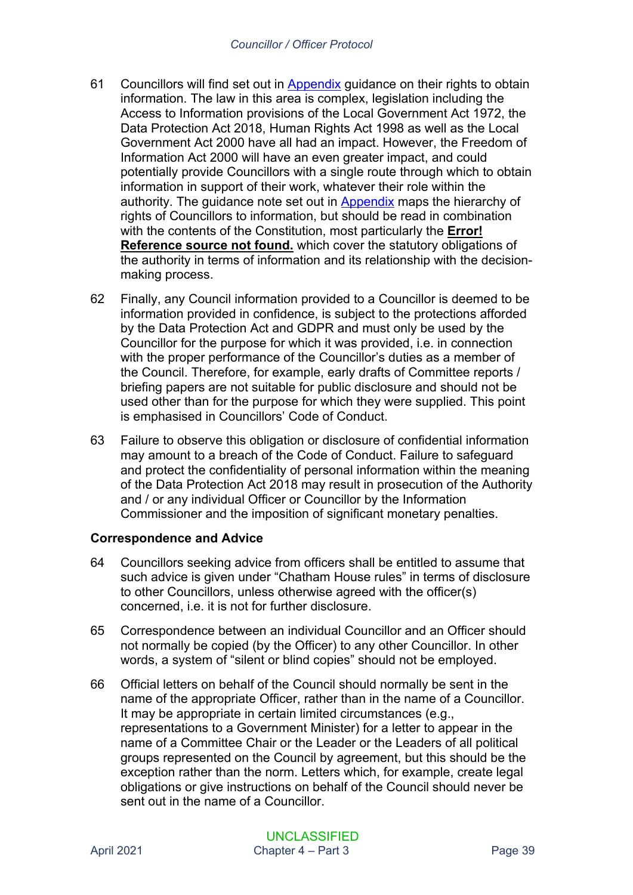61 Councillors will find set out in Appendix guidance on their rights to obtain information. The law in this area is complex, legislation including the Access to Information provisions of the Local Government Act 1972, the Data Protection Act 2018, Human Rights Act 1998 as well as the Local Government Act 2000 have all had an impact. However, the Freedom of Information Act 2000 will have an even greater impact, and could potentially provide Councillors with a single route through which to obtain information in support of their work, whatever their role within the authority. The guidance note set out in Appendix maps the hierarchy of rights of Councillors to information, but should be read in combination with the contents of the Constitution, most particularly the **Error! Reference source not found.** which cover the statutory obligations of the authority in terms of information and its relationship with the decision-making process.

62 Finally, any Council information provided to a Councillor is deemed to be information provided in confidence, is subject to the protections afforded by the Data Protection Act and GDPR and must only be used by the Councillor for the purpose for which it was provided, i.e. in connection with the proper performance of the Councillor's duties as a member of the Council. Therefore, for example, early drafts of Committee reports / briefing papers are not suitable for public disclosure and should not be used other than for the purpose for which they were supplied. This point is emphasised in Councillors' Code of Conduct.

63 Failure to observe this obligation or disclosure of confidential information may amount to a breach of the Code of Conduct. Failure to safeguard and protect the confidentiality of personal information within the meaning of the Data Protection Act 2018 may result in prosecution of the Authority and / or any individual Officer or Councillor by the Information Commissioner and the imposition of significant monetary penalties.

**Correspondence and Advice**

64 Councillors seeking advice from officers shall be entitled to assume that such advice is given under "Chatham House rules" in terms of disclosure to other Councillors, unless otherwise agreed with the officer(s) concerned, i.e. it is not for further disclosure.

65 Correspondence between an individual Councillor and an Officer should not normally be copied (by the Officer) to any other Councillor. In other words, a system of "silent or blind copies" should not be employed.

66 Official letters on behalf of the Council should normally be sent in the name of the appropriate Officer, rather than in the name of a Councillor. It may be appropriate in certain limited circumstances (e.g., representations to a Government Minister) for a letter to appear in the name of a Committee Chair or the Leader or the Leaders of all political groups represented on the Council by agreement, but this should be the exception rather than the norm. Letters which, for example, create legal obligations or give instructions on behalf of the Council should never be sent out in the name of a Councillor.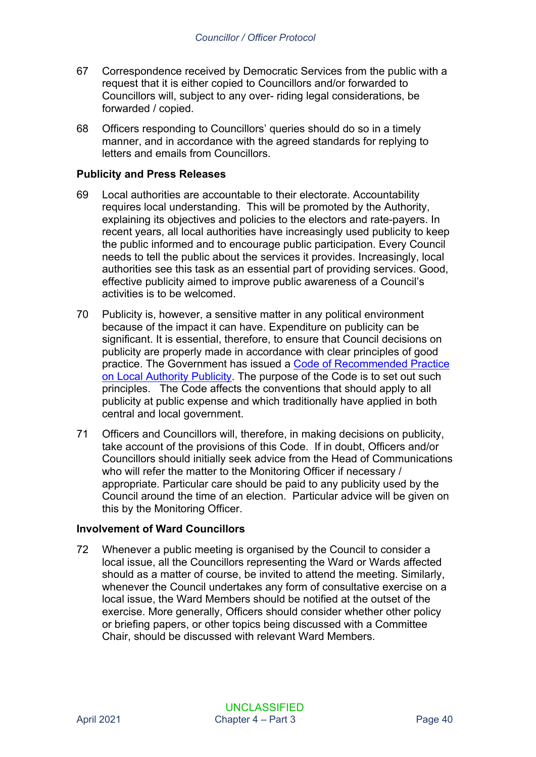67 Correspondence received by Democratic Services from the public with a request that it is either copied to Councillors and/or forwarded to Councillors will, subject to any over- riding legal considerations, be forwarded / copied.

68 Officers responding to Councillors' queries should do so in a timely manner, and in accordance with the agreed standards for replying to letters and emails from Councillors.

**Publicity and Press Releases**

69 Local authorities are accountable to their electorate. Accountability requires local understanding. This will be promoted by the Authority, explaining its objectives and policies to the electors and rate-payers. In recent years, all local authorities have increasingly used publicity to keep the public informed and to encourage public participation. Every Council needs to tell the public about the services it provides. Increasingly, local authorities see this task as an essential part of providing services. Good, effective publicity aimed to improve public awareness of a Council's activities is to be welcomed.

70 Publicity is, however, a sensitive matter in any political environment because of the impact it can have. Expenditure on publicity can be significant. It is essential, therefore, to ensure that Council decisions on publicity are properly made in accordance with clear principles of good practice. The Government has issued a Code of Recommended Practice on Local Authority Publicity. The purpose of the Code is to set out such principles. The Code affects the conventions that should apply to all publicity at public expense and which traditionally have applied in both central and local government.

71 Officers and Councillors will, therefore, in making decisions on publicity, take account of the provisions of this Code. If in doubt, Officers and/or Councillors should initially seek advice from the Head of Communications who will refer the matter to the Monitoring Officer if necessary / appropriate. Particular care should be paid to any publicity used by the Council around the time of an election. Particular advice will be given on this by the Monitoring Officer.

**Involvement of Ward Councillors**

72 Whenever a public meeting is organised by the Council to consider a local issue, all the Councillors representing the Ward or Wards affected should as a matter of course, be invited to attend the meeting. Similarly, whenever the Council undertakes any form of consultative exercise on a local issue, the Ward Members should be notified at the outset of the exercise. More generally, Officers should consider whether other policy or briefing papers, or other topics being discussed with a Committee Chair, should be discussed with relevant Ward Members.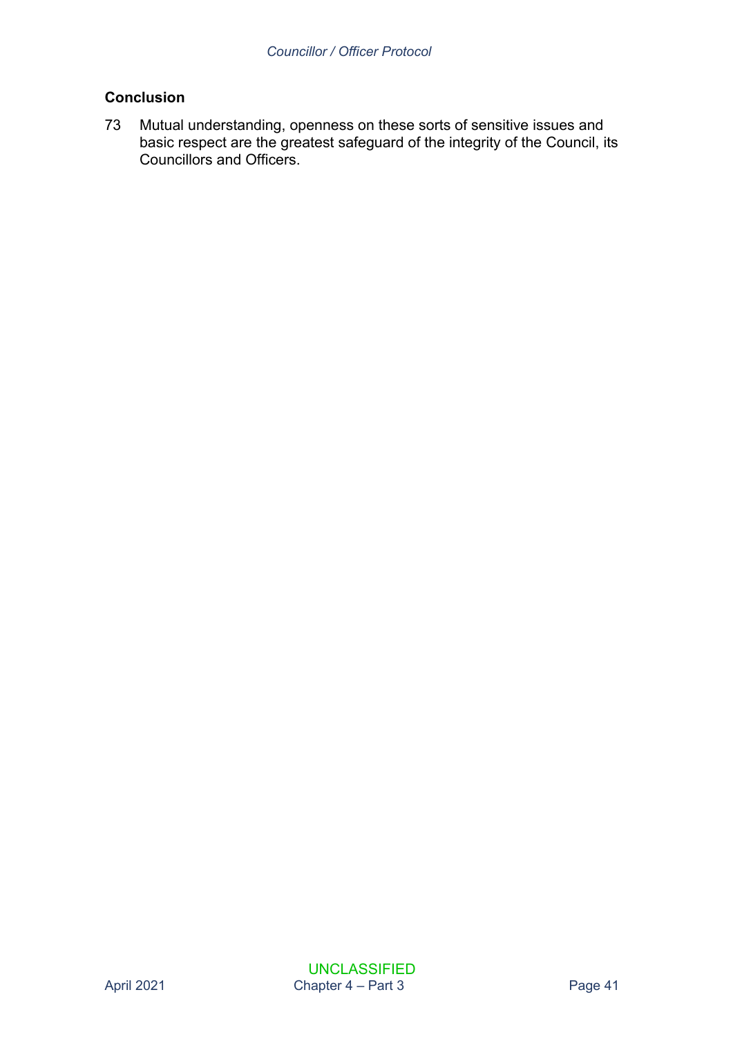## Conclusion

73 Mutual understanding, openness on these sorts of sensitive issues and basic respect are the greatest safeguard of the integrity of the Council, its Councillors and Officers.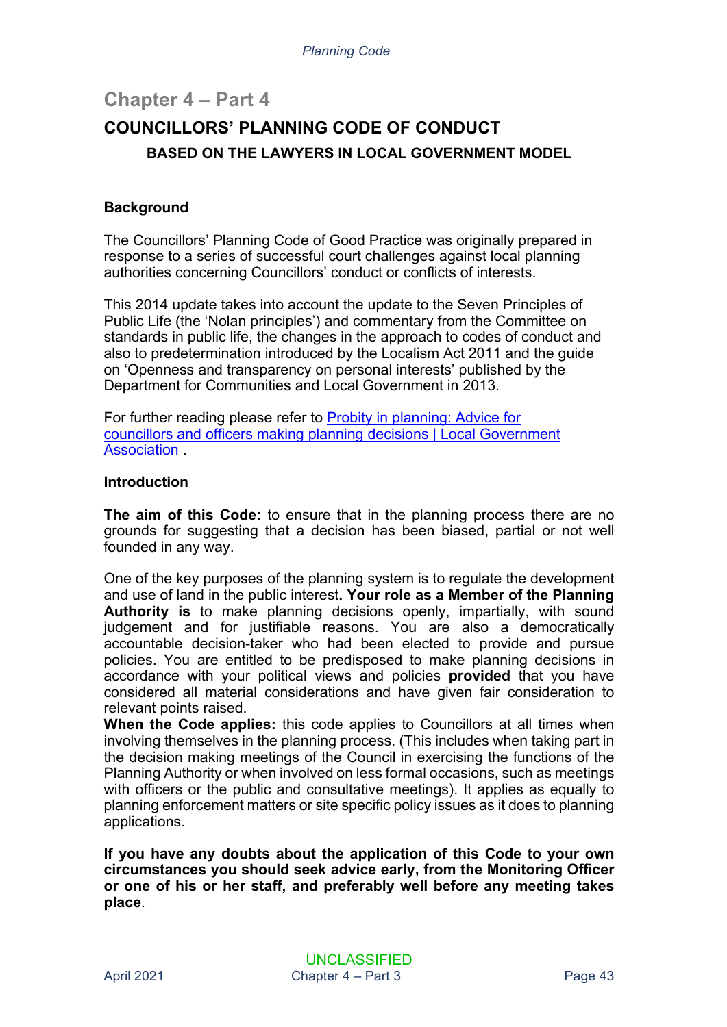## Chapter 4 – Part 4

# COUNCILLORS' PLANNING CODE OF CONDUCT

### BASED ON THE LAWYERS IN LOCAL GOVERNMENT MODEL

**Background**

The Councillors' Planning Code of Good Practice was originally prepared in response to a series of successful court challenges against local planning authorities concerning Councillors' conduct or conflicts of interests.

This 2014 update takes into account the update to the Seven Principles of Public Life (the 'Nolan principles') and commentary from the Committee on standards in public life, the changes in the approach to codes of conduct and also to predetermination introduced by the Localism Act 2011 and the guide on 'Openness and transparency on personal interests' published by the Department for Communities and Local Government in 2013.

For further reading please refer to [Probity in planning: Advice for councillors and officers making planning decisions | Local Government Association]() .

**Introduction**

**The aim of this Code:** to ensure that in the planning process there are no grounds for suggesting that a decision has been biased, partial or not well founded in any way.

One of the key purposes of the planning system is to regulate the development and use of land in the public interest**. Your role as a Member of the Planning Authority is** to make planning decisions openly, impartially, with sound judgement and for justifiable reasons. You are also a democratically accountable decision-taker who had been elected to provide and pursue policies. You are entitled to be predisposed to make planning decisions in accordance with your political views and policies **provided** that you have considered all material considerations and have given fair consideration to relevant points raised.

**When the Code applies:** this code applies to Councillors at all times when involving themselves in the planning process. (This includes when taking part in the decision making meetings of the Council in exercising the functions of the Planning Authority or when involved on less formal occasions, such as meetings with officers or the public and consultative meetings). It applies as equally to planning enforcement matters or site specific policy issues as it does to planning applications.

**If you have any doubts about the application of this Code to your own circumstances you should seek advice early, from the Monitoring Officer or one of his or her staff, and preferably well before any meeting takes place**.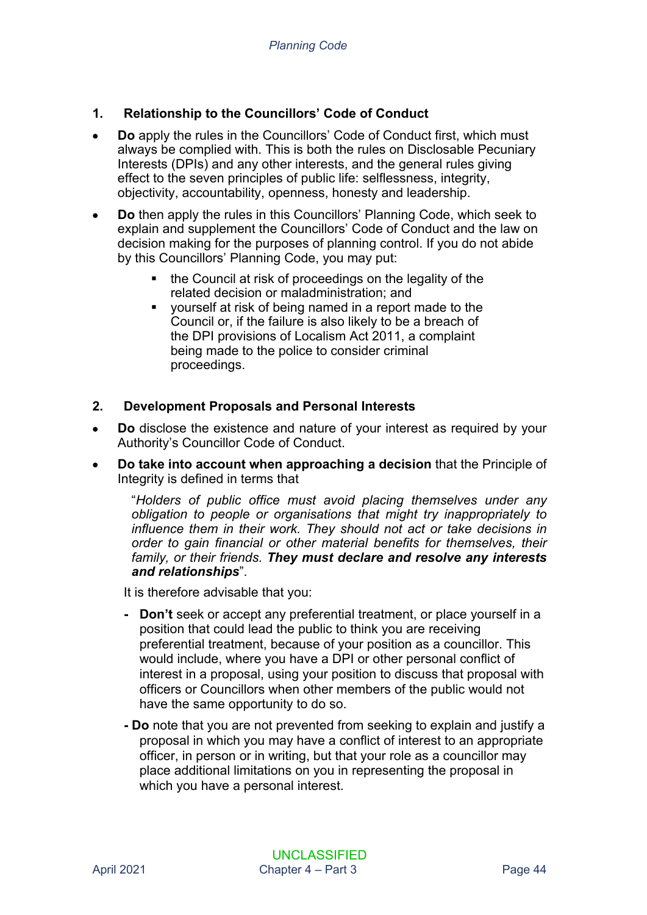## 1. Relationship to the Councillors' Code of Conduct

- **Do** apply the rules in the Councillors' Code of Conduct first, which must always be complied with. This is both the rules on Disclosable Pecuniary Interests (DPIs) and any other interests, and the general rules giving effect to the seven principles of public life: selflessness, integrity, objectivity, accountability, openness, honesty and leadership.
- **Do** then apply the rules in this Councillors' Planning Code, which seek to explain and supplement the Councillors' Code of Conduct and the law on decision making for the purposes of planning control. If you do not abide by this Councillors' Planning Code, you may put:
  - the Council at risk of proceedings on the legality of the related decision or maladministration; and
  - yourself at risk of being named in a report made to the Council or, if the failure is also likely to be a breach of the DPI provisions of Localism Act 2011, a complaint being made to the police to consider criminal proceedings.

## 2. Development Proposals and Personal Interests

- **Do** disclose the existence and nature of your interest as required by your Authority's Councillor Code of Conduct.
- **Do take into account when approaching a decision** that the Principle of Integrity is defined in terms that

  "*Holders of public office must avoid placing themselves under any obligation to people or organisations that might try inappropriately to influence them in their work. They should not act or take decisions in order to gain financial or other material benefits for themselves, their family, or their friends. **They must declare and resolve any interests and relationships***".

  It is therefore advisable that you:

  - **Don't** seek or accept any preferential treatment, or place yourself in a position that could lead the public to think you are receiving preferential treatment, because of your position as a councillor. This would include, where you have a DPI or other personal conflict of interest in a proposal, using your position to discuss that proposal with officers or Councillors when other members of the public would not have the same opportunity to do so.
  - **Do** note that you are not prevented from seeking to explain and justify a proposal in which you may have a conflict of interest to an appropriate officer, in person or in writing, but that your role as a councillor may place additional limitations on you in representing the proposal in which you have a personal interest.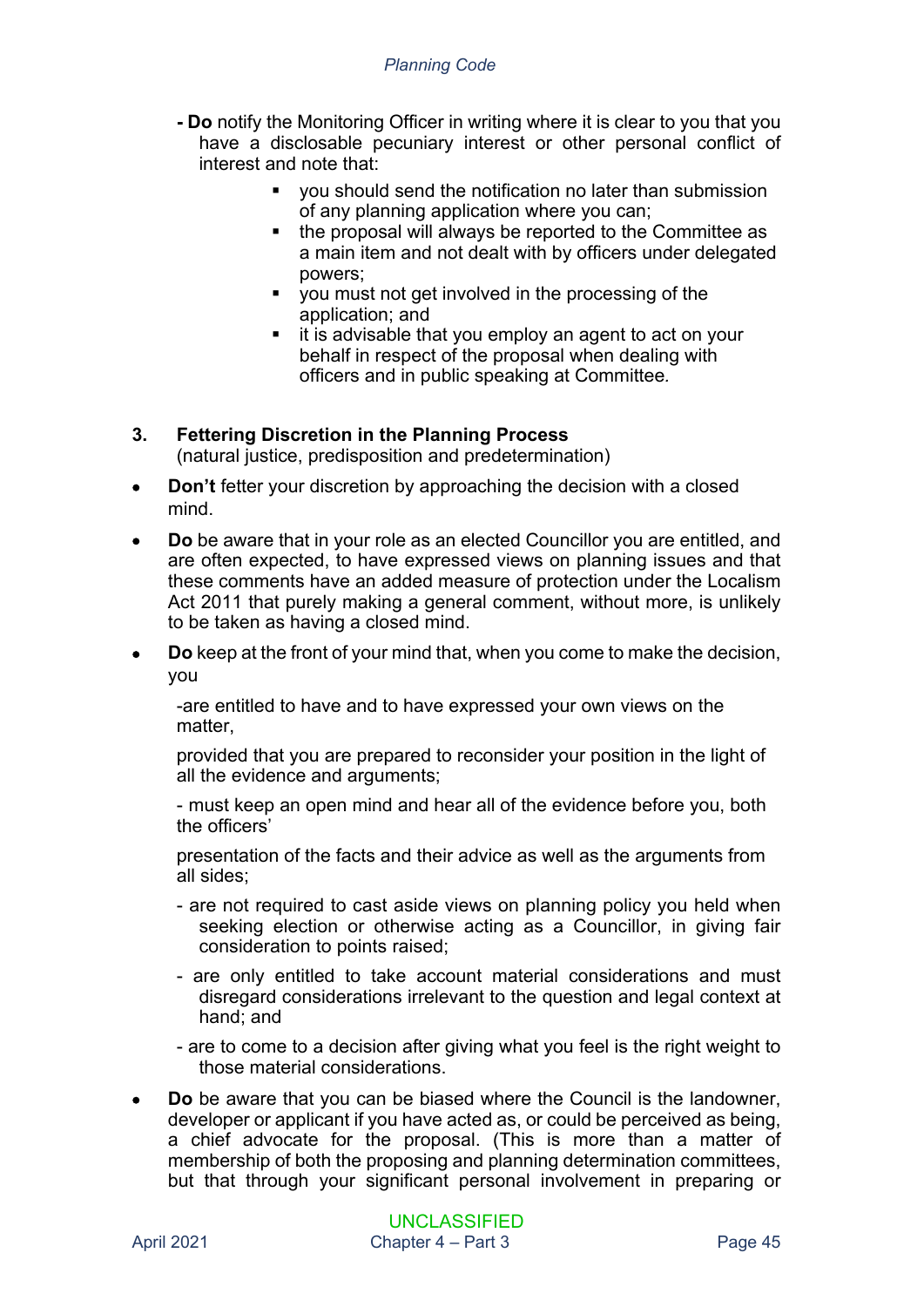- **Do** notify the Monitoring Officer in writing where it is clear to you that you have a disclosable pecuniary interest or other personal conflict of interest and note that:
    - you should send the notification no later than submission of any planning application where you can;
    - the proposal will always be reported to the Committee as a main item and not dealt with by officers under delegated powers;
    - you must not get involved in the processing of the application; and
    - it is advisable that you employ an agent to act on your behalf in respect of the proposal when dealing with officers and in public speaking at Committee.

## 3. Fettering Discretion in the Planning Process

(natural justice, predisposition and predetermination)

- **Don't** fetter your discretion by approaching the decision with a closed mind.
- **Do** be aware that in your role as an elected Councillor you are entitled, and are often expected, to have expressed views on planning issues and that these comments have an added measure of protection under the Localism Act 2011 that purely making a general comment, without more, is unlikely to be taken as having a closed mind.
- **Do** keep at the front of your mind that, when you come to make the decision, you

  -are entitled to have and to have expressed your own views on the matter,

  provided that you are prepared to reconsider your position in the light of all the evidence and arguments;

  - must keep an open mind and hear all of the evidence before you, both the officers'

  presentation of the facts and their advice as well as the arguments from all sides;

  - are not required to cast aside views on planning policy you held when seeking election or otherwise acting as a Councillor, in giving fair consideration to points raised;

  - are only entitled to take account material considerations and must disregard considerations irrelevant to the question and legal context at hand; and

  - are to come to a decision after giving what you feel is the right weight to those material considerations.

- **Do** be aware that you can be biased where the Council is the landowner, developer or applicant if you have acted as, or could be perceived as being, a chief advocate for the proposal. (This is more than a matter of membership of both the proposing and planning determination committees, but that through your significant personal involvement in preparing or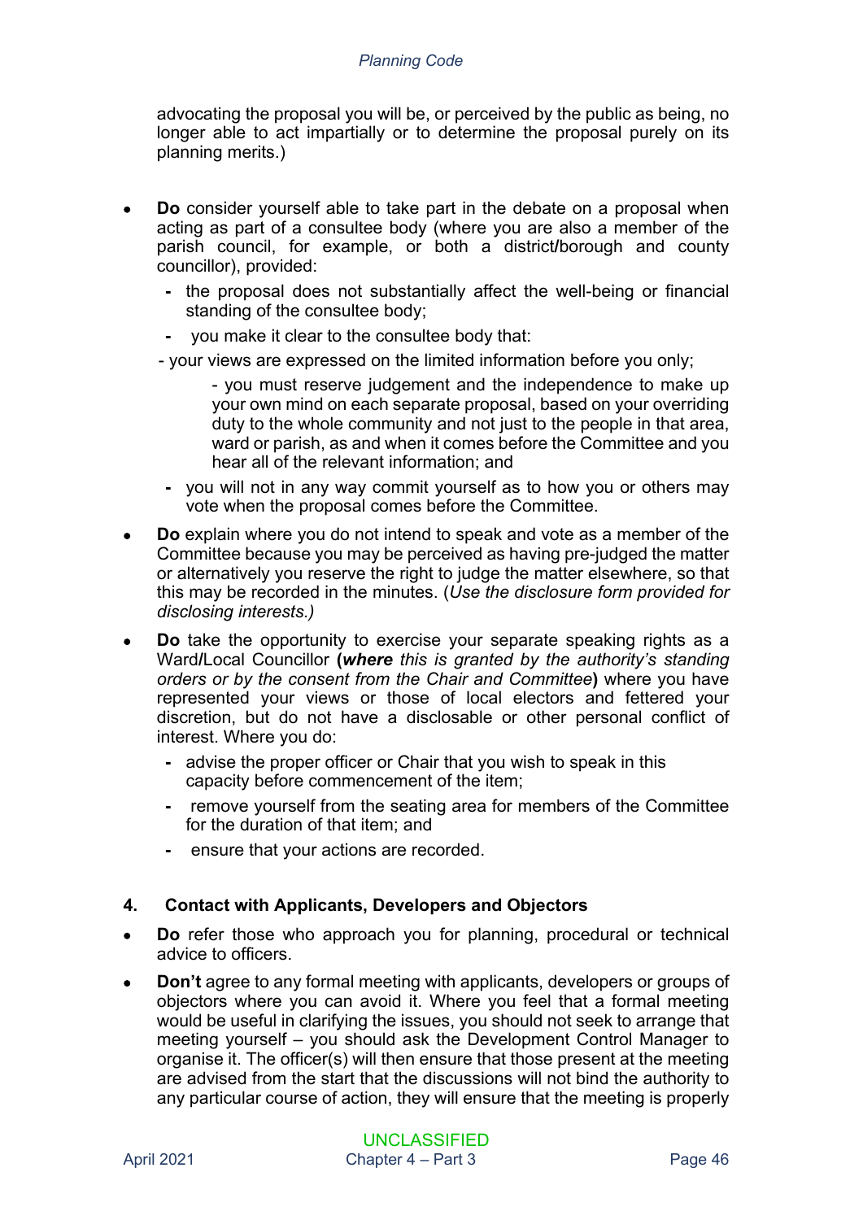advocating the proposal you will be, or perceived by the public as being, no longer able to act impartially or to determine the proposal purely on its planning merits.)

- **Do** consider yourself able to take part in the debate on a proposal when acting as part of a consultee body (where you are also a member of the parish council, for example, or both a district/borough and county councillor), provided:
  - the proposal does not substantially affect the well-being or financial standing of the consultee body;
  - you make it clear to the consultee body that:
  - your views are expressed on the limited information before you only;
    - you must reserve judgement and the independence to make up your own mind on each separate proposal, based on your overriding duty to the whole community and not just to the people in that area, ward or parish, as and when it comes before the Committee and you hear all of the relevant information; and
  - you will not in any way commit yourself as to how you or others may vote when the proposal comes before the Committee.
- **Do** explain where you do not intend to speak and vote as a member of the Committee because you may be perceived as having pre-judged the matter or alternatively you reserve the right to judge the matter elsewhere, so that this may be recorded in the minutes. (*Use the disclosure form provided for disclosing interests.)*
- **Do** take the opportunity to exercise your separate speaking rights as a Ward/Local Councillor **(*where** this is granted by the authority's standing orders or by the consent from the Chair and Committee***)** where you have represented your views or those of local electors and fettered your discretion, but do not have a disclosable or other personal conflict of interest. Where you do:
  - advise the proper officer or Chair that you wish to speak in this capacity before commencement of the item;
  - remove yourself from the seating area for members of the Committee for the duration of that item; and
  - ensure that your actions are recorded.

## 4. Contact with Applicants, Developers and Objectors

- **Do** refer those who approach you for planning, procedural or technical advice to officers.
- **Don't** agree to any formal meeting with applicants, developers or groups of objectors where you can avoid it. Where you feel that a formal meeting would be useful in clarifying the issues, you should not seek to arrange that meeting yourself – you should ask the Development Control Manager to organise it. The officer(s) will then ensure that those present at the meeting are advised from the start that the discussions will not bind the authority to any particular course of action, they will ensure that the meeting is properly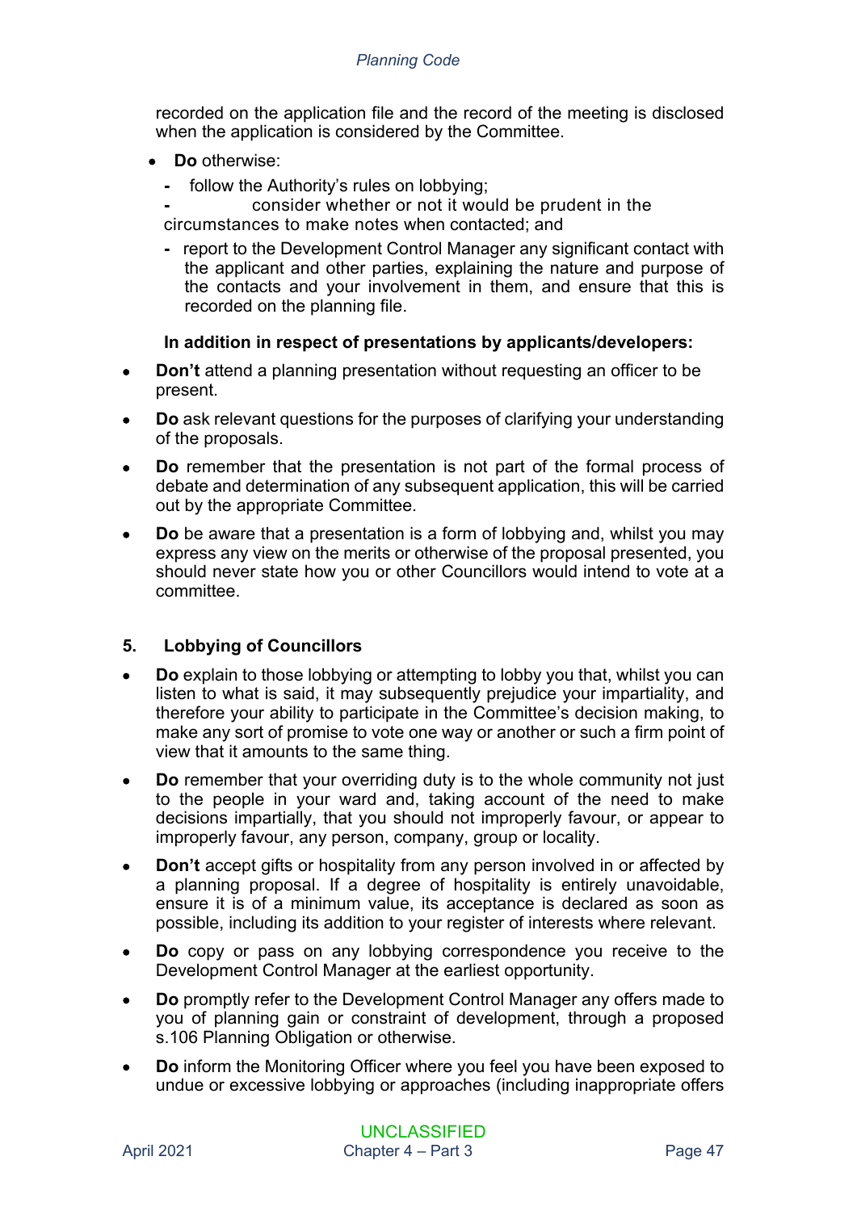recorded on the application file and the record of the meeting is disclosed when the application is considered by the Committee.

- **Do** otherwise:
  - follow the Authority's rules on lobbying;
  - consider whether or not it would be prudent in the circumstances to make notes when contacted; and
  - report to the Development Control Manager any significant contact with the applicant and other parties, explaining the nature and purpose of the contacts and your involvement in them, and ensure that this is recorded on the planning file.

**In addition in respect of presentations by applicants/developers:**

- **Don't** attend a planning presentation without requesting an officer to be present.
- **Do** ask relevant questions for the purposes of clarifying your understanding of the proposals.
- **Do** remember that the presentation is not part of the formal process of debate and determination of any subsequent application, this will be carried out by the appropriate Committee.
- **Do** be aware that a presentation is a form of lobbying and, whilst you may express any view on the merits or otherwise of the proposal presented, you should never state how you or other Councillors would intend to vote at a committee.

## 5. Lobbying of Councillors

- **Do** explain to those lobbying or attempting to lobby you that, whilst you can listen to what is said, it may subsequently prejudice your impartiality, and therefore your ability to participate in the Committee's decision making, to make any sort of promise to vote one way or another or such a firm point of view that it amounts to the same thing.
- **Do** remember that your overriding duty is to the whole community not just to the people in your ward and, taking account of the need to make decisions impartially, that you should not improperly favour, or appear to improperly favour, any person, company, group or locality.
- **Don't** accept gifts or hospitality from any person involved in or affected by a planning proposal. If a degree of hospitality is entirely unavoidable, ensure it is of a minimum value, its acceptance is declared as soon as possible, including its addition to your register of interests where relevant.
- **Do** copy or pass on any lobbying correspondence you receive to the Development Control Manager at the earliest opportunity.
- **Do** promptly refer to the Development Control Manager any offers made to you of planning gain or constraint of development, through a proposed s.106 Planning Obligation or otherwise.
- **Do** inform the Monitoring Officer where you feel you have been exposed to undue or excessive lobbying or approaches (including inappropriate offers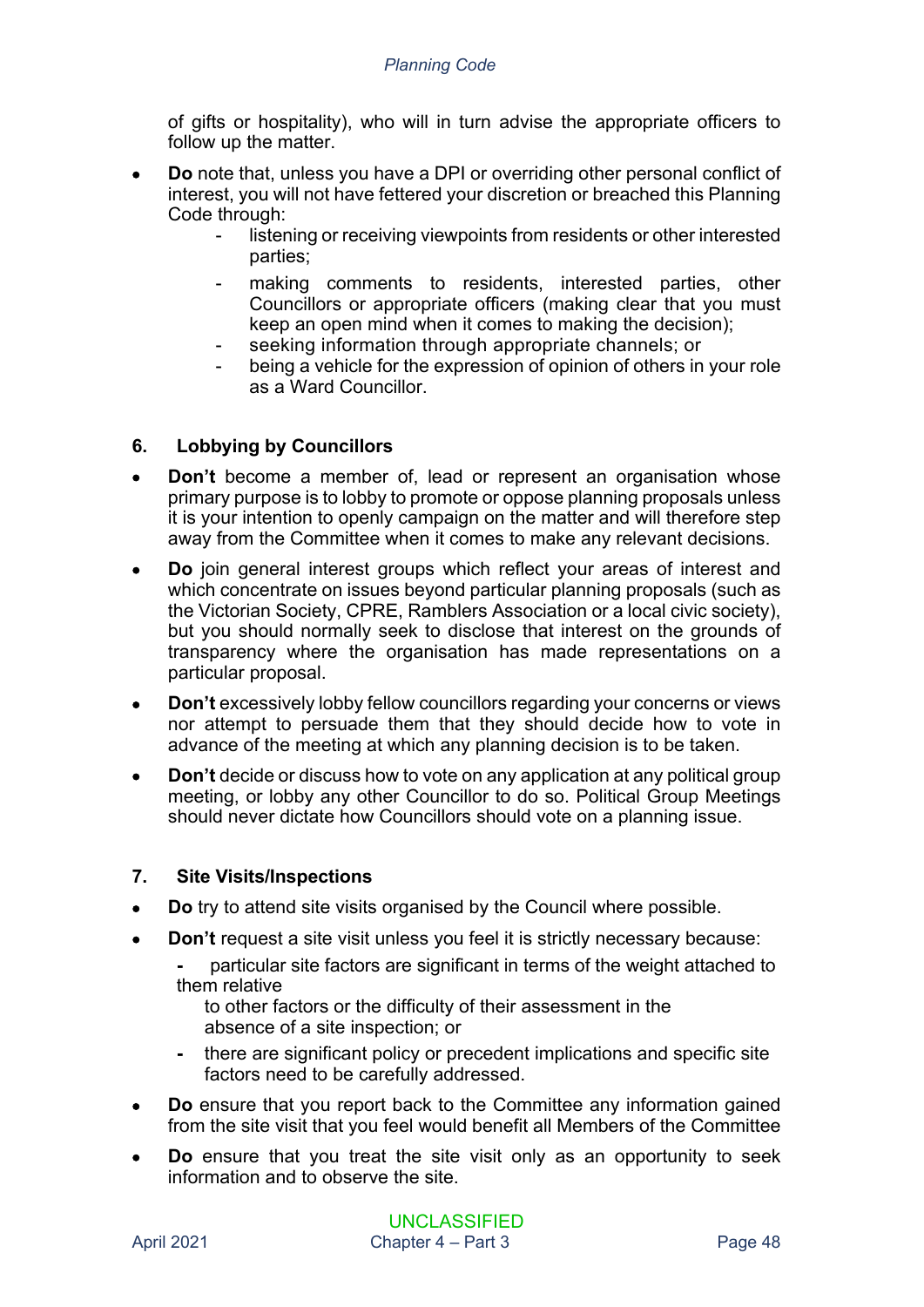of gifts or hospitality), who will in turn advise the appropriate officers to follow up the matter.

- **Do** note that, unless you have a DPI or overriding other personal conflict of interest, you will not have fettered your discretion or breached this Planning Code through:
    - listening or receiving viewpoints from residents or other interested parties;
    - making comments to residents, interested parties, other Councillors or appropriate officers (making clear that you must keep an open mind when it comes to making the decision);
    - seeking information through appropriate channels; or
    - being a vehicle for the expression of opinion of others in your role as a Ward Councillor.

## 6. Lobbying by Councillors

- **Don't** become a member of, lead or represent an organisation whose primary purpose is to lobby to promote or oppose planning proposals unless it is your intention to openly campaign on the matter and will therefore step away from the Committee when it comes to make any relevant decisions.
- **Do** join general interest groups which reflect your areas of interest and which concentrate on issues beyond particular planning proposals (such as the Victorian Society, CPRE, Ramblers Association or a local civic society), but you should normally seek to disclose that interest on the grounds of transparency where the organisation has made representations on a particular proposal.
- **Don't** excessively lobby fellow councillors regarding your concerns or views nor attempt to persuade them that they should decide how to vote in advance of the meeting at which any planning decision is to be taken.
- **Don't** decide or discuss how to vote on any application at any political group meeting, or lobby any other Councillor to do so. Political Group Meetings should never dictate how Councillors should vote on a planning issue.

## 7. Site Visits/Inspections

- **Do** try to attend site visits organised by the Council where possible.
- **Don't** request a site visit unless you feel it is strictly necessary because:
    - particular site factors are significant in terms of the weight attached to them relative to other factors or the difficulty of their assessment in the absence of a site inspection; or
    - there are significant policy or precedent implications and specific site factors need to be carefully addressed.
- **Do** ensure that you report back to the Committee any information gained from the site visit that you feel would benefit all Members of the Committee
- **Do** ensure that you treat the site visit only as an opportunity to seek information and to observe the site.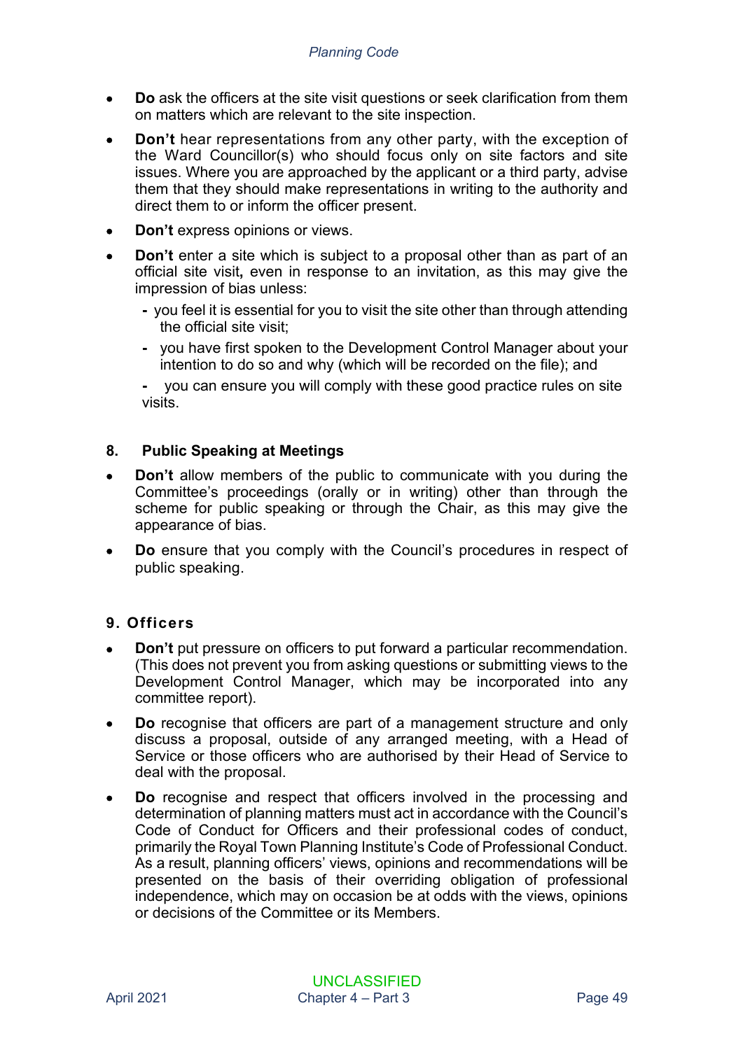- **Do** ask the officers at the site visit questions or seek clarification from them on matters which are relevant to the site inspection.
- **Don't** hear representations from any other party, with the exception of the Ward Councillor(s) who should focus only on site factors and site issues. Where you are approached by the applicant or a third party, advise them that they should make representations in writing to the authority and direct them to or inform the officer present.
- **Don't** express opinions or views.
- **Don't** enter a site which is subject to a proposal other than as part of an official site visit**,** even in response to an invitation, as this may give the impression of bias unless:
  - you feel it is essential for you to visit the site other than through attending the official site visit;
  - you have first spoken to the Development Control Manager about your intention to do so and why (which will be recorded on the file); and
  - you can ensure you will comply with these good practice rules on site visits.

## 8. Public Speaking at Meetings

- **Don't** allow members of the public to communicate with you during the Committee's proceedings (orally or in writing) other than through the scheme for public speaking or through the Chair, as this may give the appearance of bias.
- **Do** ensure that you comply with the Council's procedures in respect of public speaking.

## 9. Officers

- **Don't** put pressure on officers to put forward a particular recommendation. (This does not prevent you from asking questions or submitting views to the Development Control Manager, which may be incorporated into any committee report).
- **Do** recognise that officers are part of a management structure and only discuss a proposal, outside of any arranged meeting, with a Head of Service or those officers who are authorised by their Head of Service to deal with the proposal.
- **Do** recognise and respect that officers involved in the processing and determination of planning matters must act in accordance with the Council's Code of Conduct for Officers and their professional codes of conduct, primarily the Royal Town Planning Institute's Code of Professional Conduct. As a result, planning officers' views, opinions and recommendations will be presented on the basis of their overriding obligation of professional independence, which may on occasion be at odds with the views, opinions or decisions of the Committee or its Members.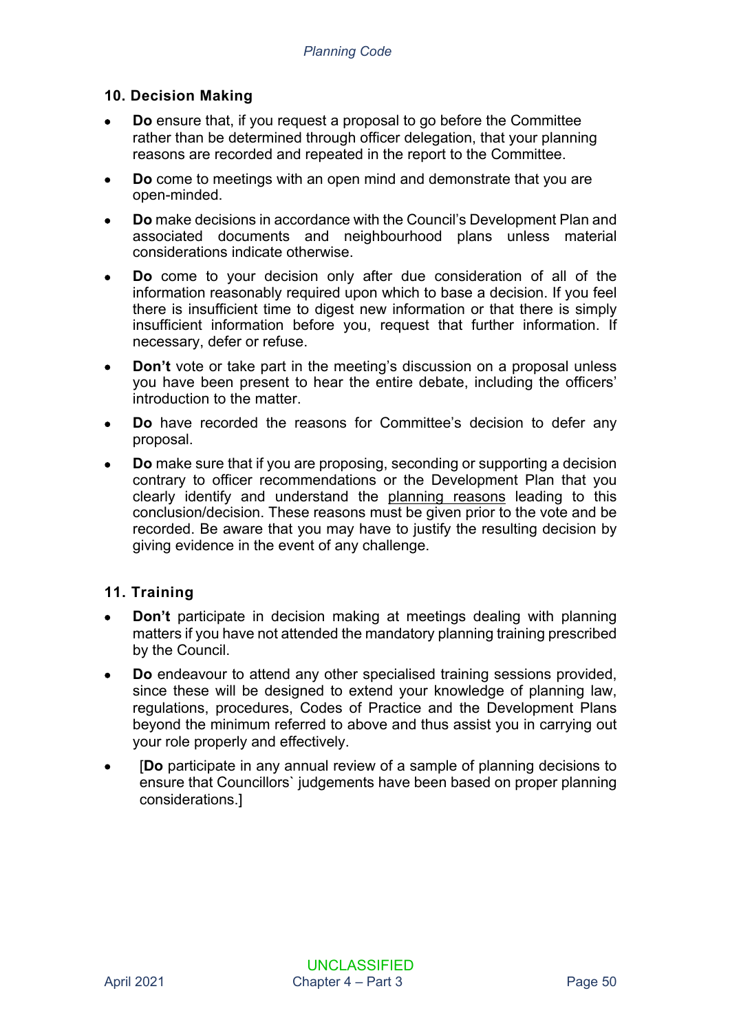## 10. Decision Making

- **Do** ensure that, if you request a proposal to go before the Committee rather than be determined through officer delegation, that your planning reasons are recorded and repeated in the report to the Committee.
- **Do** come to meetings with an open mind and demonstrate that you are open-minded.
- **Do** make decisions in accordance with the Council's Development Plan and associated documents and neighbourhood plans unless material considerations indicate otherwise.
- **Do** come to your decision only after due consideration of all of the information reasonably required upon which to base a decision. If you feel there is insufficient time to digest new information or that there is simply insufficient information before you, request that further information. If necessary, defer or refuse.
- **Don't** vote or take part in the meeting's discussion on a proposal unless you have been present to hear the entire debate, including the officers' introduction to the matter.
- **Do** have recorded the reasons for Committee's decision to defer any proposal.
- **Do** make sure that if you are proposing, seconding or supporting a decision contrary to officer recommendations or the Development Plan that you clearly identify and understand the planning reasons leading to this conclusion/decision. These reasons must be given prior to the vote and be recorded. Be aware that you may have to justify the resulting decision by giving evidence in the event of any challenge.

## 11. Training

- **Don't** participate in decision making at meetings dealing with planning matters if you have not attended the mandatory planning training prescribed by the Council.
- **Do** endeavour to attend any other specialised training sessions provided, since these will be designed to extend your knowledge of planning law, regulations, procedures, Codes of Practice and the Development Plans beyond the minimum referred to above and thus assist you in carrying out your role properly and effectively.
- [**Do** participate in any annual review of a sample of planning decisions to ensure that Councillors` judgements have been based on proper planning considerations.]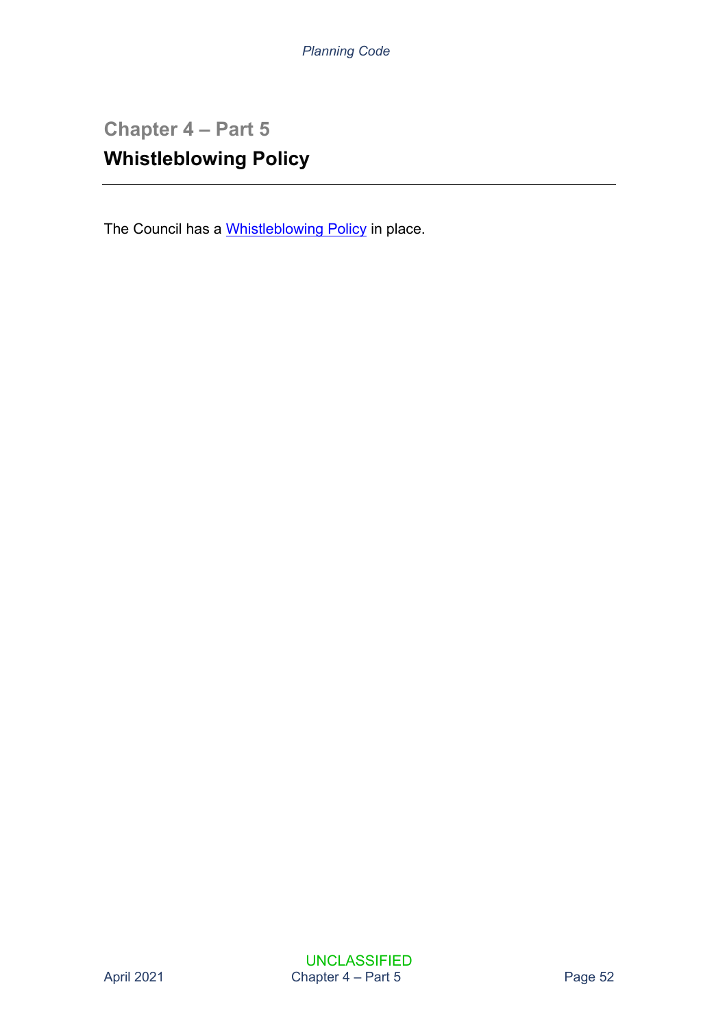## Chapter 4 – Part 5

# Whistleblowing Policy

---

The Council has a [Whistleblowing Policy] in place.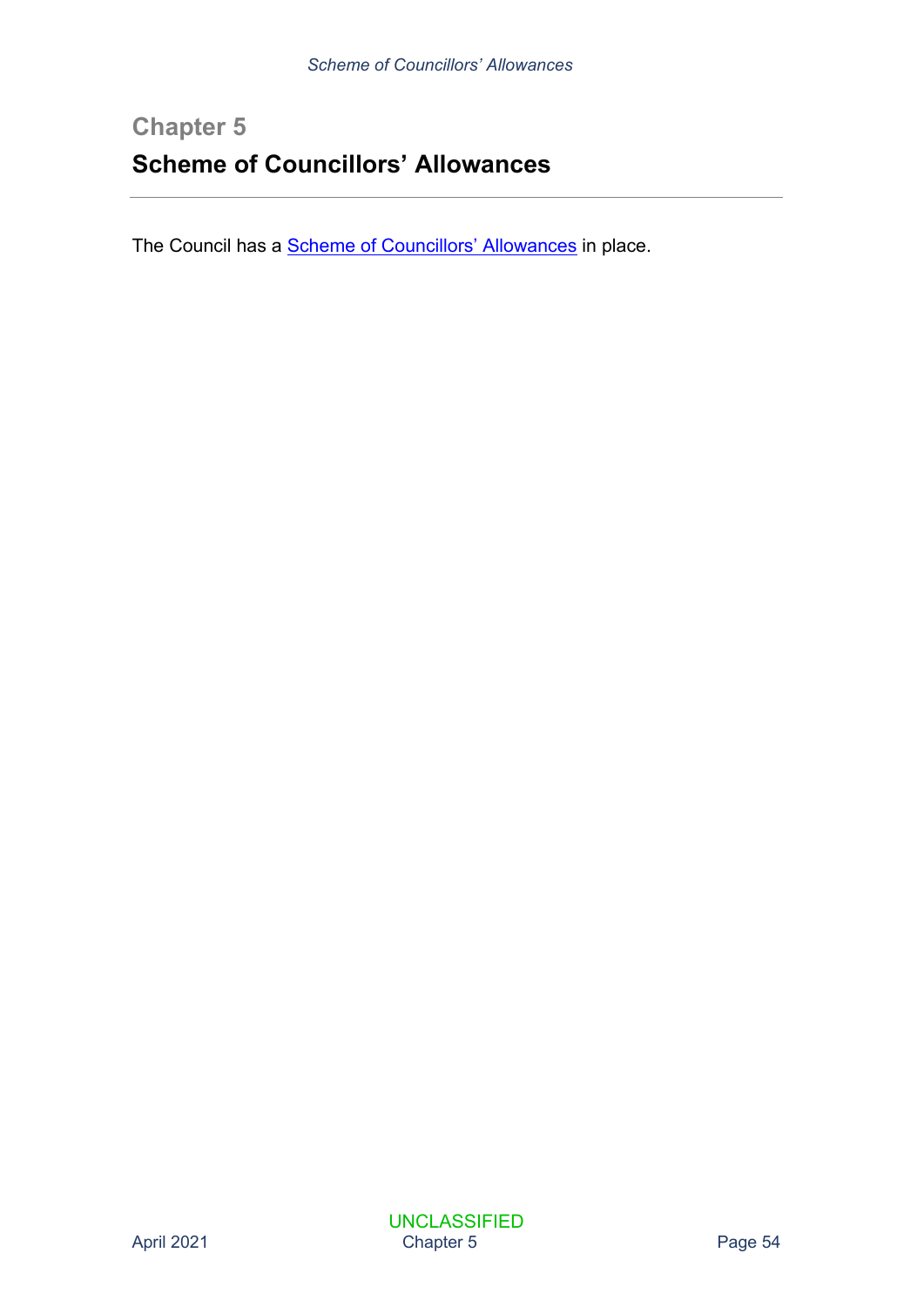## Chapter 5

# Scheme of Councillors' Allowances

The Council has a Scheme of Councillors' Allowances in place.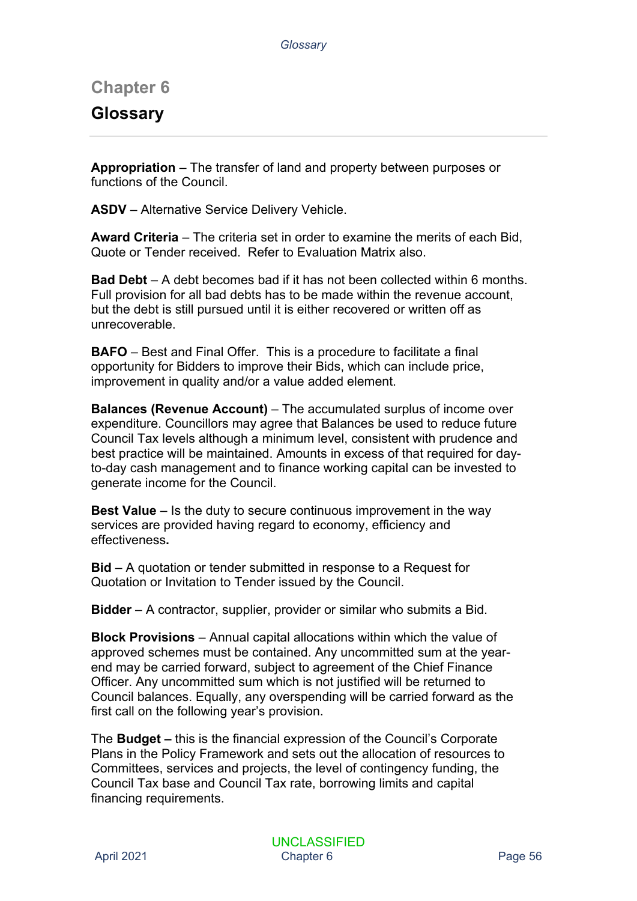# Chapter 6

## Glossary

**Appropriation** – The transfer of land and property between purposes or functions of the Council.

**ASDV** – Alternative Service Delivery Vehicle.

**Award Criteria** – The criteria set in order to examine the merits of each Bid, Quote or Tender received. Refer to Evaluation Matrix also.

**Bad Debt** – A debt becomes bad if it has not been collected within 6 months. Full provision for all bad debts has to be made within the revenue account, but the debt is still pursued until it is either recovered or written off as unrecoverable.

**BAFO** – Best and Final Offer. This is a procedure to facilitate a final opportunity for Bidders to improve their Bids, which can include price, improvement in quality and/or a value added element.

**Balances (Revenue Account)** – The accumulated surplus of income over expenditure. Councillors may agree that Balances be used to reduce future Council Tax levels although a minimum level, consistent with prudence and best practice will be maintained. Amounts in excess of that required for day-to-day cash management and to finance working capital can be invested to generate income for the Council.

**Best Value** – Is the duty to secure continuous improvement in the way services are provided having regard to economy, efficiency and effectiveness**.**

**Bid** – A quotation or tender submitted in response to a Request for Quotation or Invitation to Tender issued by the Council.

**Bidder** – A contractor, supplier, provider or similar who submits a Bid.

**Block Provisions** – Annual capital allocations within which the value of approved schemes must be contained. Any uncommitted sum at the year-end may be carried forward, subject to agreement of the Chief Finance Officer. Any uncommitted sum which is not justified will be returned to Council balances. Equally, any overspending will be carried forward as the first call on the following year's provision.

The **Budget –** this is the financial expression of the Council's Corporate Plans in the Policy Framework and sets out the allocation of resources to Committees, services and projects, the level of contingency funding, the Council Tax base and Council Tax rate, borrowing limits and capital financing requirements.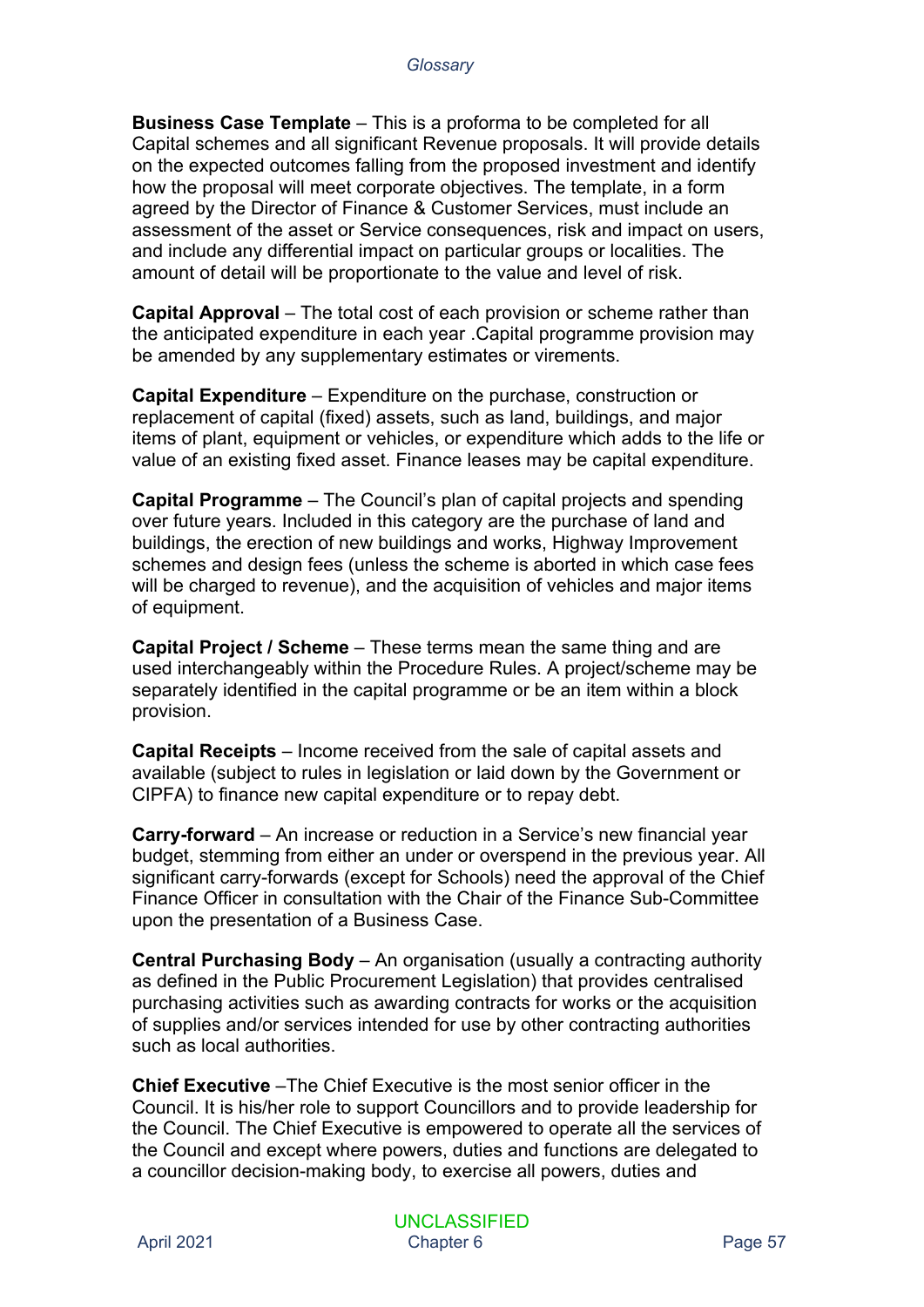**Business Case Template** – This is a proforma to be completed for all Capital schemes and all significant Revenue proposals. It will provide details on the expected outcomes falling from the proposed investment and identify how the proposal will meet corporate objectives. The template, in a form agreed by the Director of Finance & Customer Services, must include an assessment of the asset or Service consequences, risk and impact on users, and include any differential impact on particular groups or localities. The amount of detail will be proportionate to the value and level of risk.

**Capital Approval** – The total cost of each provision or scheme rather than the anticipated expenditure in each year .Capital programme provision may be amended by any supplementary estimates or virements.

**Capital Expenditure** – Expenditure on the purchase, construction or replacement of capital (fixed) assets, such as land, buildings, and major items of plant, equipment or vehicles, or expenditure which adds to the life or value of an existing fixed asset. Finance leases may be capital expenditure.

**Capital Programme** – The Council's plan of capital projects and spending over future years. Included in this category are the purchase of land and buildings, the erection of new buildings and works, Highway Improvement schemes and design fees (unless the scheme is aborted in which case fees will be charged to revenue), and the acquisition of vehicles and major items of equipment.

**Capital Project / Scheme** – These terms mean the same thing and are used interchangeably within the Procedure Rules. A project/scheme may be separately identified in the capital programme or be an item within a block provision.

**Capital Receipts** – Income received from the sale of capital assets and available (subject to rules in legislation or laid down by the Government or CIPFA) to finance new capital expenditure or to repay debt.

**Carry-forward** – An increase or reduction in a Service's new financial year budget, stemming from either an under or overspend in the previous year. All significant carry-forwards (except for Schools) need the approval of the Chief Finance Officer in consultation with the Chair of the Finance Sub-Committee upon the presentation of a Business Case.

**Central Purchasing Body** – An organisation (usually a contracting authority as defined in the Public Procurement Legislation) that provides centralised purchasing activities such as awarding contracts for works or the acquisition of supplies and/or services intended for use by other contracting authorities such as local authorities.

**Chief Executive** –The Chief Executive is the most senior officer in the Council. It is his/her role to support Councillors and to provide leadership for the Council. The Chief Executive is empowered to operate all the services of the Council and except where powers, duties and functions are delegated to a councillor decision-making body, to exercise all powers, duties and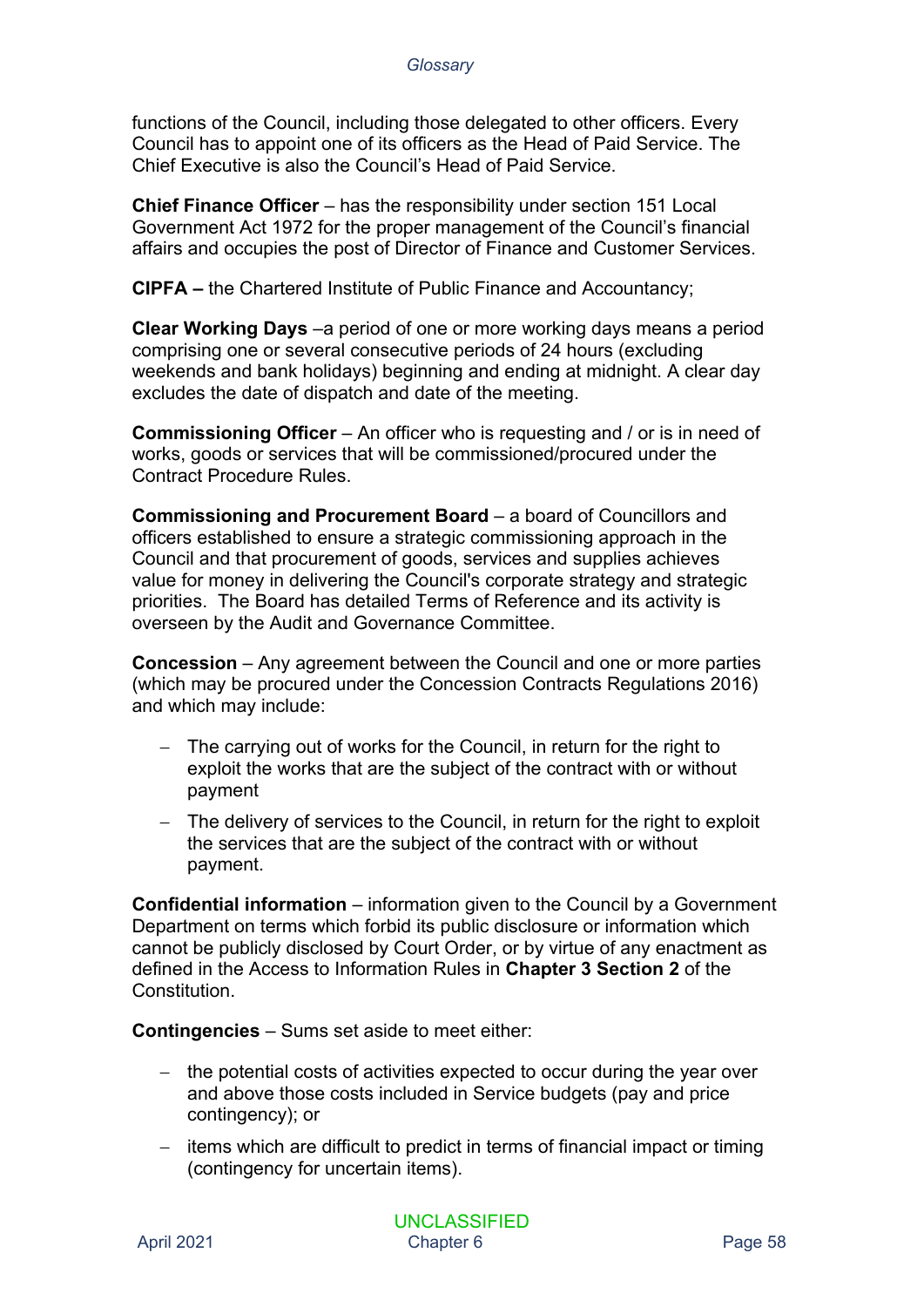functions of the Council, including those delegated to other officers. Every Council has to appoint one of its officers as the Head of Paid Service. The Chief Executive is also the Council's Head of Paid Service.

**Chief Finance Officer** – has the responsibility under section 151 Local Government Act 1972 for the proper management of the Council's financial affairs and occupies the post of Director of Finance and Customer Services.

**CIPFA –** the Chartered Institute of Public Finance and Accountancy;

**Clear Working Days** –a period of one or more working days means a period comprising one or several consecutive periods of 24 hours (excluding weekends and bank holidays) beginning and ending at midnight. A clear day excludes the date of dispatch and date of the meeting.

**Commissioning Officer** – An officer who is requesting and / or is in need of works, goods or services that will be commissioned/procured under the Contract Procedure Rules.

**Commissioning and Procurement Board** – a board of Councillors and officers established to ensure a strategic commissioning approach in the Council and that procurement of goods, services and supplies achieves value for money in delivering the Council's corporate strategy and strategic priorities. The Board has detailed Terms of Reference and its activity is overseen by the Audit and Governance Committee.

**Concession** – Any agreement between the Council and one or more parties (which may be procured under the Concession Contracts Regulations 2016) and which may include:

- The carrying out of works for the Council, in return for the right to exploit the works that are the subject of the contract with or without payment
- The delivery of services to the Council, in return for the right to exploit the services that are the subject of the contract with or without payment.

**Confidential information** – information given to the Council by a Government Department on terms which forbid its public disclosure or information which cannot be publicly disclosed by Court Order, or by virtue of any enactment as defined in the Access to Information Rules in **Chapter 3 Section 2** of the Constitution.

**Contingencies** – Sums set aside to meet either:

- the potential costs of activities expected to occur during the year over and above those costs included in Service budgets (pay and price contingency); or
- items which are difficult to predict in terms of financial impact or timing (contingency for uncertain items).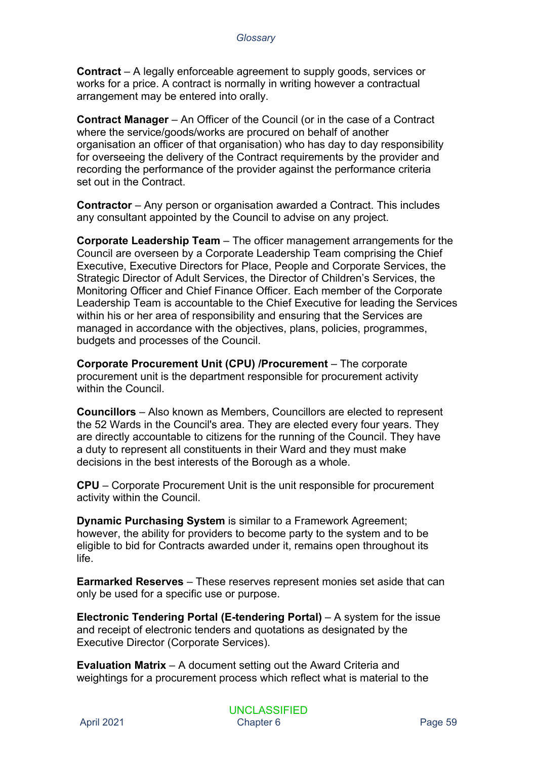**Contract** – A legally enforceable agreement to supply goods, services or works for a price. A contract is normally in writing however a contractual arrangement may be entered into orally.

**Contract Manager** – An Officer of the Council (or in the case of a Contract where the service/goods/works are procured on behalf of another organisation an officer of that organisation) who has day to day responsibility for overseeing the delivery of the Contract requirements by the provider and recording the performance of the provider against the performance criteria set out in the Contract.

**Contractor** – Any person or organisation awarded a Contract. This includes any consultant appointed by the Council to advise on any project.

**Corporate Leadership Team** – The officer management arrangements for the Council are overseen by a Corporate Leadership Team comprising the Chief Executive, Executive Directors for Place, People and Corporate Services, the Strategic Director of Adult Services, the Director of Children's Services, the Monitoring Officer and Chief Finance Officer. Each member of the Corporate Leadership Team is accountable to the Chief Executive for leading the Services within his or her area of responsibility and ensuring that the Services are managed in accordance with the objectives, plans, policies, programmes, budgets and processes of the Council.

**Corporate Procurement Unit (CPU) /Procurement** – The corporate procurement unit is the department responsible for procurement activity within the Council.

**Councillors** – Also known as Members, Councillors are elected to represent the 52 Wards in the Council's area. They are elected every four years. They are directly accountable to citizens for the running of the Council. They have a duty to represent all constituents in their Ward and they must make decisions in the best interests of the Borough as a whole.

**CPU** – Corporate Procurement Unit is the unit responsible for procurement activity within the Council.

**Dynamic Purchasing System** is similar to a Framework Agreement; however, the ability for providers to become party to the system and to be eligible to bid for Contracts awarded under it, remains open throughout its life.

**Earmarked Reserves** – These reserves represent monies set aside that can only be used for a specific use or purpose.

**Electronic Tendering Portal (E-tendering Portal)** – A system for the issue and receipt of electronic tenders and quotations as designated by the Executive Director (Corporate Services).

**Evaluation Matrix** – A document setting out the Award Criteria and weightings for a procurement process which reflect what is material to the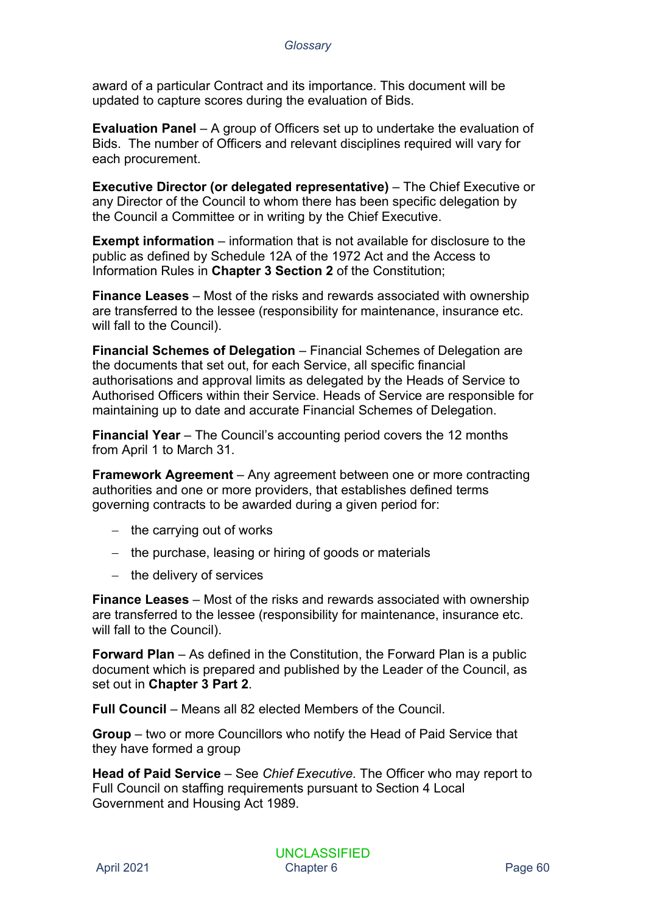award of a particular Contract and its importance. This document will be updated to capture scores during the evaluation of Bids.

**Evaluation Panel** – A group of Officers set up to undertake the evaluation of Bids. The number of Officers and relevant disciplines required will vary for each procurement.

**Executive Director (or delegated representative)** – The Chief Executive or any Director of the Council to whom there has been specific delegation by the Council a Committee or in writing by the Chief Executive.

**Exempt information** – information that is not available for disclosure to the public as defined by Schedule 12A of the 1972 Act and the Access to Information Rules in **Chapter 3 Section 2** of the Constitution;

**Finance Leases** – Most of the risks and rewards associated with ownership are transferred to the lessee (responsibility for maintenance, insurance etc. will fall to the Council).

**Financial Schemes of Delegation** – Financial Schemes of Delegation are the documents that set out, for each Service, all specific financial authorisations and approval limits as delegated by the Heads of Service to Authorised Officers within their Service. Heads of Service are responsible for maintaining up to date and accurate Financial Schemes of Delegation.

**Financial Year** – The Council's accounting period covers the 12 months from April 1 to March 31.

**Framework Agreement** – Any agreement between one or more contracting authorities and one or more providers, that establishes defined terms governing contracts to be awarded during a given period for:

- the carrying out of works
- the purchase, leasing or hiring of goods or materials
- the delivery of services

**Finance Leases** – Most of the risks and rewards associated with ownership are transferred to the lessee (responsibility for maintenance, insurance etc. will fall to the Council).

**Forward Plan** – As defined in the Constitution, the Forward Plan is a public document which is prepared and published by the Leader of the Council, as set out in **Chapter 3 Part 2**.

**Full Council** – Means all 82 elected Members of the Council.

**Group** – two or more Councillors who notify the Head of Paid Service that they have formed a group

**Head of Paid Service** – See *Chief Executive.* The Officer who may report to Full Council on staffing requirements pursuant to Section 4 Local Government and Housing Act 1989.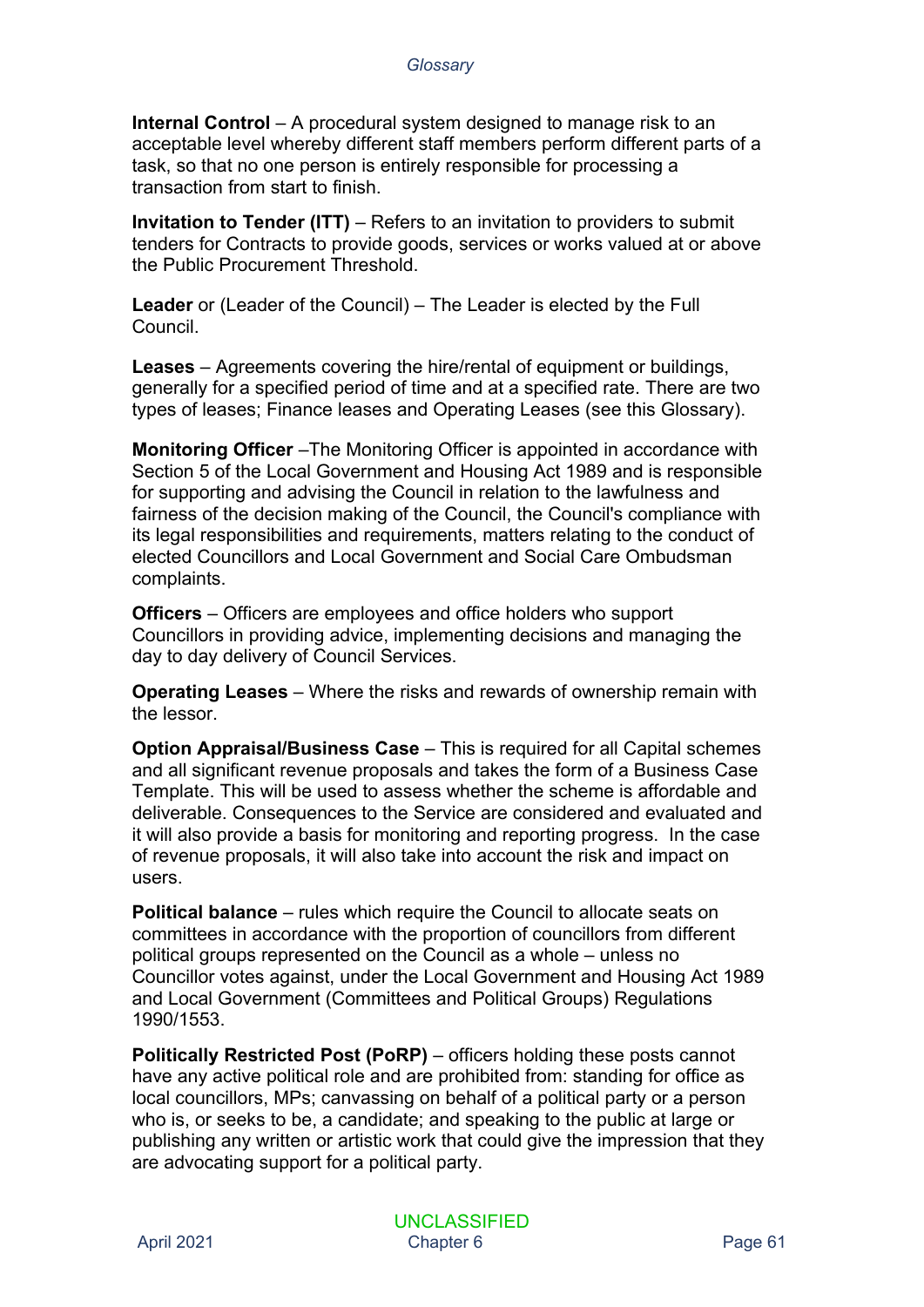**Internal Control** – A procedural system designed to manage risk to an acceptable level whereby different staff members perform different parts of a task, so that no one person is entirely responsible for processing a transaction from start to finish.

**Invitation to Tender (ITT)** – Refers to an invitation to providers to submit tenders for Contracts to provide goods, services or works valued at or above the Public Procurement Threshold.

**Leader** or (Leader of the Council) – The Leader is elected by the Full Council.

**Leases** – Agreements covering the hire/rental of equipment or buildings, generally for a specified period of time and at a specified rate. There are two types of leases; Finance leases and Operating Leases (see this Glossary).

**Monitoring Officer** –The Monitoring Officer is appointed in accordance with Section 5 of the Local Government and Housing Act 1989 and is responsible for supporting and advising the Council in relation to the lawfulness and fairness of the decision making of the Council, the Council's compliance with its legal responsibilities and requirements, matters relating to the conduct of elected Councillors and Local Government and Social Care Ombudsman complaints.

**Officers** – Officers are employees and office holders who support Councillors in providing advice, implementing decisions and managing the day to day delivery of Council Services.

**Operating Leases** – Where the risks and rewards of ownership remain with the lessor.

**Option Appraisal/Business Case** – This is required for all Capital schemes and all significant revenue proposals and takes the form of a Business Case Template. This will be used to assess whether the scheme is affordable and deliverable. Consequences to the Service are considered and evaluated and it will also provide a basis for monitoring and reporting progress. In the case of revenue proposals, it will also take into account the risk and impact on users.

**Political balance** – rules which require the Council to allocate seats on committees in accordance with the proportion of councillors from different political groups represented on the Council as a whole – unless no Councillor votes against, under the Local Government and Housing Act 1989 and Local Government (Committees and Political Groups) Regulations 1990/1553.

**Politically Restricted Post (PoRP)** – officers holding these posts cannot have any active political role and are prohibited from: standing for office as local councillors, MPs; canvassing on behalf of a political party or a person who is, or seeks to be, a candidate; and speaking to the public at large or publishing any written or artistic work that could give the impression that they are advocating support for a political party.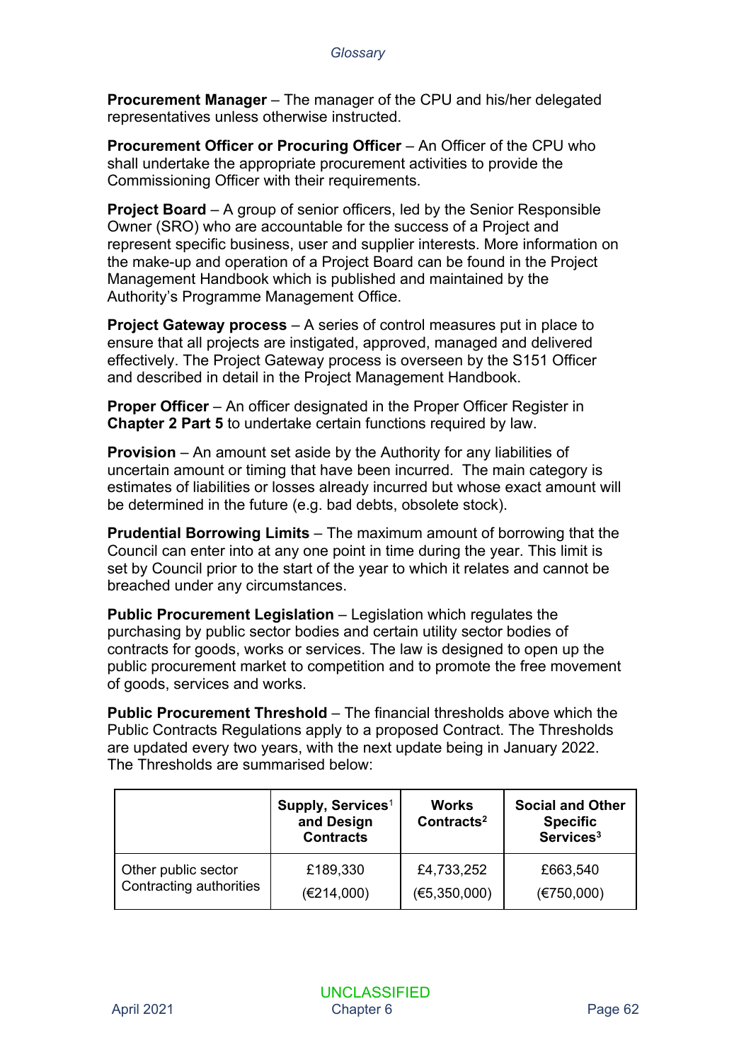**Procurement Manager** – The manager of the CPU and his/her delegated representatives unless otherwise instructed.

**Procurement Officer or Procuring Officer** – An Officer of the CPU who shall undertake the appropriate procurement activities to provide the Commissioning Officer with their requirements.

**Project Board** – A group of senior officers, led by the Senior Responsible Owner (SRO) who are accountable for the success of a Project and represent specific business, user and supplier interests. More information on the make-up and operation of a Project Board can be found in the Project Management Handbook which is published and maintained by the Authority's Programme Management Office.

**Project Gateway process** – A series of control measures put in place to ensure that all projects are instigated, approved, managed and delivered effectively. The Project Gateway process is overseen by the S151 Officer and described in detail in the Project Management Handbook.

**Proper Officer** – An officer designated in the Proper Officer Register in **Chapter 2 Part 5** to undertake certain functions required by law.

**Provision** – An amount set aside by the Authority for any liabilities of uncertain amount or timing that have been incurred. The main category is estimates of liabilities or losses already incurred but whose exact amount will be determined in the future (e.g. bad debts, obsolete stock).

**Prudential Borrowing Limits** – The maximum amount of borrowing that the Council can enter into at any one point in time during the year. This limit is set by Council prior to the start of the year to which it relates and cannot be breached under any circumstances.

**Public Procurement Legislation** – Legislation which regulates the purchasing by public sector bodies and certain utility sector bodies of contracts for goods, works or services. The law is designed to open up the public procurement market to competition and to promote the free movement of goods, services and works.

**Public Procurement Threshold** – The financial thresholds above which the Public Contracts Regulations apply to a proposed Contract. The Thresholds are updated every two years, with the next update being in January 2022. The Thresholds are summarised below:

| | Supply, Services[1] and Design Contracts | Works Contracts[2] | Social and Other Specific Services[3] |
|---|---|---|---|
| Other public sector Contracting authorities | £189,330 (€214,000) | £4,733,252 (€5,350,000) | £663,540 (€750,000) |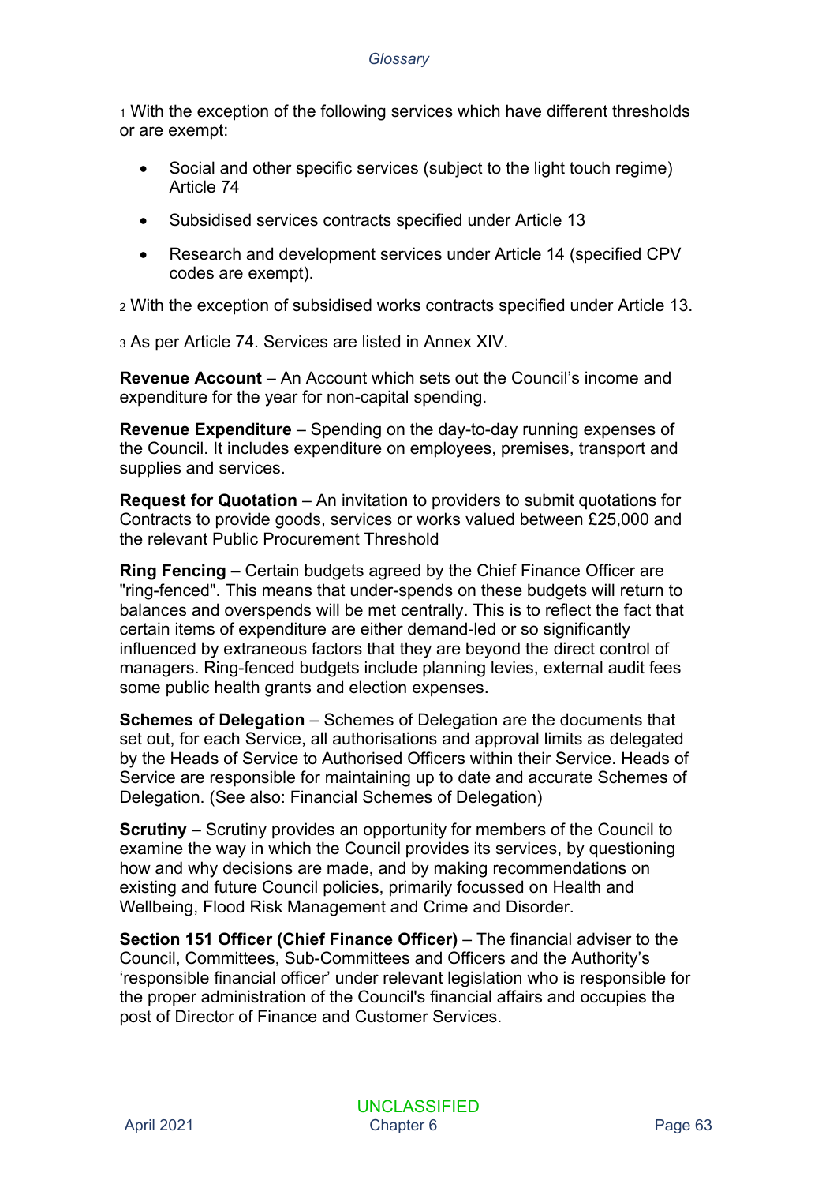[1] With the exception of the following services which have different thresholds or are exempt:

- Social and other specific services (subject to the light touch regime) Article 74
- Subsidised services contracts specified under Article 13
- Research and development services under Article 14 (specified CPV codes are exempt).

[2] With the exception of subsidised works contracts specified under Article 13.

[3] As per Article 74. Services are listed in Annex XIV.

**Revenue Account** – An Account which sets out the Council's income and expenditure for the year for non-capital spending.

**Revenue Expenditure** – Spending on the day-to-day running expenses of the Council. It includes expenditure on employees, premises, transport and supplies and services.

**Request for Quotation** – An invitation to providers to submit quotations for Contracts to provide goods, services or works valued between £25,000 and the relevant Public Procurement Threshold

**Ring Fencing** – Certain budgets agreed by the Chief Finance Officer are "ring-fenced". This means that under-spends on these budgets will return to balances and overspends will be met centrally. This is to reflect the fact that certain items of expenditure are either demand-led or so significantly influenced by extraneous factors that they are beyond the direct control of managers. Ring-fenced budgets include planning levies, external audit fees some public health grants and election expenses.

**Schemes of Delegation** – Schemes of Delegation are the documents that set out, for each Service, all authorisations and approval limits as delegated by the Heads of Service to Authorised Officers within their Service. Heads of Service are responsible for maintaining up to date and accurate Schemes of Delegation. (See also: Financial Schemes of Delegation)

**Scrutiny** – Scrutiny provides an opportunity for members of the Council to examine the way in which the Council provides its services, by questioning how and why decisions are made, and by making recommendations on existing and future Council policies, primarily focussed on Health and Wellbeing, Flood Risk Management and Crime and Disorder.

**Section 151 Officer (Chief Finance Officer)** – The financial adviser to the Council, Committees, Sub-Committees and Officers and the Authority's 'responsible financial officer' under relevant legislation who is responsible for the proper administration of the Council's financial affairs and occupies the post of Director of Finance and Customer Services.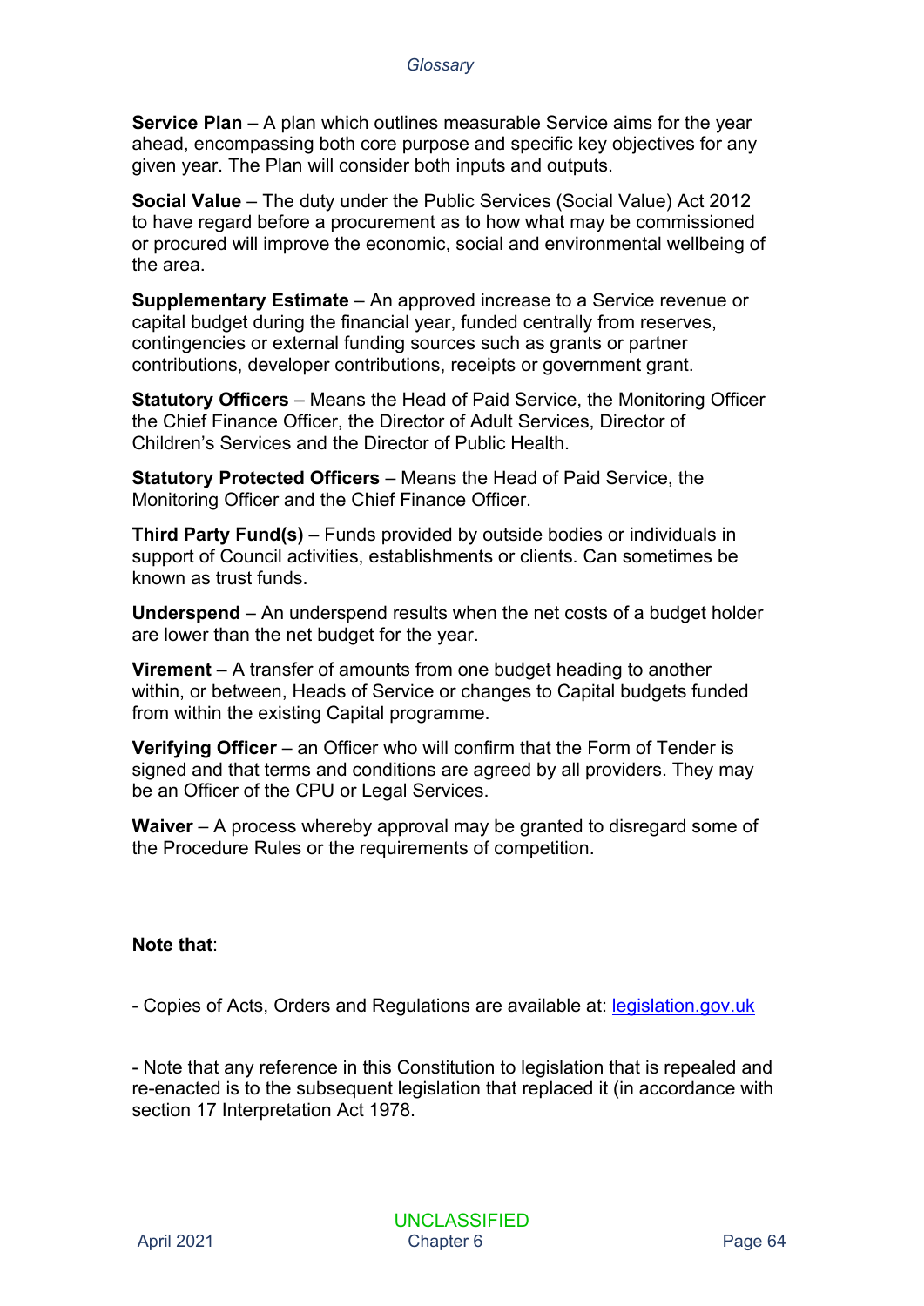**Service Plan** – A plan which outlines measurable Service aims for the year ahead, encompassing both core purpose and specific key objectives for any given year. The Plan will consider both inputs and outputs.

**Social Value** – The duty under the Public Services (Social Value) Act 2012 to have regard before a procurement as to how what may be commissioned or procured will improve the economic, social and environmental wellbeing of the area.

**Supplementary Estimate** – An approved increase to a Service revenue or capital budget during the financial year, funded centrally from reserves, contingencies or external funding sources such as grants or partner contributions, developer contributions, receipts or government grant.

**Statutory Officers** – Means the Head of Paid Service, the Monitoring Officer the Chief Finance Officer, the Director of Adult Services, Director of Children's Services and the Director of Public Health.

**Statutory Protected Officers** – Means the Head of Paid Service, the Monitoring Officer and the Chief Finance Officer.

**Third Party Fund(s)** – Funds provided by outside bodies or individuals in support of Council activities, establishments or clients. Can sometimes be known as trust funds.

**Underspend** – An underspend results when the net costs of a budget holder are lower than the net budget for the year.

**Virement** – A transfer of amounts from one budget heading to another within, or between, Heads of Service or changes to Capital budgets funded from within the existing Capital programme.

**Verifying Officer** – an Officer who will confirm that the Form of Tender is signed and that terms and conditions are agreed by all providers. They may be an Officer of the CPU or Legal Services.

**Waiver** – A process whereby approval may be granted to disregard some of the Procedure Rules or the requirements of competition.

**Note that**:

- Copies of Acts, Orders and Regulations are available at: [legislation.gov.uk](https://www.legislation.gov.uk)

- Note that any reference in this Constitution to legislation that is repealed and re-enacted is to the subsequent legislation that replaced it (in accordance with section 17 Interpretation Act 1978.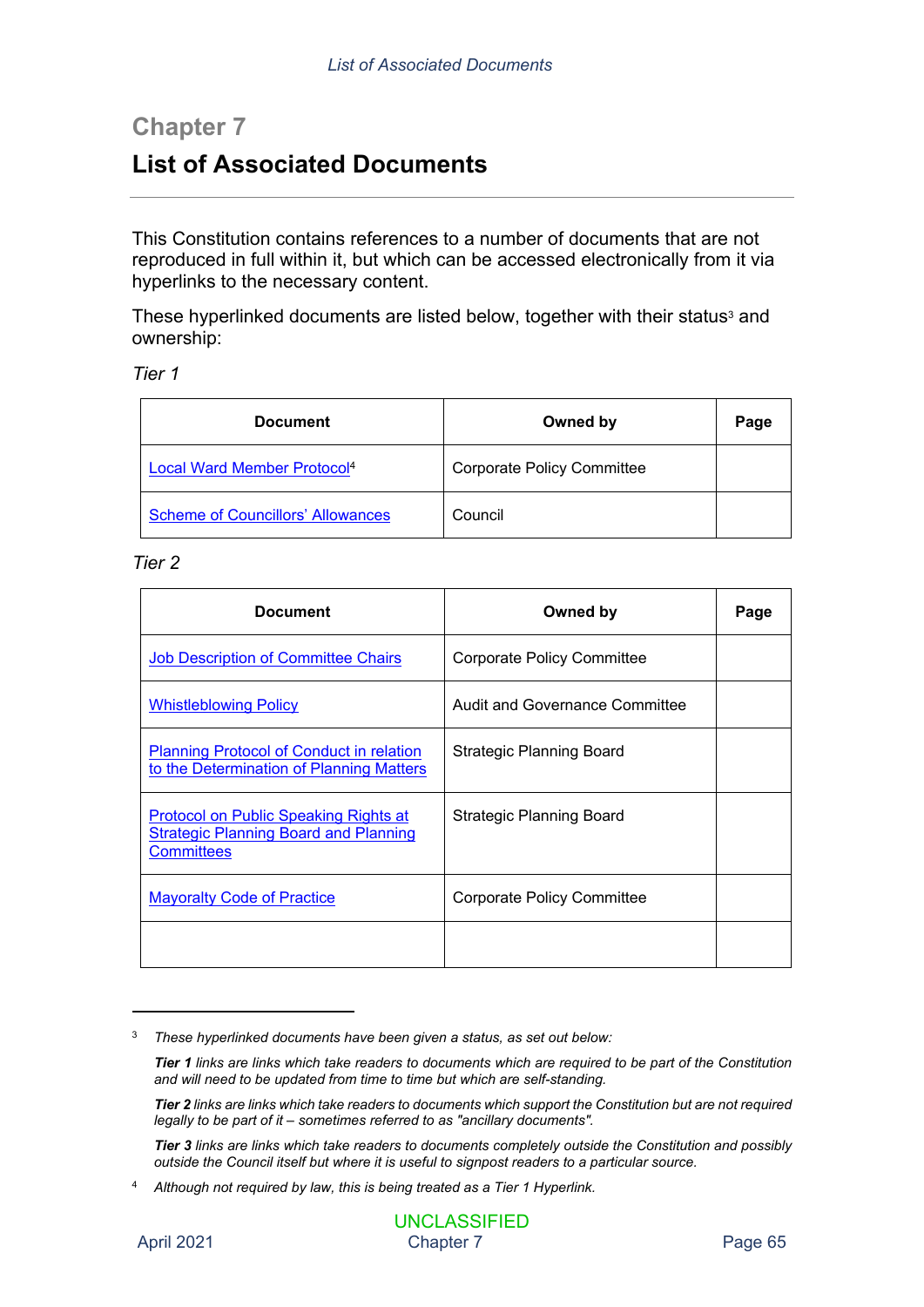# Chapter 7

## List of Associated Documents

This Constitution contains references to a number of documents that are not reproduced in full within it, but which can be accessed electronically from it via hyperlinks to the necessary content.

These hyperlinked documents are listed below, together with their status[3] and ownership:

*Tier 1*

| Document | Owned by | Page |
| --- | --- | --- |
| Local Ward Member Protocol[4] | Corporate Policy Committee | |
| Scheme of Councillors' Allowances | Council | |

*Tier 2*

| Document | Owned by | Page |
| --- | --- | --- |
| Job Description of Committee Chairs | Corporate Policy Committee | |
| Whistleblowing Policy | Audit and Governance Committee | |
| Planning Protocol of Conduct in relation to the Determination of Planning Matters | Strategic Planning Board | |
| Protocol on Public Speaking Rights at Strategic Planning Board and Planning Committees | Strategic Planning Board | |
| Mayoralty Code of Practice | Corporate Policy Committee | |
| | | |

---

[3] *These hyperlinked documents have been given a status, as set out below:*

***Tier 1** links are links which take readers to documents which are required to be part of the Constitution and will need to be updated from time to time but which are self-standing.*

***Tier 2** links are links which take readers to documents which support the Constitution but are not required legally to be part of it – sometimes referred to as "ancillary documents".*

***Tier 3** links are links which take readers to documents completely outside the Constitution and possibly outside the Council itself but where it is useful to signpost readers to a particular source.*

[4] *Although not required by law, this is being treated as a Tier 1 Hyperlink.*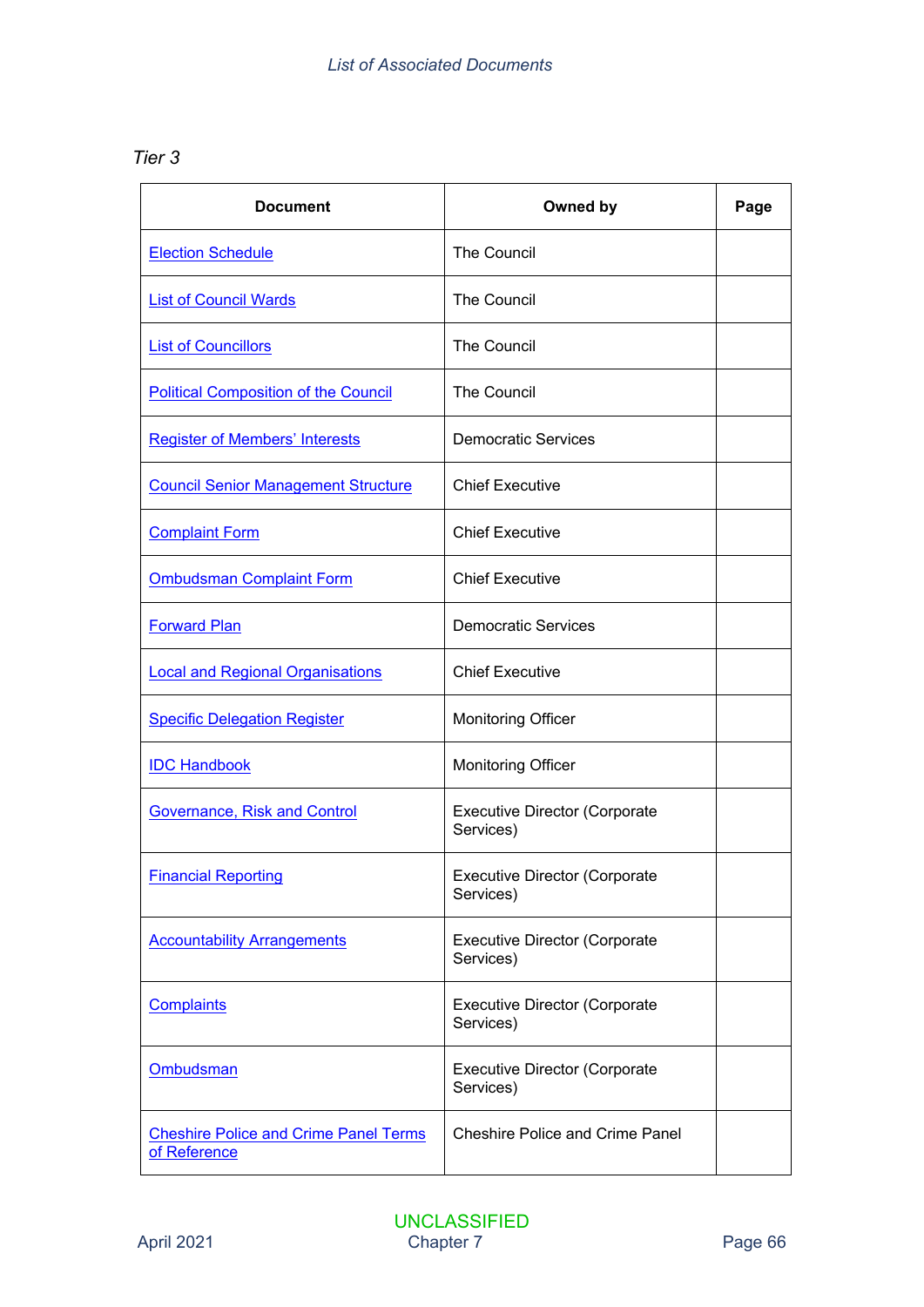*Tier 3*

| Document | Owned by | Page |
|---|---|---|
| Election Schedule | The Council | |
| List of Council Wards | The Council | |
| List of Councillors | The Council | |
| Political Composition of the Council | The Council | |
| Register of Members' Interests | Democratic Services | |
| Council Senior Management Structure | Chief Executive | |
| Complaint Form | Chief Executive | |
| Ombudsman Complaint Form | Chief Executive | |
| Forward Plan | Democratic Services | |
| Local and Regional Organisations | Chief Executive | |
| Specific Delegation Register | Monitoring Officer | |
| IDC Handbook | Monitoring Officer | |
| Governance, Risk and Control | Executive Director (Corporate Services) | |
| Financial Reporting | Executive Director (Corporate Services) | |
| Accountability Arrangements | Executive Director (Corporate Services) | |
| Complaints | Executive Director (Corporate Services) | |
| Ombudsman | Executive Director (Corporate Services) | |
| Cheshire Police and Crime Panel Terms of Reference | Cheshire Police and Crime Panel | |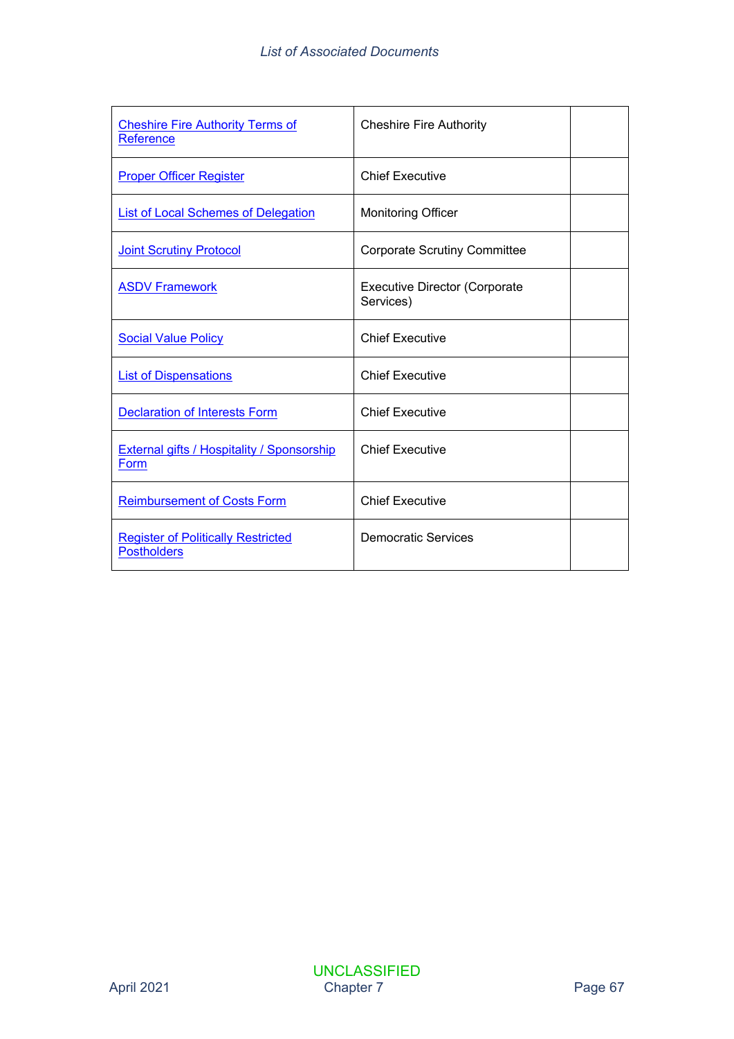*List of Associated Documents*

| | | |
|---|---|---|
| Cheshire Fire Authority Terms of Reference | Cheshire Fire Authority | |
| Proper Officer Register | Chief Executive | |
| List of Local Schemes of Delegation | Monitoring Officer | |
| Joint Scrutiny Protocol | Corporate Scrutiny Committee | |
| ASDV Framework | Executive Director (Corporate Services) | |
| Social Value Policy | Chief Executive | |
| List of Dispensations | Chief Executive | |
| Declaration of Interests Form | Chief Executive | |
| External gifts / Hospitality / Sponsorship Form | Chief Executive | |
| Reimbursement of Costs Form | Chief Executive | |
| Register of Politically Restricted Postholders | Democratic Services | |